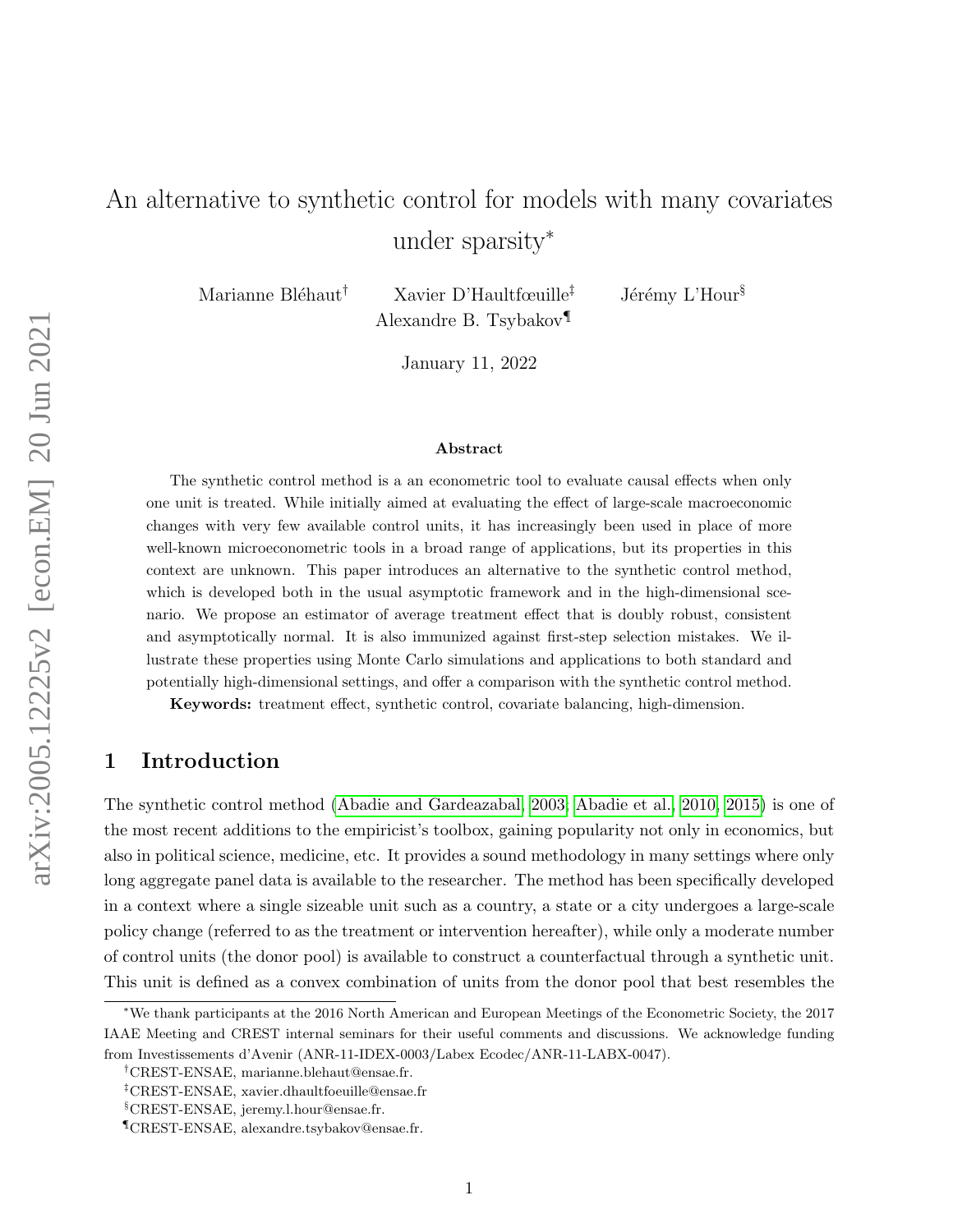# An alternative to synthetic control for models with many covariates under sparsity*

Marianne Bléhaut[†] Xavier D'Haultfœuille[‡] Jérémy L'Hour[§]
Alexandre B. Tsybakov[¶]

January 11, 2022

### Abstract

The synthetic control method is a an econometric tool to evaluate causal effects when only one unit is treated. While initially aimed at evaluating the effect of large-scale macroeconomic changes with very few available control units, it has increasingly been used in place of more well-known microeconometric tools in a broad range of applications, but its properties in this context are unknown. This paper introduces an alternative to the synthetic control method, which is developed both in the usual asymptotic framework and in the high-dimensional scenario. We propose an estimator of average treatment effect that is doubly robust, consistent and asymptotically normal. It is also immunized against first-step selection mistakes. We illustrate these properties using Monte Carlo simulations and applications to both standard and potentially high-dimensional settings, and offer a comparison with the synthetic control method.

**Keywords:** treatment effect, synthetic control, covariate balancing, high-dimension.

## 1 Introduction

The synthetic control method (Abadie and Gardeazabal, 2003; Abadie et al., 2010, 2015) is one of the most recent additions to the empiricist's toolbox, gaining popularity not only in economics, but also in political science, medicine, etc. It provides a sound methodology in many settings where only long aggregate panel data is available to the researcher. The method has been specifically developed in a context where a single sizeable unit such as a country, a state or a city undergoes a large-scale policy change (referred to as the treatment or intervention hereafter), while only a moderate number of control units (the donor pool) is available to construct a counterfactual through a synthetic unit. This unit is defined as a convex combination of units from the donor pool that best resembles the

*We thank participants at the 2016 North American and European Meetings of the Econometric Society, the 2017 IAAE Meeting and CREST internal seminars for their useful comments and discussions. We acknowledge funding from Investissements d'Avenir (ANR-11-IDEX-0003/Labex Ecodec/ANR-11-LABX-0047).

[†]CREST-ENSAE, marianne.blehaut@ensae.fr.

[‡]CREST-ENSAE, xavier.dhaultfoeuille@ensae.fr

[§]CREST-ENSAE, jeremy.l.hour@ensae.fr.

[¶]CREST-ENSAE, alexandre.tsybakov@ensae.fr.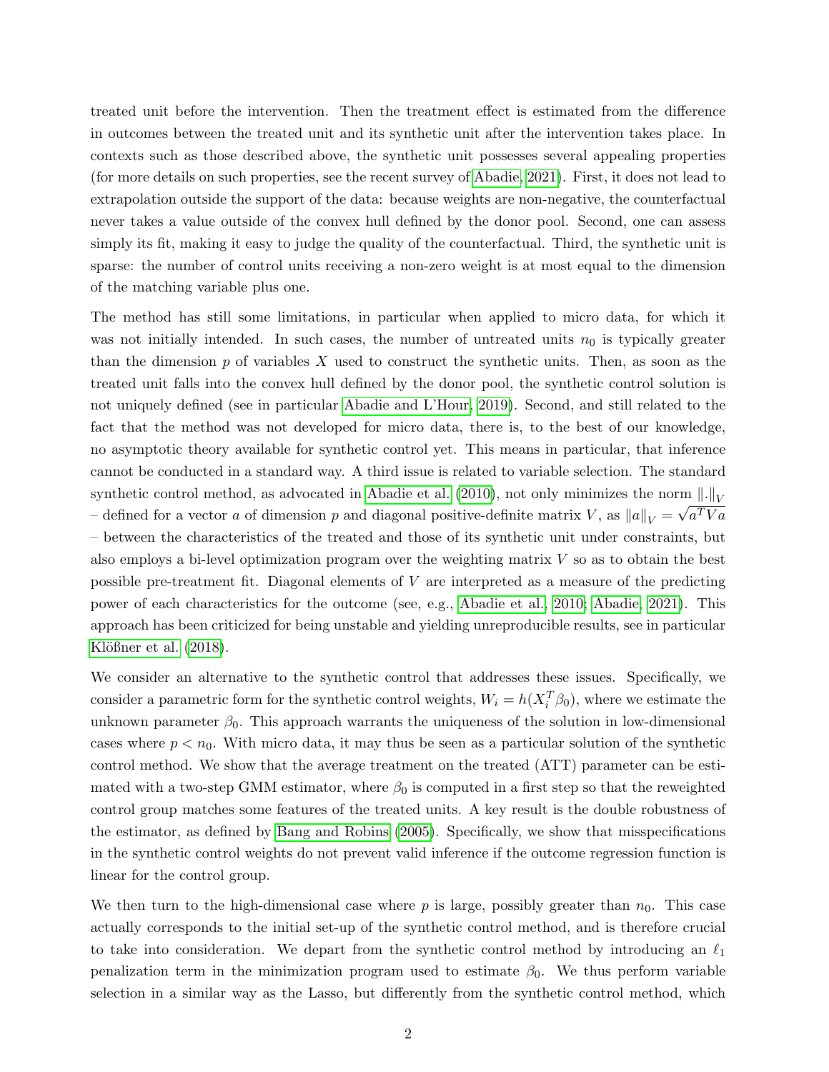treated unit before the intervention. Then the treatment effect is estimated from the difference in outcomes between the treated unit and its synthetic unit after the intervention takes place. In contexts such as those described above, the synthetic unit possesses several appealing properties (for more details on such properties, see the recent survey of Abadie, 2021). First, it does not lead to extrapolation outside the support of the data: because weights are non-negative, the counterfactual never takes a value outside of the convex hull defined by the donor pool. Second, one can assess simply its fit, making it easy to judge the quality of the counterfactual. Third, the synthetic unit is sparse: the number of control units receiving a non-zero weight is at most equal to the dimension of the matching variable plus one.

The method has still some limitations, in particular when applied to micro data, for which it was not initially intended. In such cases, the number of untreated units $n_0$ is typically greater than the dimension $p$ of variables $X$ used to construct the synthetic units. Then, as soon as the treated unit falls into the convex hull defined by the donor pool, the synthetic control solution is not uniquely defined (see in particular Abadie and L'Hour, 2019). Second, and still related to the fact that the method was not developed for micro data, there is, to the best of our knowledge, no asymptotic theory available for synthetic control yet. This means in particular, that inference cannot be conducted in a standard way. A third issue is related to variable selection. The standard synthetic control method, as advocated in Abadie et al. (2010), not only minimizes the norm $\|.\|_V$ – defined for a vector $a$ of dimension $p$ and diagonal positive-definite matrix $V$, as $\|a\|_V = \sqrt{a^T V a}$ – between the characteristics of the treated and those of its synthetic unit under constraints, but also employs a bi-level optimization program over the weighting matrix $V$ so as to obtain the best possible pre-treatment fit. Diagonal elements of $V$ are interpreted as a measure of the predicting power of each characteristics for the outcome (see, e.g., Abadie et al., 2010; Abadie, 2021). This approach has been criticized for being unstable and yielding unreproducible results, see in particular Klößner et al. (2018).

We consider an alternative to the synthetic control that addresses these issues. Specifically, we consider a parametric form for the synthetic control weights, $W_i = h(X_i^T \beta_0)$, where we estimate the unknown parameter $\beta_0$. This approach warrants the uniqueness of the solution in low-dimensional cases where $p < n_0$. With micro data, it may thus be seen as a particular solution of the synthetic control method. We show that the average treatment on the treated (ATT) parameter can be estimated with a two-step GMM estimator, where $\beta_0$ is computed in a first step so that the reweighted control group matches some features of the treated units. A key result is the double robustness of the estimator, as defined by Bang and Robins (2005). Specifically, we show that misspecifications in the synthetic control weights do not prevent valid inference if the outcome regression function is linear for the control group.

We then turn to the high-dimensional case where $p$ is large, possibly greater than $n_0$. This case actually corresponds to the initial set-up of the synthetic control method, and is therefore crucial to take into consideration. We depart from the synthetic control method by introducing an $\ell_1$ penalization term in the minimization program used to estimate $\beta_0$. We thus perform variable selection in a similar way as the Lasso, but differently from the synthetic control method, which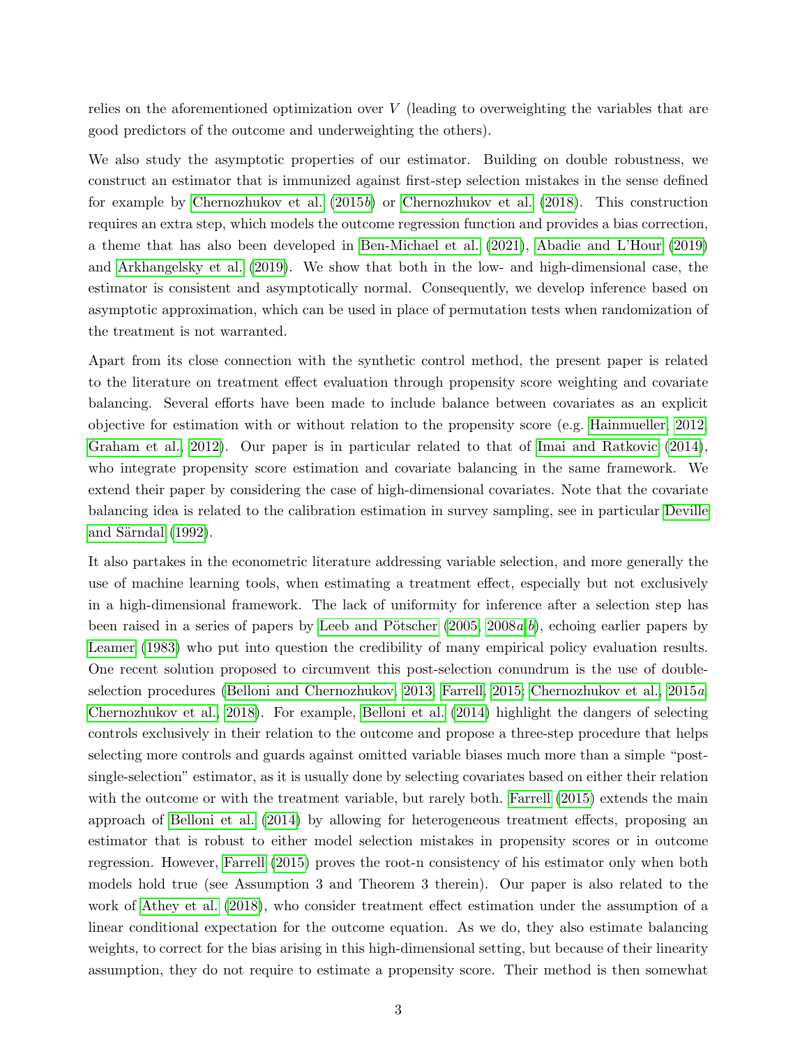relies on the aforementioned optimization over $V$ (leading to overweighting the variables that are good predictors of the outcome and underweighting the others).

We also study the asymptotic properties of our estimator. Building on double robustness, we construct an estimator that is immunized against first-step selection mistakes in the sense defined for example by Chernozhukov et al. (2015*b*) or Chernozhukov et al. (2018). This construction requires an extra step, which models the outcome regression function and provides a bias correction, a theme that has also been developed in Ben-Michael et al. (2021), Abadie and L'Hour (2019) and Arkhangelsky et al. (2019). We show that both in the low- and high-dimensional case, the estimator is consistent and asymptotically normal. Consequently, we develop inference based on asymptotic approximation, which can be used in place of permutation tests when randomization of the treatment is not warranted.

Apart from its close connection with the synthetic control method, the present paper is related to the literature on treatment effect evaluation through propensity score weighting and covariate balancing. Several efforts have been made to include balance between covariates as an explicit objective for estimation with or without relation to the propensity score (e.g. Hainmueller, 2012; Graham et al., 2012). Our paper is in particular related to that of Imai and Ratkovic (2014), who integrate propensity score estimation and covariate balancing in the same framework. We extend their paper by considering the case of high-dimensional covariates. Note that the covariate balancing idea is related to the calibration estimation in survey sampling, see in particular Deville and Särndal (1992).

It also partakes in the econometric literature addressing variable selection, and more generally the use of machine learning tools, when estimating a treatment effect, especially but not exclusively in a high-dimensional framework. The lack of uniformity for inference after a selection step has been raised in a series of papers by Leeb and Pötscher (2005, 2008*a*,*b*), echoing earlier papers by Leamer (1983) who put into question the credibility of many empirical policy evaluation results. One recent solution proposed to circumvent this post-selection conundrum is the use of double-selection procedures (Belloni and Chernozhukov, 2013; Farrell, 2015; Chernozhukov et al., 2015*a*; Chernozhukov et al., 2018). For example, Belloni et al. (2014) highlight the dangers of selecting controls exclusively in their relation to the outcome and propose a three-step procedure that helps selecting more controls and guards against omitted variable biases much more than a simple "post-single-selection" estimator, as it is usually done by selecting covariates based on either their relation with the outcome or with the treatment variable, but rarely both. Farrell (2015) extends the main approach of Belloni et al. (2014) by allowing for heterogeneous treatment effects, proposing an estimator that is robust to either model selection mistakes in propensity scores or in outcome regression. However, Farrell (2015) proves the root-n consistency of his estimator only when both models hold true (see Assumption 3 and Theorem 3 therein). Our paper is also related to the work of Athey et al. (2018), who consider treatment effect estimation under the assumption of a linear conditional expectation for the outcome equation. As we do, they also estimate balancing weights, to correct for the bias arising in this high-dimensional setting, but because of their linearity assumption, they do not require to estimate a propensity score. Their method is then somewhat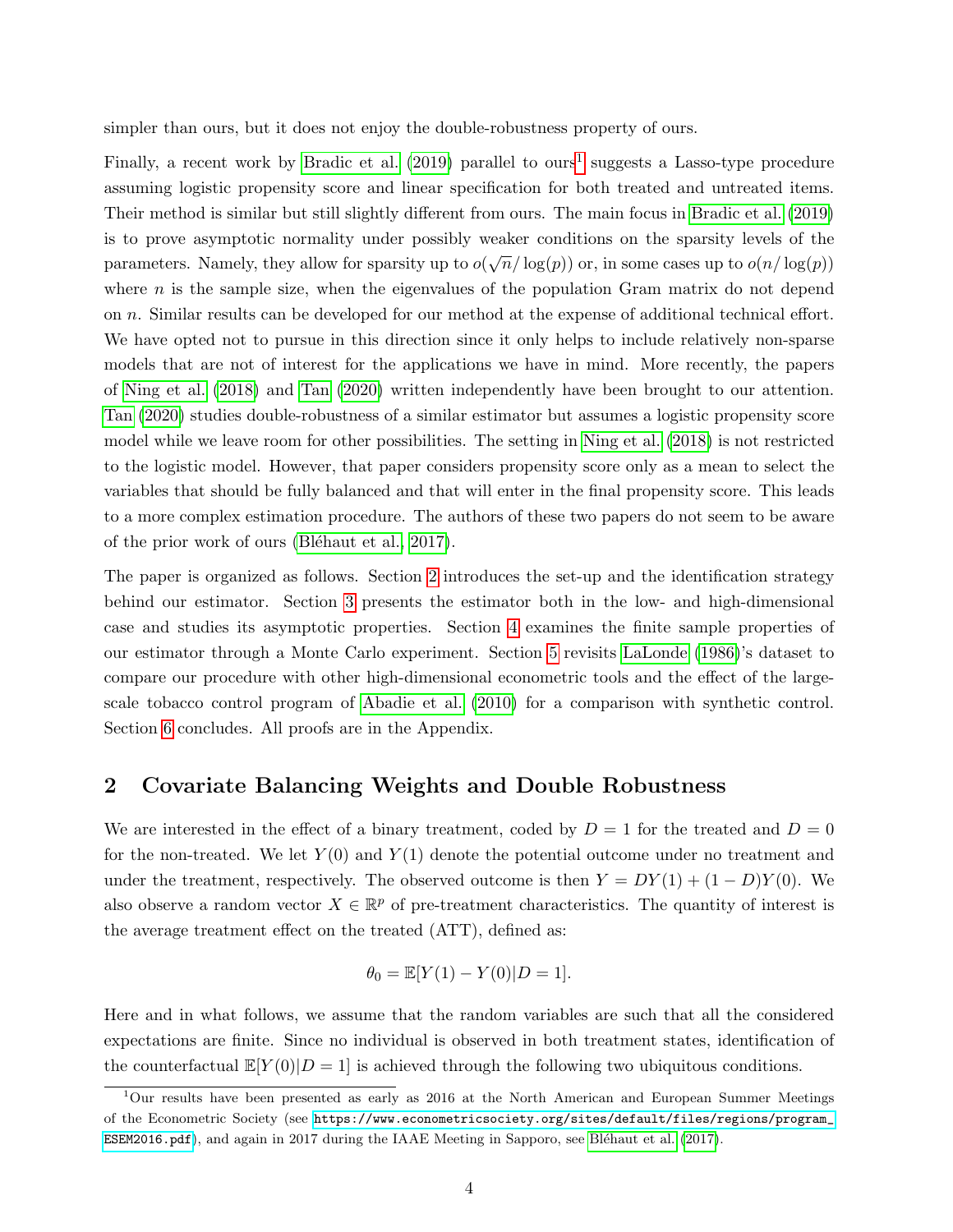simpler than ours, but it does not enjoy the double-robustness property of ours.

Finally, a recent work by Bradic et al. (2019) parallel to ours[1] suggests a Lasso-type procedure assuming logistic propensity score and linear specification for both treated and untreated items. Their method is similar but still slightly different from ours. The main focus in Bradic et al. (2019) is to prove asymptotic normality under possibly weaker conditions on the sparsity levels of the parameters. Namely, they allow for sparsity up to $o(\sqrt{n}/\log(p))$ or, in some cases up to $o(n/\log(p))$ where $n$ is the sample size, when the eigenvalues of the population Gram matrix do not depend on $n$. Similar results can be developed for our method at the expense of additional technical effort. We have opted not to pursue in this direction since it only helps to include relatively non-sparse models that are not of interest for the applications we have in mind. More recently, the papers of Ning et al. (2018) and Tan (2020) written independently have been brought to our attention. Tan (2020) studies double-robustness of a similar estimator but assumes a logistic propensity score model while we leave room for other possibilities. The setting in Ning et al. (2018) is not restricted to the logistic model. However, that paper considers propensity score only as a mean to select the variables that should be fully balanced and that will enter in the final propensity score. This leads to a more complex estimation procedure. The authors of these two papers do not seem to be aware of the prior work of ours (Bléhaut et al., 2017).

The paper is organized as follows. Section 2 introduces the set-up and the identification strategy behind our estimator. Section 3 presents the estimator both in the low- and high-dimensional case and studies its asymptotic properties. Section 4 examines the finite sample properties of our estimator through a Monte Carlo experiment. Section 5 revisits LaLonde (1986)'s dataset to compare our procedure with other high-dimensional econometric tools and the effect of the large-scale tobacco control program of Abadie et al. (2010) for a comparison with synthetic control. Section 6 concludes. All proofs are in the Appendix.

## 2 Covariate Balancing Weights and Double Robustness

We are interested in the effect of a binary treatment, coded by $D = 1$ for the treated and $D = 0$ for the non-treated. We let $Y(0)$ and $Y(1)$ denote the potential outcome under no treatment and under the treatment, respectively. The observed outcome is then $Y = DY(1) + (1 - D)Y(0)$. We also observe a random vector $X \in \mathbb{R}^p$ of pre-treatment characteristics. The quantity of interest is the average treatment effect on the treated (ATT), defined as:

$$\theta_0 = \mathbb{E}[Y(1) - Y(0)|D = 1].$$

Here and in what follows, we assume that the random variables are such that all the considered expectations are finite. Since no individual is observed in both treatment states, identification of the counterfactual $\mathbb{E}[Y(0)|D = 1]$ is achieved through the following two ubiquitous conditions.

[1] Our results have been presented as early as 2016 at the North American and European Summer Meetings of the Econometric Society (see https://www.econometricsociety.org/sites/default/files/regions/program_ESEM2016.pdf), and again in 2017 during the IAAE Meeting in Sapporo, see Bléhaut et al. (2017).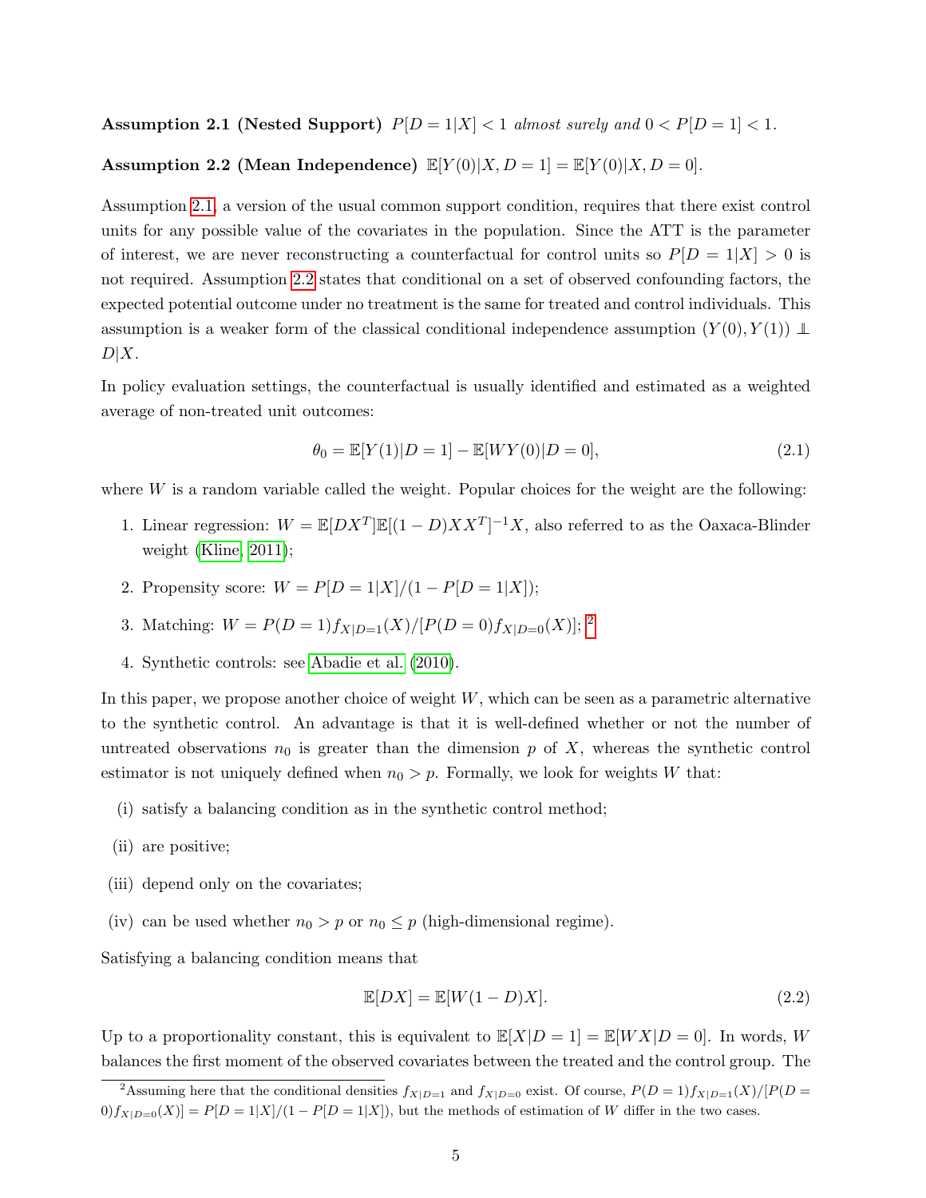**Assumption 2.1 (Nested Support)** $P[D=1|X] < 1$ *almost surely and* $0 < P[D=1] < 1$.

**Assumption 2.2 (Mean Independence)** $\mathbb{E}[Y(0)|X, D=1] = \mathbb{E}[Y(0)|X, D=0]$.

Assumption 2.1, a version of the usual common support condition, requires that there exist control units for any possible value of the covariates in the population. Since the ATT is the parameter of interest, we are never reconstructing a counterfactual for control units so $P[D=1|X] > 0$ is not required. Assumption 2.2 states that conditional on a set of observed confounding factors, the expected potential outcome under no treatment is the same for treated and control individuals. This assumption is a weaker form of the classical conditional independence assumption $(Y(0), Y(1)) \perp\!\!\!\perp D|X$.

In policy evaluation settings, the counterfactual is usually identified and estimated as a weighted average of non-treated unit outcomes:

$$\theta_0 = \mathbb{E}[Y(1)|D=1] - \mathbb{E}[WY(0)|D=0], \tag{2.1}$$

where $W$ is a random variable called the weight. Popular choices for the weight are the following:

1. Linear regression: $W = \mathbb{E}[DX^T]\mathbb{E}[(1-D)XX^T]^{-1}X$, also referred to as the Oaxaca-Blinder weight (Kline, 2011);
2. Propensity score: $W = P[D=1|X]/(1-P[D=1|X])$;
3. Matching: $W = P(D=1)f_{X|D=1}(X)/[P(D=0)f_{X|D=0}(X)]$; [2]
4. Synthetic controls: see Abadie et al. (2010).

In this paper, we propose another choice of weight $W$, which can be seen as a parametric alternative to the synthetic control. An advantage is that it is well-defined whether or not the number of untreated observations $n_0$ is greater than the dimension $p$ of $X$, whereas the synthetic control estimator is not uniquely defined when $n_0 > p$. Formally, we look for weights $W$ that:

(i) satisfy a balancing condition as in the synthetic control method;

(ii) are positive;

(iii) depend only on the covariates;

(iv) can be used whether $n_0 > p$ or $n_0 \leq p$ (high-dimensional regime).

Satisfying a balancing condition means that

$$\mathbb{E}[DX] = \mathbb{E}[W(1-D)X]. \tag{2.2}$$

Up to a proportionality constant, this is equivalent to $\mathbb{E}[X|D=1] = \mathbb{E}[WX|D=0]$. In words, $W$ balances the first moment of the observed covariates between the treated and the control group. The

[2] Assuming here that the conditional densities $f_{X|D=1}$ and $f_{X|D=0}$ exist. Of course, $P(D=1)f_{X|D=1}(X)/[P(D=0)f_{X|D=0}(X)] = P[D=1|X]/(1-P[D=1|X])$, but the methods of estimation of $W$ differ in the two cases.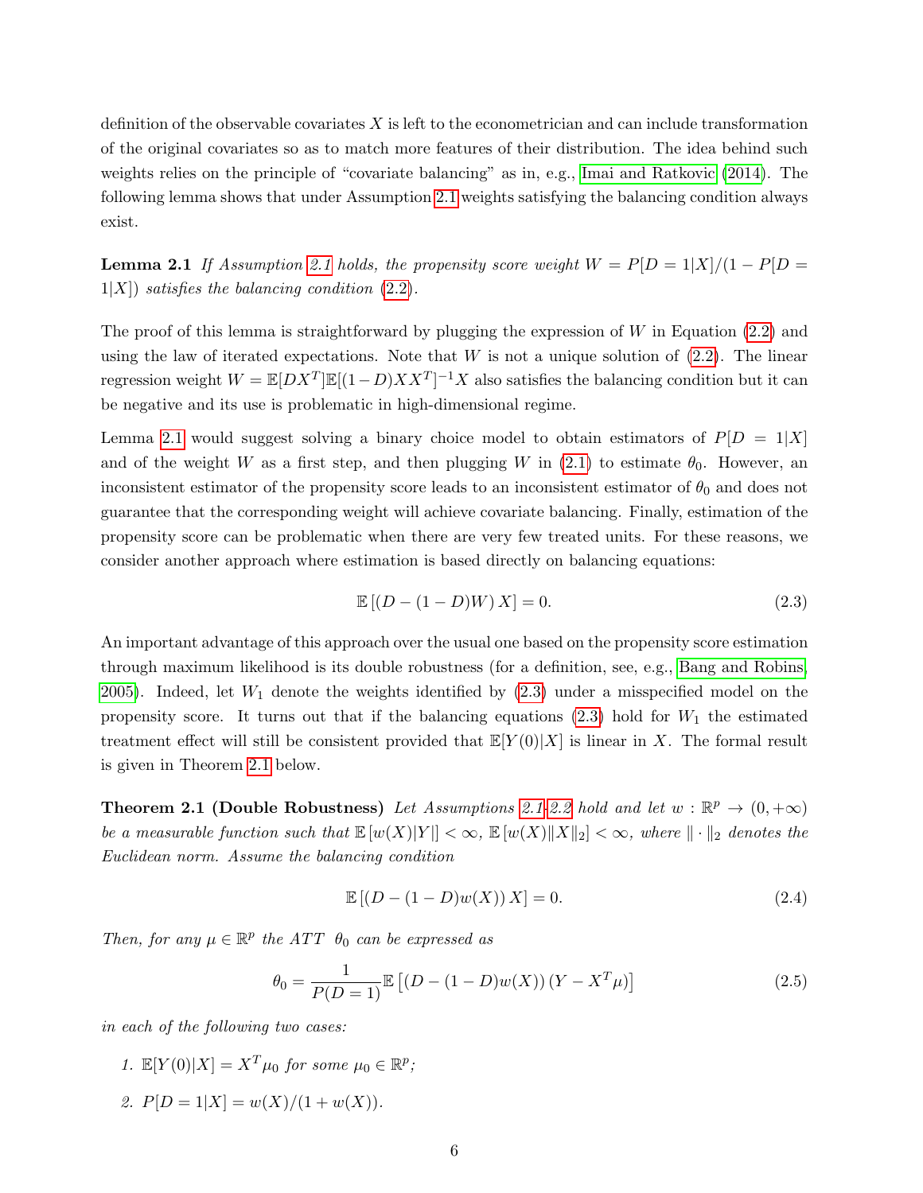definition of the observable covariates $X$ is left to the econometrician and can include transformation of the original covariates so as to match more features of their distribution. The idea behind such weights relies on the principle of "covariate balancing" as in, e.g., Imai and Ratkovic (2014). The following lemma shows that under Assumption 2.1 weights satisfying the balancing condition always exist.

**Lemma 2.1** *If Assumption 2.1 holds, the propensity score weight $W = P[D = 1|X]/(1 - P[D = 1|X])$ satisfies the balancing condition (2.2).*

The proof of this lemma is straightforward by plugging the expression of $W$ in Equation (2.2) and using the law of iterated expectations. Note that $W$ is not a unique solution of (2.2). The linear regression weight $W = \mathbb{E}[DX^T]\mathbb{E}[(1-D)XX^T]^{-1}X$ also satisfies the balancing condition but it can be negative and its use is problematic in high-dimensional regime.

Lemma 2.1 would suggest solving a binary choice model to obtain estimators of $P[D = 1|X]$ and of the weight $W$ as a first step, and then plugging $W$ in (2.1) to estimate $\theta_0$. However, an inconsistent estimator of the propensity score leads to an inconsistent estimator of $\theta_0$ and does not guarantee that the corresponding weight will achieve covariate balancing. Finally, estimation of the propensity score can be problematic when there are very few treated units. For these reasons, we consider another approach where estimation is based directly on balancing equations:

$$\mathbb{E}\left[(D - (1-D)W)\, X\right] = 0. \tag{2.3}$$

An important advantage of this approach over the usual one based on the propensity score estimation through maximum likelihood is its double robustness (for a definition, see, e.g., Bang and Robins, 2005). Indeed, let $W_1$ denote the weights identified by (2.3) under a misspecified model on the propensity score. It turns out that if the balancing equations (2.3) hold for $W_1$ the estimated treatment effect will still be consistent provided that $\mathbb{E}[Y(0)|X]$ is linear in $X$. The formal result is given in Theorem 2.1 below.

**Theorem 2.1 (Double Robustness)** *Let Assumptions 2.1-2.2 hold and let $w : \mathbb{R}^p \to (0, +\infty)$ be a measurable function such that $\mathbb{E}\left[w(X)|Y|\right] < \infty$, $\mathbb{E}\left[w(X)\|X\|_2\right] < \infty$, where $\|\cdot\|_2$ denotes the Euclidean norm. Assume the balancing condition*

$$\mathbb{E}\left[(D - (1-D)w(X))\, X\right] = 0. \tag{2.4}$$

*Then, for any $\mu \in \mathbb{R}^p$ the ATT $\theta_0$ can be expressed as*

$$\theta_0 = \frac{1}{P(D=1)}\mathbb{E}\left[(D - (1-D)w(X))\left(Y - X^T\mu\right)\right] \tag{2.5}$$

*in each of the following two cases:*

1. *$\mathbb{E}[Y(0)|X] = X^T\mu_0$ for some $\mu_0 \in \mathbb{R}^p$;*
2. *$P[D = 1|X] = w(X)/(1 + w(X))$.*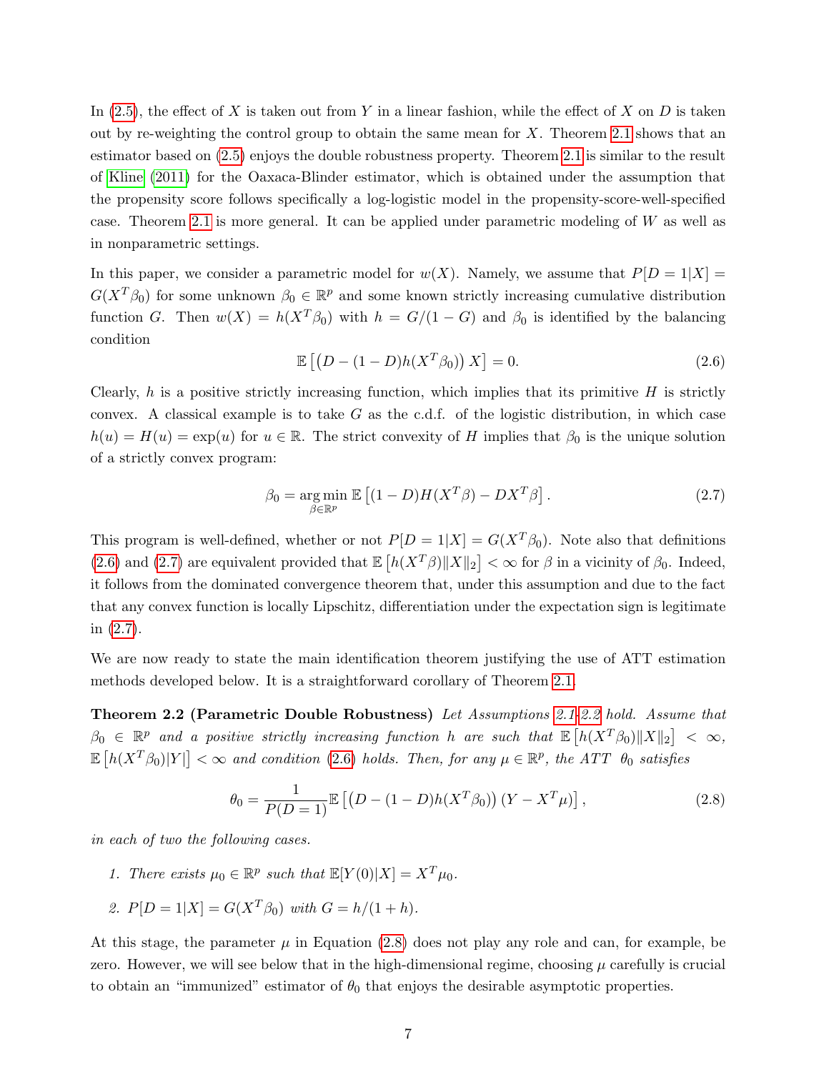In (2.5), the effect of $X$ is taken out from $Y$ in a linear fashion, while the effect of $X$ on $D$ is taken out by re-weighting the control group to obtain the same mean for $X$. Theorem 2.1 shows that an estimator based on (2.5) enjoys the double robustness property. Theorem 2.1 is similar to the result of Kline (2011) for the Oaxaca-Blinder estimator, which is obtained under the assumption that the propensity score follows specifically a log-logistic model in the propensity-score-well-specified case. Theorem 2.1 is more general. It can be applied under parametric modeling of $W$ as well as in nonparametric settings.

In this paper, we consider a parametric model for $w(X)$. Namely, we assume that $P[D = 1|X] = G(X^T\beta_0)$ for some unknown $\beta_0 \in \mathbb{R}^p$ and some known strictly increasing cumulative distribution function $G$. Then $w(X) = h(X^T\beta_0)$ with $h = G/(1 - G)$ and $\beta_0$ is identified by the balancing condition

$$\mathbb{E}\left[\left(D - (1-D)h(X^T\beta_0)\right)X\right] = 0. \tag{2.6}$$

Clearly, $h$ is a positive strictly increasing function, which implies that its primitive $H$ is strictly convex. A classical example is to take $G$ as the c.d.f. of the logistic distribution, in which case $h(u) = H(u) = \exp(u)$ for $u \in \mathbb{R}$. The strict convexity of $H$ implies that $\beta_0$ is the unique solution of a strictly convex program:

$$\beta_0 = \underset{\beta\in\mathbb{R}^p}{\arg\min}\ \mathbb{E}\left[(1-D)H(X^T\beta) - DX^T\beta\right]. \tag{2.7}$$

This program is well-defined, whether or not $P[D = 1|X] = G(X^T\beta_0)$. Note also that definitions (2.6) and (2.7) are equivalent provided that $\mathbb{E}\left[h(X^T\beta)\|X\|_2\right] < \infty$ for $\beta$ in a vicinity of $\beta_0$. Indeed, it follows from the dominated convergence theorem that, under this assumption and due to the fact that any convex function is locally Lipschitz, differentiation under the expectation sign is legitimate in (2.7).

We are now ready to state the main identification theorem justifying the use of ATT estimation methods developed below. It is a straightforward corollary of Theorem 2.1.

**Theorem 2.2 (Parametric Double Robustness)** *Let Assumptions 2.1-2.2 hold. Assume that $\beta_0 \in \mathbb{R}^p$ and a positive strictly increasing function $h$ are such that $\mathbb{E}\left[h(X^T\beta_0)\|X\|_2\right] < \infty$, $\mathbb{E}\left[h(X^T\beta_0)|Y|\right] < \infty$ and condition (2.6) holds. Then, for any $\mu \in \mathbb{R}^p$, the ATT $\theta_0$ satisfies*

$$\theta_0 = \frac{1}{P(D=1)}\mathbb{E}\left[\left(D - (1-D)h(X^T\beta_0)\right)\left(Y - X^T\mu\right)\right], \tag{2.8}$$

*in each of two the following cases.*

1. *There exists $\mu_0 \in \mathbb{R}^p$ such that $\mathbb{E}[Y(0)|X] = X^T\mu_0$.*
2. *$P[D = 1|X] = G(X^T\beta_0)$ with $G = h/(1 + h)$.*

At this stage, the parameter $\mu$ in Equation (2.8) does not play any role and can, for example, be zero. However, we will see below that in the high-dimensional regime, choosing $\mu$ carefully is crucial to obtain an "immunized" estimator of $\theta_0$ that enjoys the desirable asymptotic properties.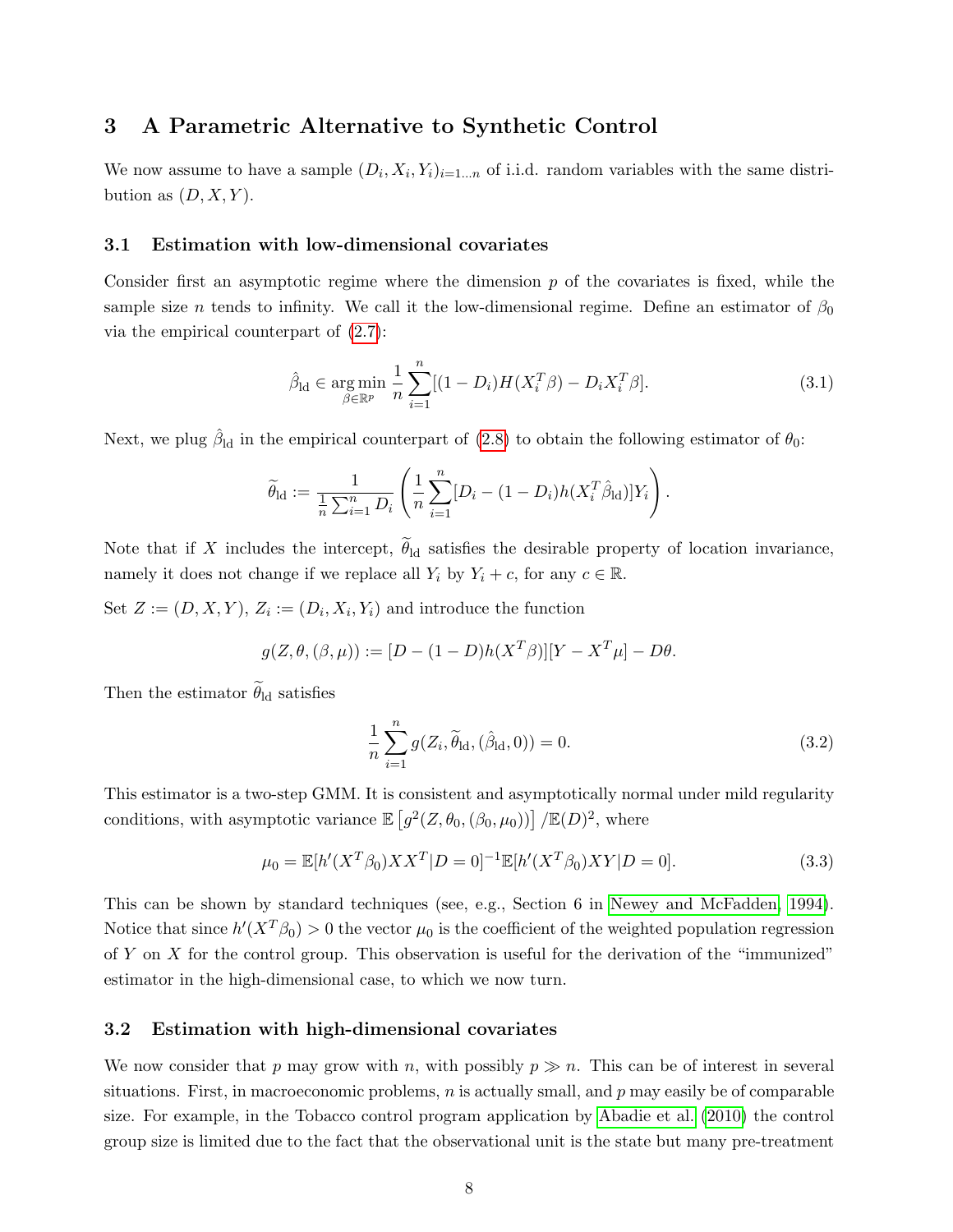## 3 A Parametric Alternative to Synthetic Control

We now assume to have a sample $(D_i, X_i, Y_i)_{i=1...n}$ of i.i.d. random variables with the same distribution as $(D, X, Y)$.

### 3.1 Estimation with low-dimensional covariates

Consider first an asymptotic regime where the dimension $p$ of the covariates is fixed, while the sample size $n$ tends to infinity. We call it the low-dimensional regime. Define an estimator of $\beta_0$ via the empirical counterpart of (2.7):

$$\hat{\beta}_{\text{ld}} \in \underset{\beta \in \mathbb{R}^p}{\arg\min} \ \frac{1}{n} \sum_{i=1}^{n} [(1 - D_i) H(X_i^T \beta) - D_i X_i^T \beta]. \tag{3.1}$$

Next, we plug $\hat{\beta}_{\text{ld}}$ in the empirical counterpart of (2.8) to obtain the following estimator of $\theta_0$:

$$\widetilde{\theta}_{\text{ld}} := \frac{1}{\frac{1}{n}\sum_{i=1}^{n} D_i} \left( \frac{1}{n} \sum_{i=1}^{n} [D_i - (1 - D_i) h(X_i^T \hat{\beta}_{\text{ld}})] Y_i \right).$$

Note that if $X$ includes the intercept, $\widetilde{\theta}_{\text{ld}}$ satisfies the desirable property of location invariance, namely it does not change if we replace all $Y_i$ by $Y_i + c$, for any $c \in \mathbb{R}$.

Set $Z := (D, X, Y)$, $Z_i := (D_i, X_i, Y_i)$ and introduce the function

$$g(Z, \theta, (\beta, \mu)) := [D - (1 - D) h(X^T \beta)][Y - X^T \mu] - D\theta.$$

Then the estimator $\widetilde{\theta}_{\text{ld}}$ satisfies

$$\frac{1}{n} \sum_{i=1}^{n} g(Z_i, \widetilde{\theta}_{\text{ld}}, (\hat{\beta}_{\text{ld}}, 0)) = 0. \tag{3.2}$$

This estimator is a two-step GMM. It is consistent and asymptotically normal under mild regularity conditions, with asymptotic variance $\mathbb{E}\left[g^2(Z, \theta_0, (\beta_0, \mu_0))\right] / \mathbb{E}(D)^2$, where

$$\mu_0 = \mathbb{E}[h'(X^T \beta_0) X X^T | D = 0]^{-1} \mathbb{E}[h'(X^T \beta_0) X Y | D = 0]. \tag{3.3}$$

This can be shown by standard techniques (see, e.g., Section 6 in Newey and McFadden, 1994). Notice that since $h'(X^T \beta_0) > 0$ the vector $\mu_0$ is the coefficient of the weighted population regression of $Y$ on $X$ for the control group. This observation is useful for the derivation of the "immunized" estimator in the high-dimensional case, to which we now turn.

### 3.2 Estimation with high-dimensional covariates

We now consider that $p$ may grow with $n$, with possibly $p \gg n$. This can be of interest in several situations. First, in macroeconomic problems, $n$ is actually small, and $p$ may easily be of comparable size. For example, in the Tobacco control program application by Abadie et al. (2010) the control group size is limited due to the fact that the observational unit is the state but many pre-treatment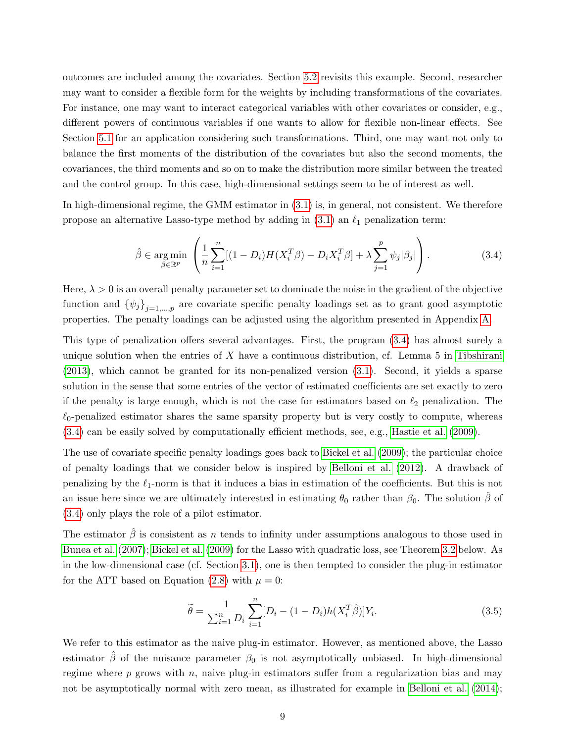outcomes are included among the covariates. Section 5.2 revisits this example. Second, researcher may want to consider a flexible form for the weights by including transformations of the covariates. For instance, one may want to interact categorical variables with other covariates or consider, e.g., different powers of continuous variables if one wants to allow for flexible non-linear effects. See Section 5.1 for an application considering such transformations. Third, one may want not only to balance the first moments of the distribution of the covariates but also the second moments, the covariances, the third moments and so on to make the distribution more similar between the treated and the control group. In this case, high-dimensional settings seem to be of interest as well.

In high-dimensional regime, the GMM estimator in (3.1) is, in general, not consistent. We therefore propose an alternative Lasso-type method by adding in (3.1) an $\ell_1$ penalization term:

$$\hat{\beta} \in \underset{\beta \in \mathbb{R}^p}{\arg\min} \left( \frac{1}{n} \sum_{i=1}^{n} [(1 - D_i) H(X_i^T \beta) - D_i X_i^T \beta] + \lambda \sum_{j=1}^{p} \psi_j |\beta_j| \right). \tag{3.4}$$

Here, $\lambda > 0$ is an overall penalty parameter set to dominate the noise in the gradient of the objective function and $\{\psi_j\}_{j=1,\dots,p}$ are covariate specific penalty loadings set as to grant good asymptotic properties. The penalty loadings can be adjusted using the algorithm presented in Appendix A.

This type of penalization offers several advantages. First, the program (3.4) has almost surely a unique solution when the entries of $X$ have a continuous distribution, cf. Lemma 5 in Tibshirani (2013), which cannot be granted for its non-penalized version (3.1). Second, it yields a sparse solution in the sense that some entries of the vector of estimated coefficients are set exactly to zero if the penalty is large enough, which is not the case for estimators based on $\ell_2$ penalization. The $\ell_0$-penalized estimator shares the same sparsity property but is very costly to compute, whereas (3.4) can be easily solved by computationally efficient methods, see, e.g., Hastie et al. (2009).

The use of covariate specific penalty loadings goes back to Bickel et al. (2009); the particular choice of penalty loadings that we consider below is inspired by Belloni et al. (2012). A drawback of penalizing by the $\ell_1$-norm is that it induces a bias in estimation of the coefficients. But this is not an issue here since we are ultimately interested in estimating $\theta_0$ rather than $\beta_0$. The solution $\hat{\beta}$ of (3.4) only plays the role of a pilot estimator.

The estimator $\hat{\beta}$ is consistent as $n$ tends to infinity under assumptions analogous to those used in Bunea et al. (2007); Bickel et al. (2009) for the Lasso with quadratic loss, see Theorem 3.2 below. As in the low-dimensional case (cf. Section 3.1), one is then tempted to consider the plug-in estimator for the ATT based on Equation (2.8) with $\mu = 0$:

$$\widetilde{\theta} = \frac{1}{\sum_{i=1}^{n} D_i} \sum_{i=1}^{n} [D_i - (1 - D_i) h(X_i^T \hat{\beta})] Y_i. \tag{3.5}$$

We refer to this estimator as the naive plug-in estimator. However, as mentioned above, the Lasso estimator $\hat{\beta}$ of the nuisance parameter $\beta_0$ is not asymptotically unbiased. In high-dimensional regime where $p$ grows with $n$, naive plug-in estimators suffer from a regularization bias and may not be asymptotically normal with zero mean, as illustrated for example in Belloni et al. (2014);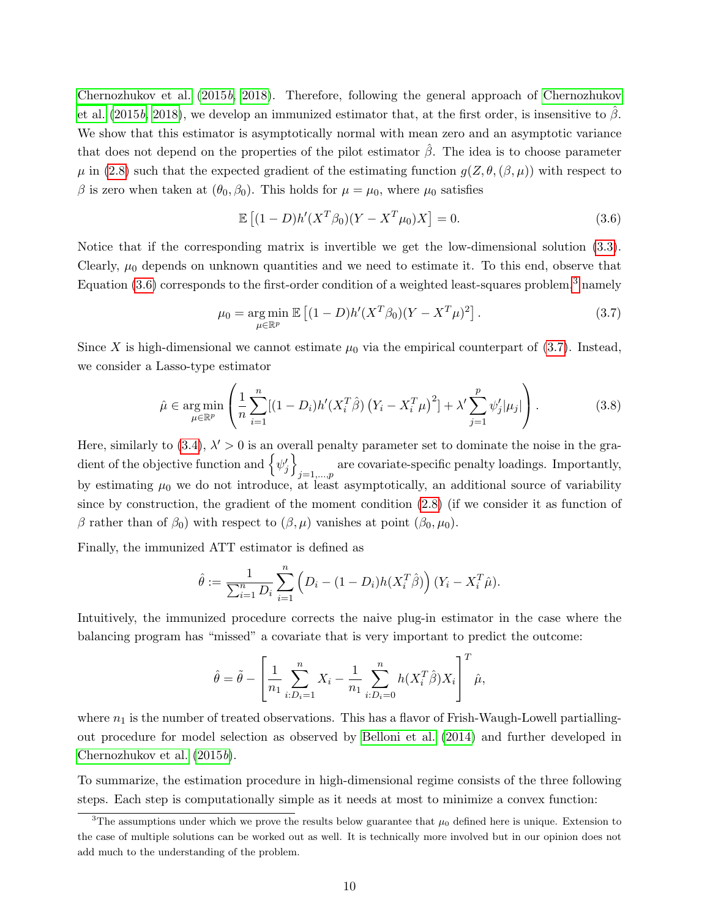Chernozhukov et al. (2015*b*, 2018). Therefore, following the general approach of Chernozhukov et al. (2015*b*, 2018), we develop an immunized estimator that, at the first order, is insensitive to $\hat{\beta}$. We show that this estimator is asymptotically normal with mean zero and an asymptotic variance that does not depend on the properties of the pilot estimator $\hat{\beta}$. The idea is to choose parameter $\mu$ in (2.8) such that the expected gradient of the estimating function $g(Z, \theta, (\beta, \mu))$ with respect to $\beta$ is zero when taken at $(\theta_0, \beta_0)$. This holds for $\mu = \mu_0$, where $\mu_0$ satisfies

$$\mathbb{E}\left[(1-D)h'(X^T\beta_0)(Y - X^T\mu_0)X\right] = 0. \tag{3.6}$$

Notice that if the corresponding matrix is invertible we get the low-dimensional solution (3.3). Clearly, $\mu_0$ depends on unknown quantities and we need to estimate it. To this end, observe that Equation (3.6) corresponds to the first-order condition of a weighted least-squares problem,[3] namely

$$\mu_0 = \underset{\mu \in \mathbb{R}^p}{\arg\min}\, \mathbb{E}\left[(1-D)h'(X^T\beta_0)(Y - X^T\mu)^2\right]. \tag{3.7}$$

Since $X$ is high-dimensional we cannot estimate $\mu_0$ via the empirical counterpart of (3.7). Instead, we consider a Lasso-type estimator

$$\hat{\mu} \in \underset{\mu \in \mathbb{R}^p}{\arg\min} \left( \frac{1}{n}\sum_{i=1}^{n}[(1-D_i)h'(X_i^T\hat{\beta})\left(Y_i - X_i^T\mu\right)^2] + \lambda' \sum_{j=1}^{p} \psi_j' |\mu_j| \right). \tag{3.8}$$

Here, similarly to (3.4), $\lambda' > 0$ is an overall penalty parameter set to dominate the noise in the gradient of the objective function and $\left\{\psi_j'\right\}_{j=1,\dots,p}$ are covariate-specific penalty loadings. Importantly, by estimating $\mu_0$ we do not introduce, at least asymptotically, an additional source of variability since by construction, the gradient of the moment condition (2.8) (if we consider it as function of $\beta$ rather than of $\beta_0$) with respect to $(\beta, \mu)$ vanishes at point $(\beta_0, \mu_0)$.

Finally, the immunized ATT estimator is defined as

$$\hat{\theta} := \frac{1}{\sum_{i=1}^{n} D_i} \sum_{i=1}^{n} \left(D_i - (1-D_i)h(X_i^T\hat{\beta})\right)(Y_i - X_i^T\hat{\mu}).$$

Intuitively, the immunized procedure corrects the naive plug-in estimator in the case where the balancing program has "missed" a covariate that is very important to predict the outcome:

$$\hat{\theta} = \tilde{\theta} - \left[\frac{1}{n_1}\sum_{i:D_i=1}^{n} X_i - \frac{1}{n_1}\sum_{i:D_i=0}^{n} h(X_i^T\hat{\beta})X_i\right]^T \hat{\mu},$$

where $n_1$ is the number of treated observations. This has a flavor of Frish-Waugh-Lowell partialling-out procedure for model selection as observed by Belloni et al. (2014) and further developed in Chernozhukov et al. (2015*b*).

To summarize, the estimation procedure in high-dimensional regime consists of the three following steps. Each step is computationally simple as it needs at most to minimize a convex function:

[3] The assumptions under which we prove the results below guarantee that $\mu_0$ defined here is unique. Extension to the case of multiple solutions can be worked out as well. It is technically more involved but in our opinion does not add much to the understanding of the problem.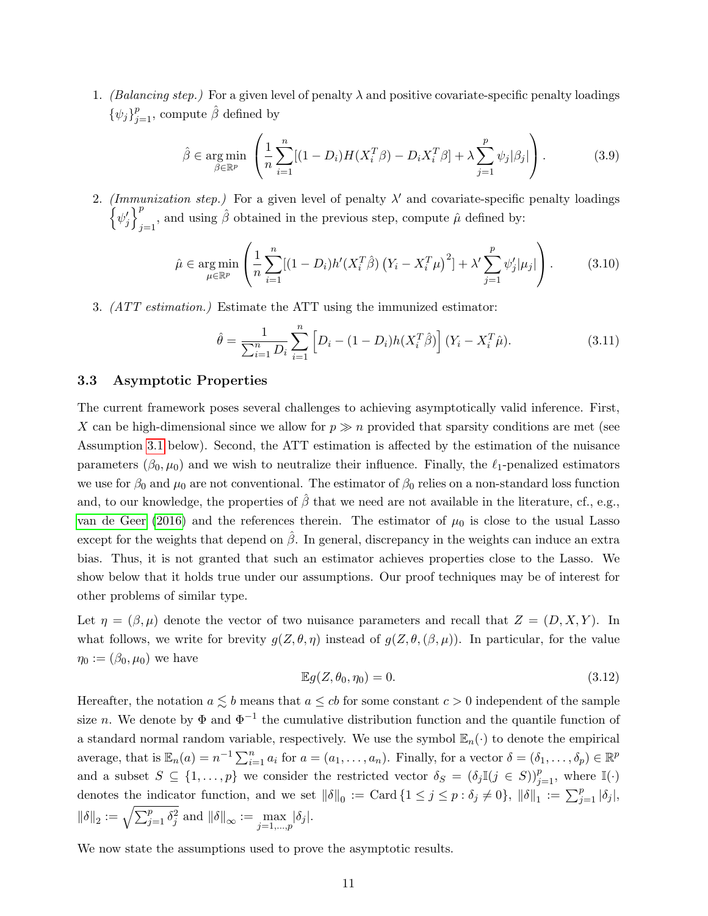1. *(Balancing step.)* For a given level of penalty $\lambda$ and positive covariate-specific penalty loadings $\{\psi_j\}_{j=1}^p$, compute $\hat{\beta}$ defined by

$$\hat{\beta} \in \underset{\beta \in \mathbb{R}^p}{\arg\min} \left( \frac{1}{n} \sum_{i=1}^n [(1-D_i) H(X_i^T \beta) - D_i X_i^T \beta] + \lambda \sum_{j=1}^p \psi_j |\beta_j| \right). \tag{3.9}$$

2. *(Immunization step.)* For a given level of penalty $\lambda'$ and covariate-specific penalty loadings $\left\{\psi_j'\right\}_{j=1}^p$, and using $\hat{\beta}$ obtained in the previous step, compute $\hat{\mu}$ defined by:

$$\hat{\mu} \in \underset{\mu \in \mathbb{R}^p}{\arg\min} \left( \frac{1}{n} \sum_{i=1}^n [(1-D_i) h'(X_i^T \hat{\beta}) \left(Y_i - X_i^T \mu\right)^2] + \lambda' \sum_{j=1}^p \psi_j' |\mu_j| \right). \tag{3.10}$$

3. *(ATT estimation.)* Estimate the ATT using the immunized estimator:

$$\hat{\theta} = \frac{1}{\sum_{i=1}^n D_i} \sum_{i=1}^n \left[ D_i - (1-D_i) h(X_i^T \hat{\beta}) \right] (Y_i - X_i^T \hat{\mu}). \tag{3.11}$$

### 3.3 Asymptotic Properties

The current framework poses several challenges to achieving asymptotically valid inference. First, $X$ can be high-dimensional since we allow for $p \gg n$ provided that sparsity conditions are met (see Assumption 3.1 below). Second, the ATT estimation is affected by the estimation of the nuisance parameters $(\beta_0, \mu_0)$ and we wish to neutralize their influence. Finally, the $\ell_1$-penalized estimators we use for $\beta_0$ and $\mu_0$ are not conventional. The estimator of $\beta_0$ relies on a non-standard loss function and, to our knowledge, the properties of $\hat{\beta}$ that we need are not available in the literature, cf., e.g., van de Geer (2016) and the references therein. The estimator of $\mu_0$ is close to the usual Lasso except for the weights that depend on $\hat{\beta}$. In general, discrepancy in the weights can induce an extra bias. Thus, it is not granted that such an estimator achieves properties close to the Lasso. We show below that it holds true under our assumptions. Our proof techniques may be of interest for other problems of similar type.

Let $\eta = (\beta, \mu)$ denote the vector of two nuisance parameters and recall that $Z = (D, X, Y)$. In what follows, we write for brevity $g(Z, \theta, \eta)$ instead of $g(Z, \theta, (\beta, \mu))$. In particular, for the value $\eta_0 := (\beta_0, \mu_0)$ we have

$$\mathbb{E} g(Z, \theta_0, \eta_0) = 0. \tag{3.12}$$

Hereafter, the notation $a \lesssim b$ means that $a \leq cb$ for some constant $c > 0$ independent of the sample size $n$. We denote by $\Phi$ and $\Phi^{-1}$ the cumulative distribution function and the quantile function of a standard normal random variable, respectively. We use the symbol $\mathbb{E}_n(\cdot)$ to denote the empirical average, that is $\mathbb{E}_n(a) = n^{-1} \sum_{i=1}^n a_i$ for $a = (a_1, \ldots, a_n)$. Finally, for a vector $\delta = (\delta_1, \ldots, \delta_p) \in \mathbb{R}^p$ and a subset $S \subseteq \{1, \ldots, p\}$ we consider the restricted vector $\delta_S = (\delta_j \mathbb{I}(j \in S))_{j=1}^p$, where $\mathbb{I}(\cdot)$ denotes the indicator function, and we set $\|\delta\|_0 := \text{Card}\{1 \leq j \leq p : \delta_j \neq 0\}$, $\|\delta\|_1 := \sum_{j=1}^p |\delta_j|$, $\|\delta\|_2 := \sqrt{\sum_{j=1}^p \delta_j^2}$ and $\|\delta\|_\infty := \max_{j=1,\ldots,p} |\delta_j|$.

We now state the assumptions used to prove the asymptotic results.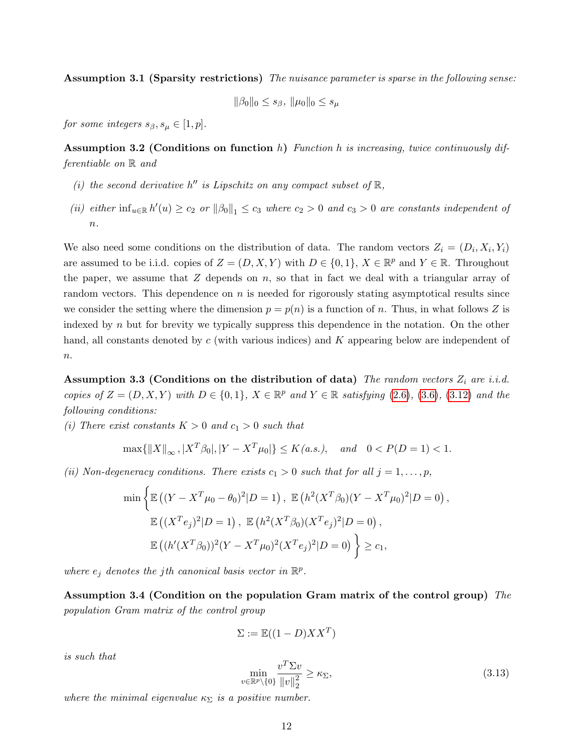**Assumption 3.1 (Sparsity restrictions)** *The nuisance parameter is sparse in the following sense:*

$$\|\beta_0\|_0 \le s_\beta,\ \|\mu_0\|_0 \le s_\mu$$

*for some integers $s_\beta, s_\mu \in [1, p]$.*

**Assumption 3.2 (Conditions on function $h$)** *Function $h$ is increasing, twice continuously differentiable on $\mathbb{R}$ and*

*(i) the second derivative $h''$ is Lipschitz on any compact subset of $\mathbb{R}$,*

*(ii) either $\inf_{u\in\mathbb{R}} h'(u) \ge c_2$ or $\|\beta_0\|_1 \le c_3$ where $c_2 > 0$ and $c_3 > 0$ are constants independent of $n$.*

We also need some conditions on the distribution of data. The random vectors $Z_i = (D_i, X_i, Y_i)$ are assumed to be i.i.d. copies of $Z = (D, X, Y)$ with $D \in \{0, 1\}$, $X \in \mathbb{R}^p$ and $Y \in \mathbb{R}$. Throughout the paper, we assume that $Z$ depends on $n$, so that in fact we deal with a triangular array of random vectors. This dependence on $n$ is needed for rigorously stating asymptotical results since we consider the setting where the dimension $p = p(n)$ is a function of $n$. Thus, in what follows $Z$ is indexed by $n$ but for brevity we typically suppress this dependence in the notation. On the other hand, all constants denoted by $c$ (with various indices) and $K$ appearing below are independent of $n$.

**Assumption 3.3 (Conditions on the distribution of data)** *The random vectors $Z_i$ are i.i.d. copies of $Z = (D, X, Y)$ with $D \in \{0, 1\}$, $X \in \mathbb{R}^p$ and $Y \in \mathbb{R}$ satisfying (2.6), (3.6), (3.12) and the following conditions:*

*(i) There exist constants $K > 0$ and $c_1 > 0$ such that*

$$\max\{\|X\|_\infty, |X^T\beta_0|, |Y - X^T\mu_0|\} \le K\,(a.s.), \quad \text{and} \quad 0 < P(D = 1) < 1.$$

*(ii) Non-degeneracy conditions. There exists $c_1 > 0$ such that for all $j = 1, \dots, p$,*

$$\min\Big\{\mathbb{E}\left((Y - X^T\mu_0 - \theta_0)^2|D = 1\right),\ \mathbb{E}\left(h^2(X^T\beta_0)(Y - X^T\mu_0)^2|D = 0\right),$$
$$\mathbb{E}\left((X^Te_j)^2|D = 1\right),\ \mathbb{E}\left(h^2(X^T\beta_0)(X^Te_j)^2|D = 0\right),$$
$$\mathbb{E}\left((h'(X^T\beta_0))^2(Y - X^T\mu_0)^2(X^Te_j)^2|D = 0\right)\Big\} \ge c_1,$$

*where $e_j$ denotes the $j$th canonical basis vector in $\mathbb{R}^p$.*

**Assumption 3.4 (Condition on the population Gram matrix of the control group)** *The population Gram matrix of the control group*

$$\Sigma := \mathbb{E}((1 - D)XX^T)$$

*is such that*

$$\min_{v\in\mathbb{R}^p\setminus\{0\}} \frac{v^T\Sigma v}{\|v\|_2^2} \ge \kappa_\Sigma, \tag{3.13}$$

*where the minimal eigenvalue $\kappa_\Sigma$ is a positive number.*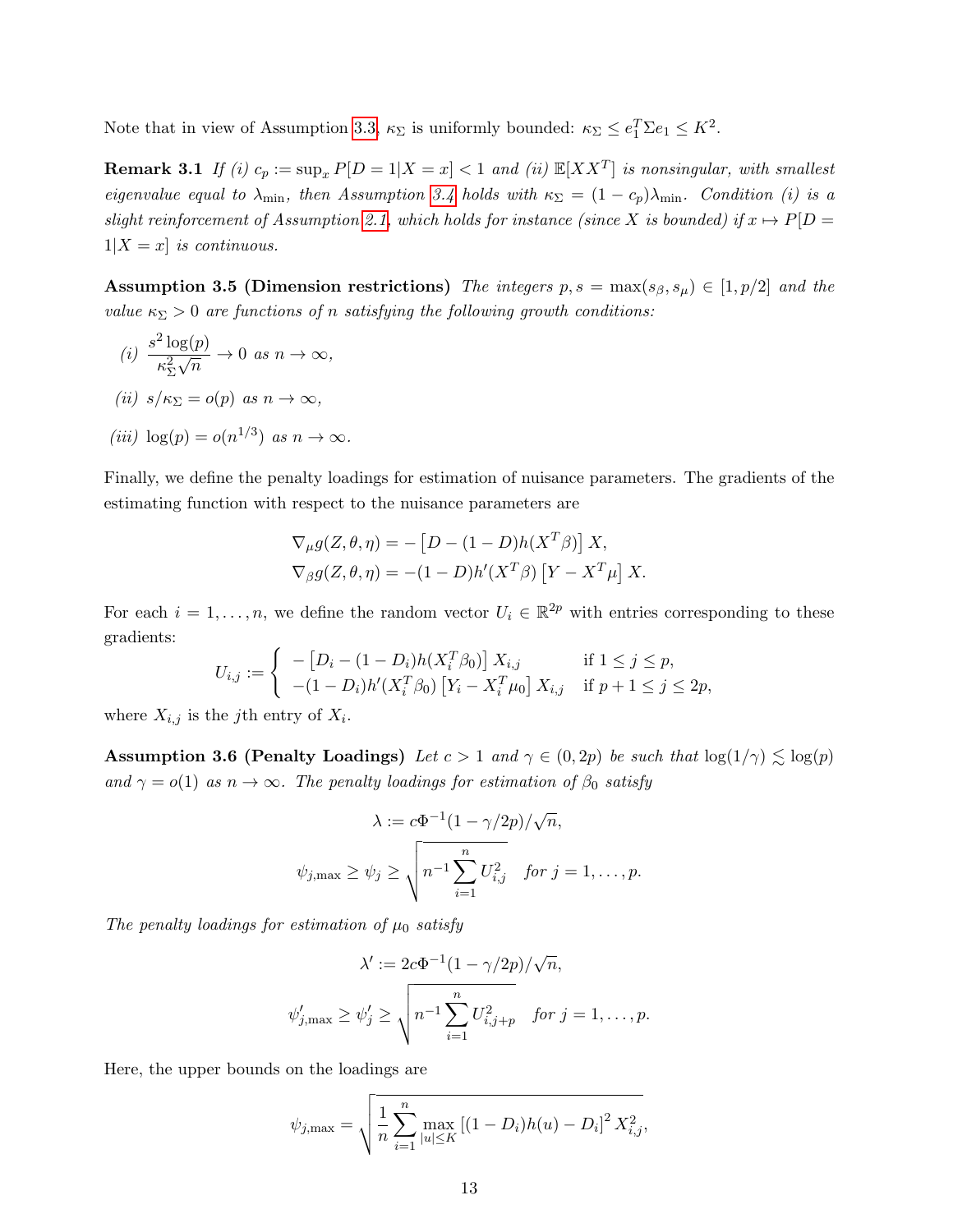Note that in view of Assumption 3.3, $\kappa_\Sigma$ is uniformly bounded: $\kappa_\Sigma \leq e_1^T \Sigma e_1 \leq K^2$.

**Remark 3.1** *If (i) $c_p := \sup_x P[D=1|X=x] < 1$ and (ii) $\mathbb{E}[XX^T]$ is nonsingular, with smallest eigenvalue equal to $\lambda_{\min}$, then Assumption 3.4 holds with $\kappa_\Sigma = (1-c_p)\lambda_{\min}$. Condition (i) is a slight reinforcement of Assumption 2.1, which holds for instance (since $X$ is bounded) if $x \mapsto P[D=1|X=x]$ is continuous.*

**Assumption 3.5 (Dimension restrictions)** *The integers $p, s = \max(s_\beta, s_\mu) \in [1, p/2]$ and the value $\kappa_\Sigma > 0$ are functions of $n$ satisfying the following growth conditions:*

*(i)* $\dfrac{s^2 \log(p)}{\kappa_\Sigma^2 \sqrt{n}} \to 0$ *as* $n \to \infty$,

*(ii)* $s/\kappa_\Sigma = o(p)$ *as* $n \to \infty$,

*(iii)* $\log(p) = o(n^{1/3})$ *as* $n \to \infty$.

Finally, we define the penalty loadings for estimation of nuisance parameters. The gradients of the estimating function with respect to the nuisance parameters are

$$\nabla_\mu g(Z, \theta, \eta) = -\left[D - (1-D)h(X^T\beta)\right] X,$$
$$\nabla_\beta g(Z, \theta, \eta) = -(1-D)h'(X^T\beta)\left[Y - X^T\mu\right] X.$$

For each $i = 1, \ldots, n$, we define the random vector $U_i \in \mathbb{R}^{2p}$ with entries corresponding to these gradients:

$$U_{i,j} := \begin{cases} -\left[D_i - (1-D_i)h(X_i^T\beta_0)\right] X_{i,j} & \text{if } 1 \leq j \leq p, \\ -(1-D_i)h'(X_i^T\beta_0)\left[Y_i - X_i^T\mu_0\right] X_{i,j} & \text{if } p+1 \leq j \leq 2p, \end{cases}$$

where $X_{i,j}$ is the $j$th entry of $X_i$.

**Assumption 3.6 (Penalty Loadings)** *Let $c > 1$ and $\gamma \in (0, 2p)$ be such that $\log(1/\gamma) \lesssim \log(p)$ and $\gamma = o(1)$ as $n \to \infty$. The penalty loadings for estimation of $\beta_0$ satisfy*

$$\lambda := c\Phi^{-1}(1-\gamma/2p)/\sqrt{n},$$
$$\psi_{j,\max} \geq \psi_j \geq \sqrt{n^{-1}\sum_{i=1}^n U_{i,j}^2} \quad \textit{for } j = 1, \ldots, p.$$

*The penalty loadings for estimation of $\mu_0$ satisfy*

$$\lambda' := 2c\Phi^{-1}(1-\gamma/2p)/\sqrt{n},$$
$$\psi'_{j,\max} \geq \psi'_j \geq \sqrt{n^{-1}\sum_{i=1}^n U_{i,j+p}^2} \quad \textit{for } j = 1, \ldots, p.$$

Here, the upper bounds on the loadings are

$$\psi_{j,\max} = \sqrt{\frac{1}{n}\sum_{i=1}^n \max_{|u| \leq K} \left[(1-D_i)h(u) - D_i\right]^2 X_{i,j}^2},$$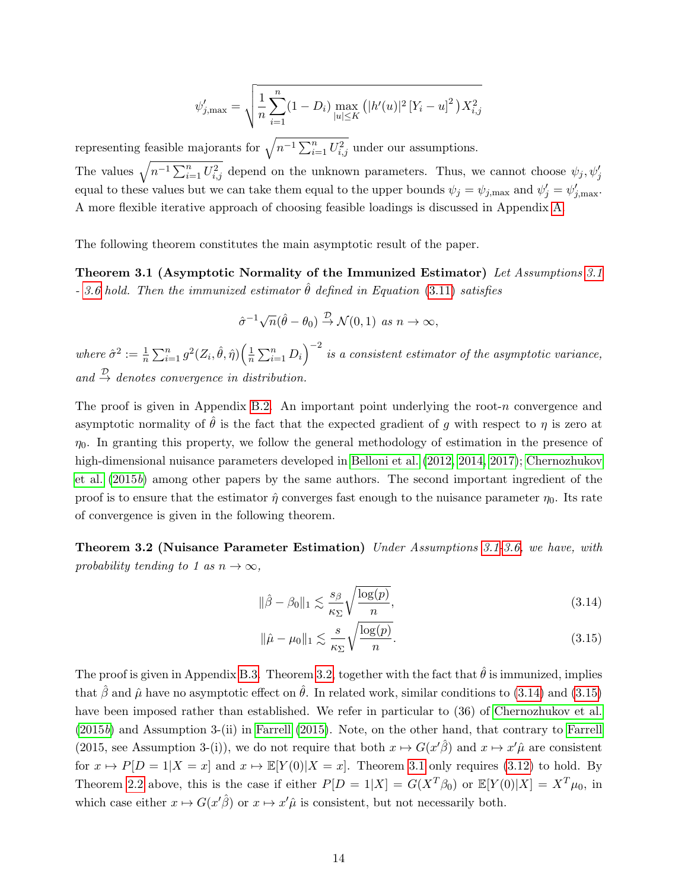$$\psi'_{j,\max} = \sqrt{\frac{1}{n}\sum_{i=1}^{n}(1-D_i)\max_{|u|\leq K}\left(|h'(u)|^2\left[Y_i - u\right]^2\right)X_{i,j}^2}$$

representing feasible majorants for $\sqrt{n^{-1}\sum_{i=1}^{n}U_{i,j}^2}$ under our assumptions.

The values $\sqrt{n^{-1}\sum_{i=1}^{n}U_{i,j}^2}$ depend on the unknown parameters. Thus, we cannot choose $\psi_j, \psi'_j$ equal to these values but we can take them equal to the upper bounds $\psi_j = \psi_{j,\max}$ and $\psi'_j = \psi'_{j,\max}$. A more flexible iterative approach of choosing feasible loadings is discussed in Appendix A.

The following theorem constitutes the main asymptotic result of the paper.

**Theorem 3.1 (Asymptotic Normality of the Immunized Estimator)** *Let Assumptions 3.1 - 3.6 hold. Then the immunized estimator $\hat{\theta}$ defined in Equation (3.11) satisfies*

$$\hat{\sigma}^{-1}\sqrt{n}(\hat{\theta} - \theta_0) \xrightarrow{\mathcal{D}} \mathcal{N}(0,1) \text{ as } n \to \infty,$$

*where $\hat{\sigma}^2 := \frac{1}{n}\sum_{i=1}^{n} g^2(Z_i, \hat{\theta}, \hat{\eta})\left(\frac{1}{n}\sum_{i=1}^{n} D_i\right)^{-2}$ is a consistent estimator of the asymptotic variance, and $\xrightarrow{\mathcal{D}}$ denotes convergence in distribution.*

The proof is given in Appendix B.2. An important point underlying the root-$n$ convergence and asymptotic normality of $\hat{\theta}$ is the fact that the expected gradient of $g$ with respect to $\eta$ is zero at $\eta_0$. In granting this property, we follow the general methodology of estimation in the presence of high-dimensional nuisance parameters developed in Belloni et al. (2012, 2014, 2017); Chernozhukov et al. (2015*b*) among other papers by the same authors. The second important ingredient of the proof is to ensure that the estimator $\hat{\eta}$ converges fast enough to the nuisance parameter $\eta_0$. Its rate of convergence is given in the following theorem.

**Theorem 3.2 (Nuisance Parameter Estimation)** *Under Assumptions 3.1-3.6, we have, with probability tending to 1 as $n \to \infty$,*

$$\|\hat{\beta} - \beta_0\|_1 \lesssim \frac{s_\beta}{\kappa_\Sigma}\sqrt{\frac{\log(p)}{n}}, \tag{3.14}$$

$$\|\hat{\mu} - \mu_0\|_1 \lesssim \frac{s}{\kappa_\Sigma}\sqrt{\frac{\log(p)}{n}}. \tag{3.15}$$

The proof is given in Appendix B.3. Theorem 3.2, together with the fact that $\hat{\theta}$ is immunized, implies that $\hat{\beta}$ and $\hat{\mu}$ have no asymptotic effect on $\hat{\theta}$. In related work, similar conditions to (3.14) and (3.15) have been imposed rather than established. We refer in particular to (36) of Chernozhukov et al. (2015*b*) and Assumption 3-(ii) in Farrell (2015). Note, on the other hand, that contrary to Farrell (2015, see Assumption 3-(i)), we do not require that both $x \mapsto G(x'\hat{\beta})$ and $x \mapsto x'\hat{\mu}$ are consistent for $x \mapsto P[D = 1|X = x]$ and $x \mapsto \mathbb{E}[Y(0)|X = x]$. Theorem 3.1 only requires (3.12) to hold. By Theorem 2.2 above, this is the case if either $P[D = 1|X] = G(X^T\beta_0)$ or $\mathbb{E}[Y(0)|X] = X^T\mu_0$, in which case either $x \mapsto G(x'\hat{\beta})$ or $x \mapsto x'\hat{\mu}$ is consistent, but not necessarily both.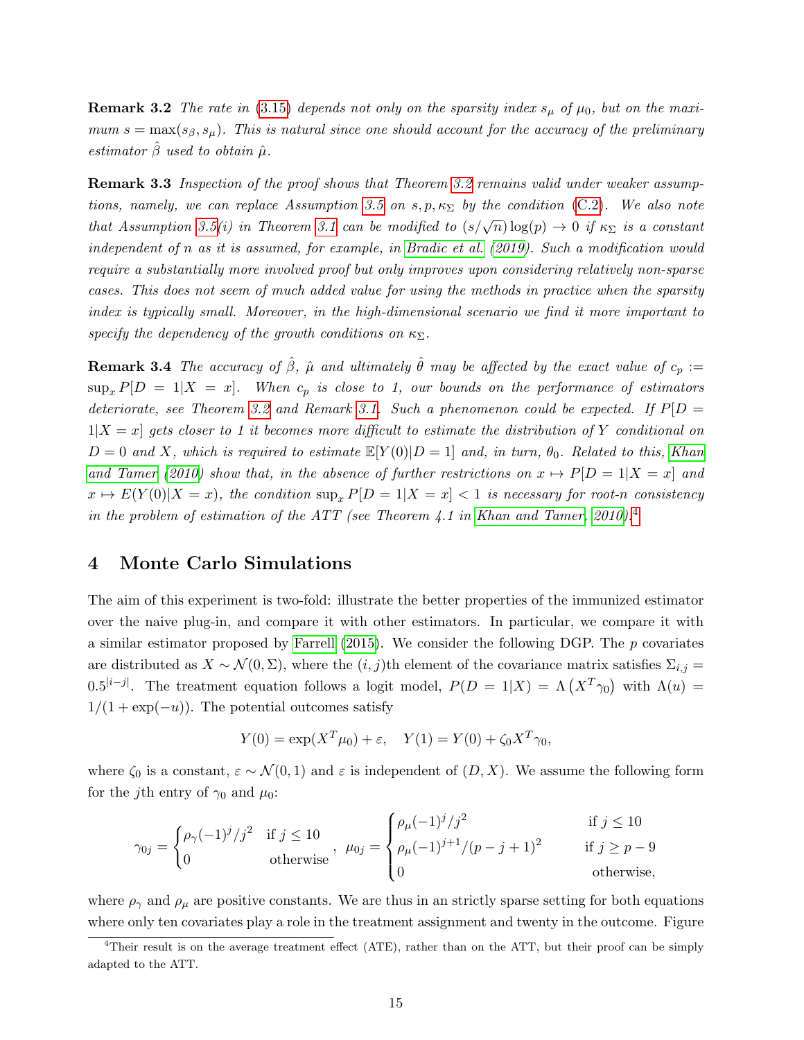**Remark 3.2** *The rate in (3.15) depends not only on the sparsity index $s_\mu$ of $\mu_0$, but on the maximum $s = \max(s_\beta, s_\mu)$. This is natural since one should account for the accuracy of the preliminary estimator $\hat{\beta}$ used to obtain $\hat{\mu}$.*

**Remark 3.3** *Inspection of the proof shows that Theorem 3.2 remains valid under weaker assumptions, namely, we can replace Assumption 3.5 on $s, p, \kappa_\Sigma$ by the condition (C.2). We also note that Assumption 3.5(i) in Theorem 3.1 can be modified to $(s/\sqrt{n})\log(p) \to 0$ if $\kappa_\Sigma$ is a constant independent of $n$ as it is assumed, for example, in Bradic et al. (2019). Such a modification would require a substantially more involved proof but only improves upon considering relatively non-sparse cases. This does not seem of much added value for using the methods in practice when the sparsity index is typically small. Moreover, in the high-dimensional scenario we find it more important to specify the dependency of the growth conditions on $\kappa_\Sigma$.*

**Remark 3.4** *The accuracy of $\hat{\beta}$, $\hat{\mu}$ and ultimately $\hat{\theta}$ may be affected by the exact value of $c_p := \sup_x P[D = 1|X = x]$. When $c_p$ is close to 1, our bounds on the performance of estimators deteriorate, see Theorem 3.2 and Remark 3.1. Such a phenomenon could be expected. If $P[D = 1|X = x]$ gets closer to 1 it becomes more difficult to estimate the distribution of $Y$ conditional on $D = 0$ and $X$, which is required to estimate $\mathbb{E}[Y(0)|D = 1]$ and, in turn, $\theta_0$. Related to this, Khan and Tamer (2010) show that, in the absence of further restrictions on $x \mapsto P[D = 1|X = x]$ and $x \mapsto E(Y(0)|X = x)$, the condition $\sup_x P[D = 1|X = x] < 1$ is necessary for root-n consistency in the problem of estimation of the ATT (see Theorem 4.1 in Khan and Tamer, 2010).*[4]

# 4 Monte Carlo Simulations

The aim of this experiment is two-fold: illustrate the better properties of the immunized estimator over the naive plug-in, and compare it with other estimators. In particular, we compare it with a similar estimator proposed by Farrell (2015). We consider the following DGP. The $p$ covariates are distributed as $X \sim \mathcal{N}(0, \Sigma)$, where the $(i, j)$th element of the covariance matrix satisfies $\Sigma_{i,j} = 0.5^{|i-j|}$. The treatment equation follows a logit model, $P(D = 1|X) = \Lambda\left(X^T\gamma_0\right)$ with $\Lambda(u) = 1/(1 + \exp(-u))$. The potential outcomes satisfy

$$Y(0) = \exp(X^T\mu_0) + \varepsilon, \quad Y(1) = Y(0) + \zeta_0 X^T\gamma_0,$$

where $\zeta_0$ is a constant, $\varepsilon \sim \mathcal{N}(0, 1)$ and $\varepsilon$ is independent of $(D, X)$. We assume the following form for the $j$th entry of $\gamma_0$ and $\mu_0$:

$$\gamma_{0j} = \begin{cases} \rho_\gamma(-1)^j/j^2 & \text{if } j \leq 10 \\ 0 & \text{otherwise} \end{cases}, \quad \mu_{0j} = \begin{cases} \rho_\mu(-1)^j/j^2 & \text{if } j \leq 10 \\ \rho_\mu(-1)^{j+1}/(p-j+1)^2 & \text{if } j \geq p-9 \\ 0 & \text{otherwise,} \end{cases}$$

where $\rho_\gamma$ and $\rho_\mu$ are positive constants. We are thus in an strictly sparse setting for both equations where only ten covariates play a role in the treatment assignment and twenty in the outcome. Figure

[4] Their result is on the average treatment effect (ATE), rather than on the ATT, but their proof can be simply adapted to the ATT.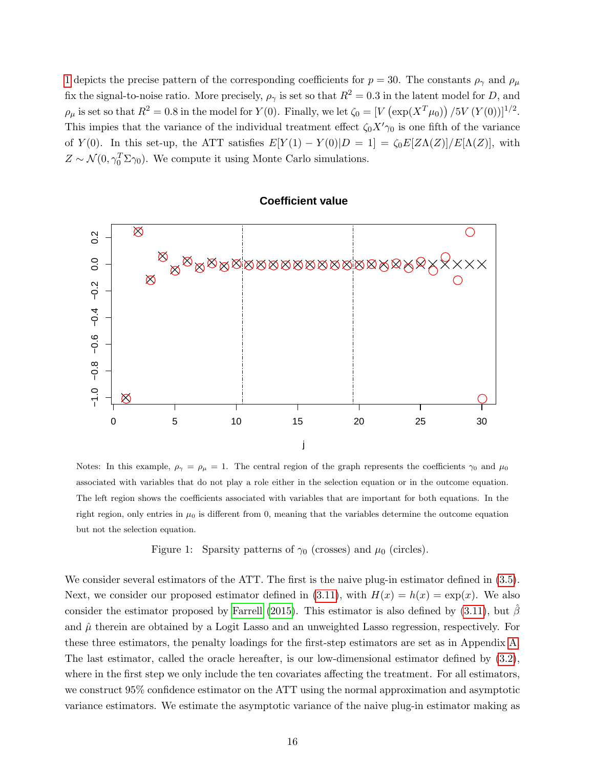1 depicts the precise pattern of the corresponding coefficients for $p = 30$. The constants $\rho_\gamma$ and $\rho_\mu$ fix the signal-to-noise ratio. More precisely, $\rho_\gamma$ is set so that $R^2 = 0.3$ in the latent model for $D$, and $\rho_\mu$ is set so that $R^2 = 0.8$ in the model for $Y(0)$. Finally, we let $\zeta_0 = [V\left(\exp(X^T\mu_0)\right)/5V\left(Y(0)\right)]^{1/2}$. This impies that the variance of the individual treatment effect $\zeta_0 X'\gamma_0$ is one fifth of the variance of $Y(0)$. In this set-up, the ATT satisfies $E[Y(1) - Y(0)|D = 1] = \zeta_0 E[Z\Lambda(Z)]/E[\Lambda(Z)]$, with $Z \sim \mathcal{N}(0, \gamma_0^T \Sigma \gamma_0)$. We compute it using Monte Carlo simulations.

**Coefficient value**

Notes: In this example, $\rho_\gamma = \rho_\mu = 1$. The central region of the graph represents the coefficients $\gamma_0$ and $\mu_0$ associated with variables that do not play a role either in the selection equation or in the outcome equation. The left region shows the coefficients associated with variables that are important for both equations. In the right region, only entries in $\mu_0$ is different from 0, meaning that the variables determine the outcome equation but not the selection equation.

Figure 1: Sparsity patterns of $\gamma_0$ (crosses) and $\mu_0$ (circles).

We consider several estimators of the ATT. The first is the naive plug-in estimator defined in (3.5). Next, we consider our proposed estimator defined in (3.11), with $H(x) = h(x) = \exp(x)$. We also consider the estimator proposed by Farrell (2015). This estimator is also defined by (3.11), but $\hat{\beta}$ and $\hat{\mu}$ therein are obtained by a Logit Lasso and an unweighted Lasso regression, respectively. For these three estimators, the penalty loadings for the first-step estimators are set as in Appendix A. The last estimator, called the oracle hereafter, is our low-dimensional estimator defined by (3.2), where in the first step we only include the ten covariates affecting the treatment. For all estimators, we construct 95% confidence estimator on the ATT using the normal approximation and asymptotic variance estimators. We estimate the asymptotic variance of the naive plug-in estimator making as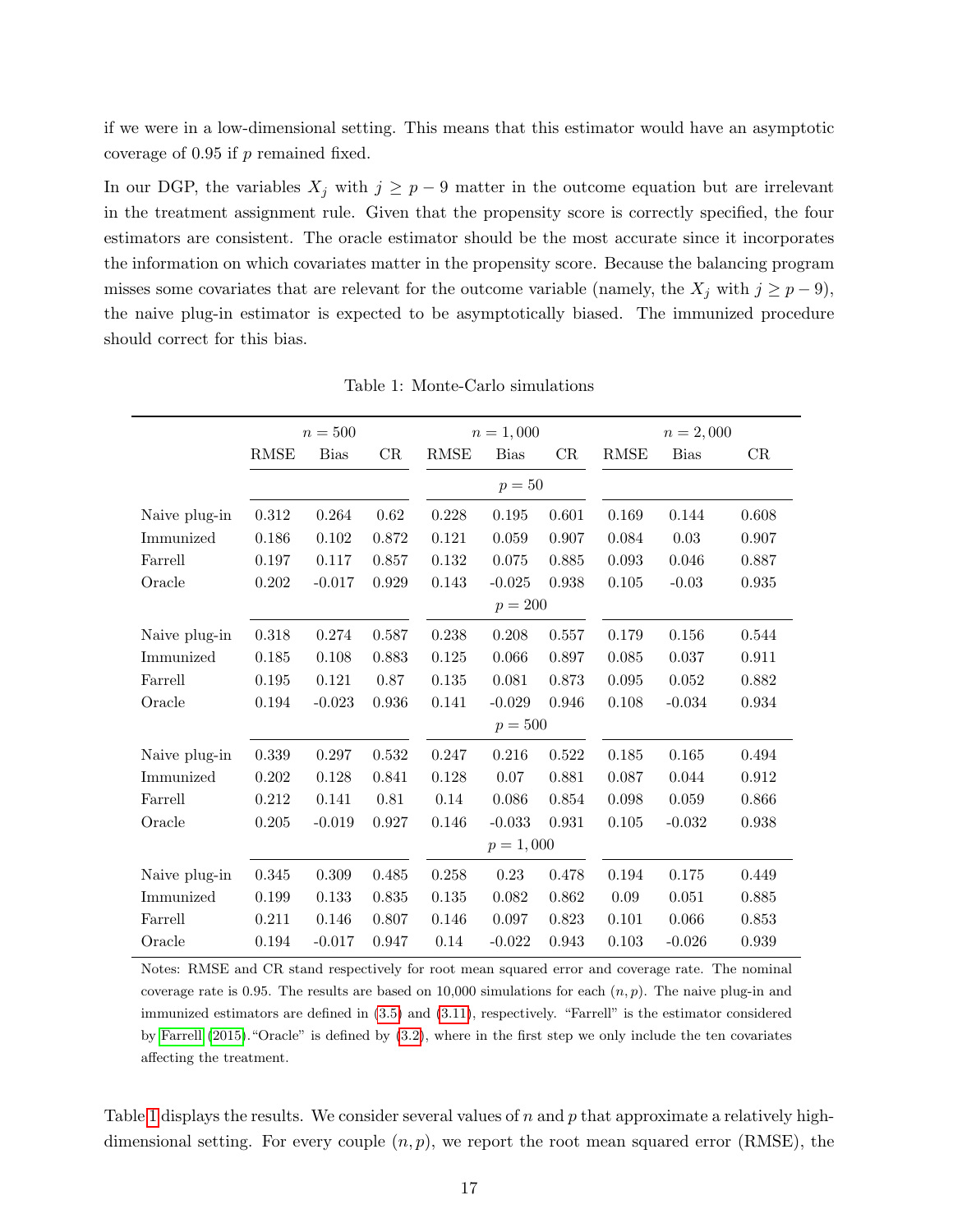if we were in a low-dimensional setting. This means that this estimator would have an asymptotic coverage of 0.95 if $p$ remained fixed.

In our DGP, the variables $X_j$ with $j \geq p-9$ matter in the outcome equation but are irrelevant in the treatment assignment rule. Given that the propensity score is correctly specified, the four estimators are consistent. The oracle estimator should be the most accurate since it incorporates the information on which covariates matter in the propensity score. Because the balancing program misses some covariates that are relevant for the outcome variable (namely, the $X_j$ with $j \geq p-9$), the naive plug-in estimator is expected to be asymptotically biased. The immunized procedure should correct for this bias.

Table 1: Monte-Carlo simulations

| | $n = 500$ | | | $n = 1,000$ | | | $n = 2,000$ | | |
|---|---|---|---|---|---|---|---|---|---|
| | RMSE | Bias | CR | RMSE | Bias | CR | RMSE | Bias | CR |
| | | | | | $p = 50$ | | | | |
| Naive plug-in | 0.312 | 0.264 | 0.62 | 0.228 | 0.195 | 0.601 | 0.169 | 0.144 | 0.608 |
| Immunized | 0.186 | 0.102 | 0.872 | 0.121 | 0.059 | 0.907 | 0.084 | 0.03 | 0.907 |
| Farrell | 0.197 | 0.117 | 0.857 | 0.132 | 0.075 | 0.885 | 0.093 | 0.046 | 0.887 |
| Oracle | 0.202 | -0.017 | 0.929 | 0.143 | -0.025 | 0.938 | 0.105 | -0.03 | 0.935 |
| | | | | | $p = 200$ | | | | |
| Naive plug-in | 0.318 | 0.274 | 0.587 | 0.238 | 0.208 | 0.557 | 0.179 | 0.156 | 0.544 |
| Immunized | 0.185 | 0.108 | 0.883 | 0.125 | 0.066 | 0.897 | 0.085 | 0.037 | 0.911 |
| Farrell | 0.195 | 0.121 | 0.87 | 0.135 | 0.081 | 0.873 | 0.095 | 0.052 | 0.882 |
| Oracle | 0.194 | -0.023 | 0.936 | 0.141 | -0.029 | 0.946 | 0.108 | -0.034 | 0.934 |
| | | | | | $p = 500$ | | | | |
| Naive plug-in | 0.339 | 0.297 | 0.532 | 0.247 | 0.216 | 0.522 | 0.185 | 0.165 | 0.494 |
| Immunized | 0.202 | 0.128 | 0.841 | 0.128 | 0.07 | 0.881 | 0.087 | 0.044 | 0.912 |
| Farrell | 0.212 | 0.141 | 0.81 | 0.14 | 0.086 | 0.854 | 0.098 | 0.059 | 0.866 |
| Oracle | 0.205 | -0.019 | 0.927 | 0.146 | -0.033 | 0.931 | 0.105 | -0.032 | 0.938 |
| | | | | | $p = 1,000$ | | | | |
| Naive plug-in | 0.345 | 0.309 | 0.485 | 0.258 | 0.23 | 0.478 | 0.194 | 0.175 | 0.449 |
| Immunized | 0.199 | 0.133 | 0.835 | 0.135 | 0.082 | 0.862 | 0.09 | 0.051 | 0.885 |
| Farrell | 0.211 | 0.146 | 0.807 | 0.146 | 0.097 | 0.823 | 0.101 | 0.066 | 0.853 |
| Oracle | 0.194 | -0.017 | 0.947 | 0.14 | -0.022 | 0.943 | 0.103 | -0.026 | 0.939 |

Notes: RMSE and CR stand respectively for root mean squared error and coverage rate. The nominal coverage rate is 0.95. The results are based on 10,000 simulations for each $(n, p)$. The naive plug-in and immunized estimators are defined in (3.5) and (3.11), respectively. "Farrell" is the estimator considered by Farrell (2015). "Oracle" is defined by (3.2), where in the first step we only include the ten covariates affecting the treatment.

Table 1 displays the results. We consider several values of $n$ and $p$ that approximate a relatively high-dimensional setting. For every couple $(n, p)$, we report the root mean squared error (RMSE), the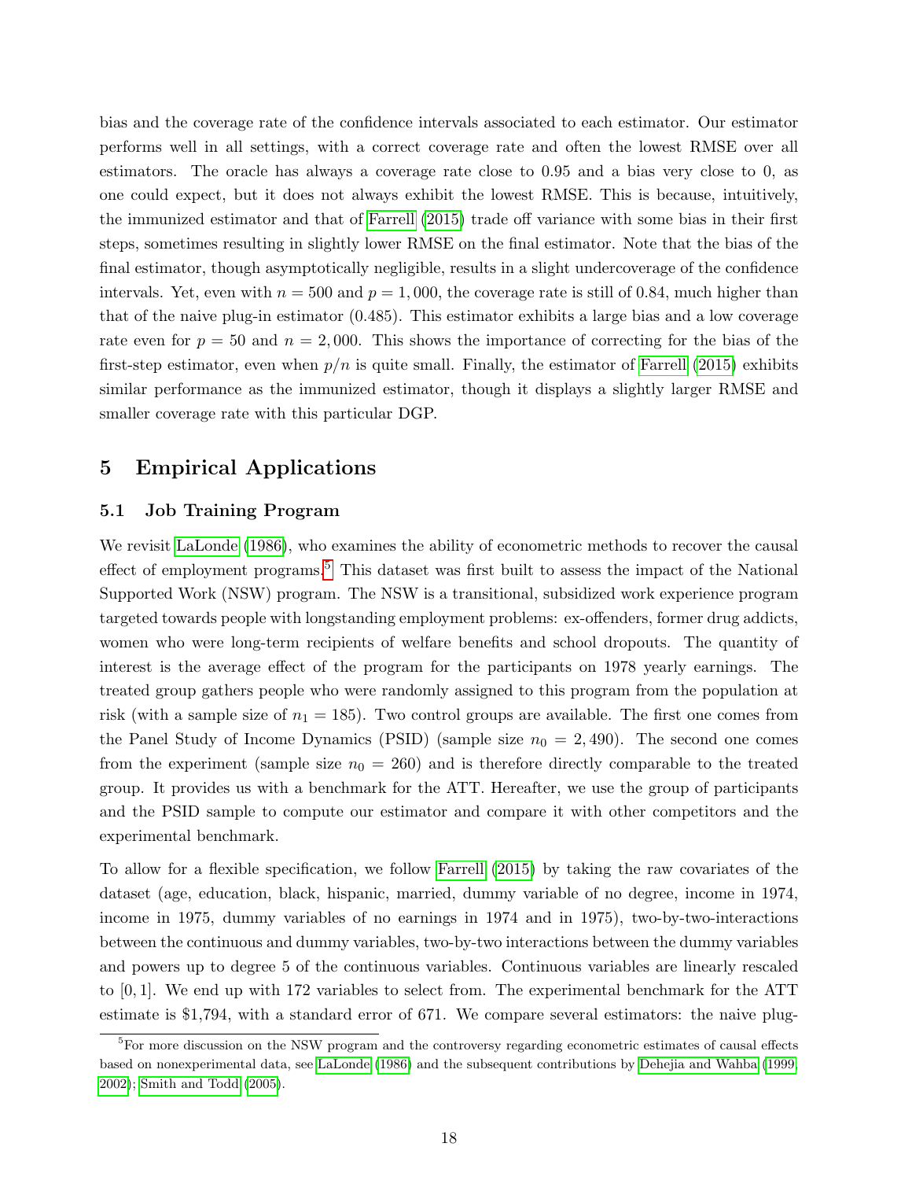bias and the coverage rate of the confidence intervals associated to each estimator. Our estimator performs well in all settings, with a correct coverage rate and often the lowest RMSE over all estimators. The oracle has always a coverage rate close to 0.95 and a bias very close to 0, as one could expect, but it does not always exhibit the lowest RMSE. This is because, intuitively, the immunized estimator and that of Farrell (2015) trade off variance with some bias in their first steps, sometimes resulting in slightly lower RMSE on the final estimator. Note that the bias of the final estimator, though asymptotically negligible, results in a slight undercoverage of the confidence intervals. Yet, even with $n = 500$ and $p = 1,000$, the coverage rate is still of 0.84, much higher than that of the naive plug-in estimator (0.485). This estimator exhibits a large bias and a low coverage rate even for $p = 50$ and $n = 2,000$. This shows the importance of correcting for the bias of the first-step estimator, even when $p/n$ is quite small. Finally, the estimator of Farrell (2015) exhibits similar performance as the immunized estimator, though it displays a slightly larger RMSE and smaller coverage rate with this particular DGP.

# 5 Empirical Applications

## 5.1 Job Training Program

We revisit LaLonde (1986), who examines the ability of econometric methods to recover the causal effect of employment programs.[5] This dataset was first built to assess the impact of the National Supported Work (NSW) program. The NSW is a transitional, subsidized work experience program targeted towards people with longstanding employment problems: ex-offenders, former drug addicts, women who were long-term recipients of welfare benefits and school dropouts. The quantity of interest is the average effect of the program for the participants on 1978 yearly earnings. The treated group gathers people who were randomly assigned to this program from the population at risk (with a sample size of $n_1 = 185$). Two control groups are available. The first one comes from the Panel Study of Income Dynamics (PSID) (sample size $n_0 = 2,490$). The second one comes from the experiment (sample size $n_0 = 260$) and is therefore directly comparable to the treated group. It provides us with a benchmark for the ATT. Hereafter, we use the group of participants and the PSID sample to compute our estimator and compare it with other competitors and the experimental benchmark.

To allow for a flexible specification, we follow Farrell (2015) by taking the raw covariates of the dataset (age, education, black, hispanic, married, dummy variable of no degree, income in 1974, income in 1975, dummy variables of no earnings in 1974 and in 1975), two-by-two-interactions between the continuous and dummy variables, two-by two interactions between the dummy variables and powers up to degree 5 of the continuous variables. Continuous variables are linearly rescaled to $[0, 1]$. We end up with 172 variables to select from. The experimental benchmark for the ATT estimate is \$1,794, with a standard error of 671. We compare several estimators: the naive plug-

[5] For more discussion on the NSW program and the controversy regarding econometric estimates of causal effects based on nonexperimental data, see LaLonde (1986) and the subsequent contributions by Dehejia and Wahba (1999, 2002); Smith and Todd (2005).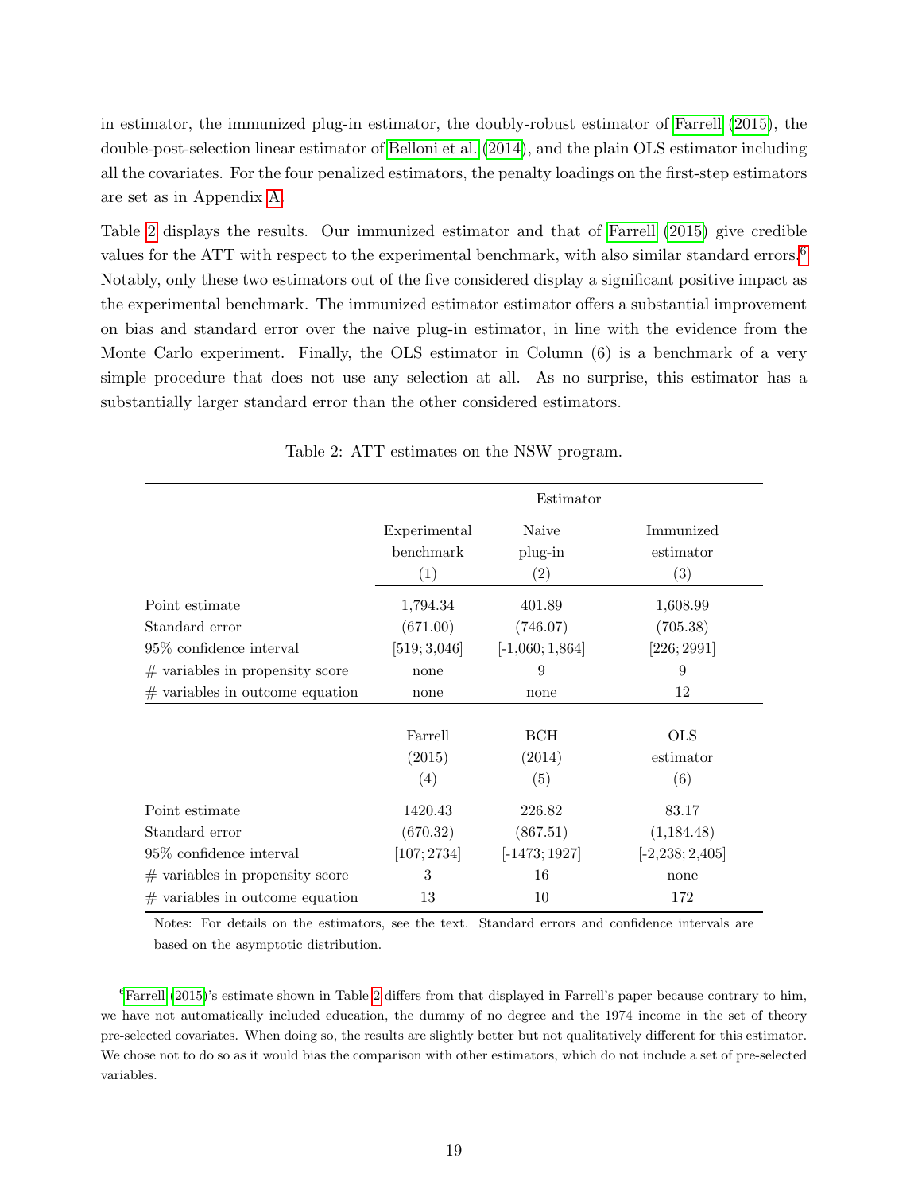in estimator, the immunized plug-in estimator, the doubly-robust estimator of Farrell (2015), the double-post-selection linear estimator of Belloni et al. (2014), and the plain OLS estimator including all the covariates. For the four penalized estimators, the penalty loadings on the first-step estimators are set as in Appendix A.

Table 2 displays the results. Our immunized estimator and that of Farrell (2015) give credible values for the ATT with respect to the experimental benchmark, with also similar standard errors.[6] Notably, only these two estimators out of the five considered display a significant positive impact as the experimental benchmark. The immunized estimator estimator offers a substantial improvement on bias and standard error over the naive plug-in estimator, in line with the evidence from the Monte Carlo experiment. Finally, the OLS estimator in Column (6) is a benchmark of a very simple procedure that does not use any selection at all. As no surprise, this estimator has a substantially larger standard error than the other considered estimators.

Table 2: ATT estimates on the NSW program.

| | Estimator | | |
|---|---|---|---|
| | Experimental benchmark (1) | Naive plug-in (2) | Immunized estimator (3) |
| Point estimate | 1,794.34 | 401.89 | 1,608.99 |
| Standard error | (671.00) | (746.07) | (705.38) |
| 95% confidence interval | [519; 3,046] | [-1,060; 1,864] | [226; 2991] |
| # variables in propensity score | none | 9 | 9 |
| # variables in outcome equation | none | none | 12 |
| | Farrell (2015) (4) | BCH (2014) (5) | OLS estimator (6) |
| Point estimate | 1420.43 | 226.82 | 83.17 |
| Standard error | (670.32) | (867.51) | (1,184.48) |
| 95% confidence interval | [107; 2734] | [-1473; 1927] | [-2,238; 2,405] |
| # variables in propensity score | 3 | 16 | none |
| # variables in outcome equation | 13 | 10 | 172 |

Notes: For details on the estimators, see the text. Standard errors and confidence intervals are based on the asymptotic distribution.

[6] Farrell (2015)'s estimate shown in Table 2 differs from that displayed in Farrell's paper because contrary to him, we have not automatically included education, the dummy of no degree and the 1974 income in the set of theory pre-selected covariates. When doing so, the results are slightly better but not qualitatively different for this estimator. We chose not to do so as it would bias the comparison with other estimators, which do not include a set of pre-selected variables.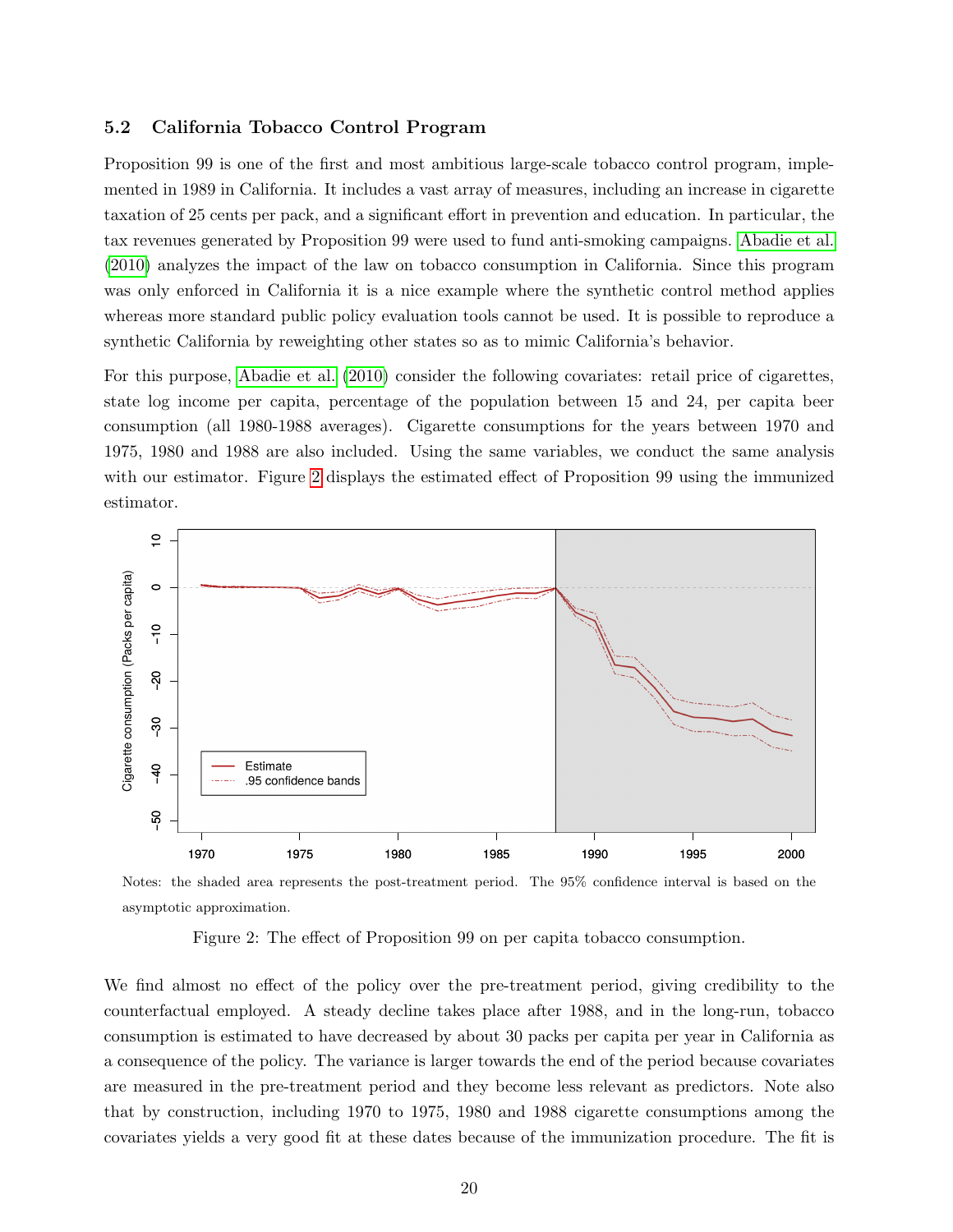### 5.2 California Tobacco Control Program

Proposition 99 is one of the first and most ambitious large-scale tobacco control program, implemented in 1989 in California. It includes a vast array of measures, including an increase in cigarette taxation of 25 cents per pack, and a significant effort in prevention and education. In particular, the tax revenues generated by Proposition 99 were used to fund anti-smoking campaigns. Abadie et al. (2010) analyzes the impact of the law on tobacco consumption in California. Since this program was only enforced in California it is a nice example where the synthetic control method applies whereas more standard public policy evaluation tools cannot be used. It is possible to reproduce a synthetic California by reweighting other states so as to mimic California's behavior.

For this purpose, Abadie et al. (2010) consider the following covariates: retail price of cigarettes, state log income per capita, percentage of the population between 15 and 24, per capita beer consumption (all 1980-1988 averages). Cigarette consumptions for the years between 1970 and 1975, 1980 and 1988 are also included. Using the same variables, we conduct the same analysis with our estimator. Figure 2 displays the estimated effect of Proposition 99 using the immunized estimator.

Notes: the shaded area represents the post-treatment period. The 95% confidence interval is based on the asymptotic approximation.

Figure 2: The effect of Proposition 99 on per capita tobacco consumption.

We find almost no effect of the policy over the pre-treatment period, giving credibility to the counterfactual employed. A steady decline takes place after 1988, and in the long-run, tobacco consumption is estimated to have decreased by about 30 packs per capita per year in California as a consequence of the policy. The variance is larger towards the end of the period because covariates are measured in the pre-treatment period and they become less relevant as predictors. Note also that by construction, including 1970 to 1975, 1980 and 1988 cigarette consumptions among the covariates yields a very good fit at these dates because of the immunization procedure. The fit is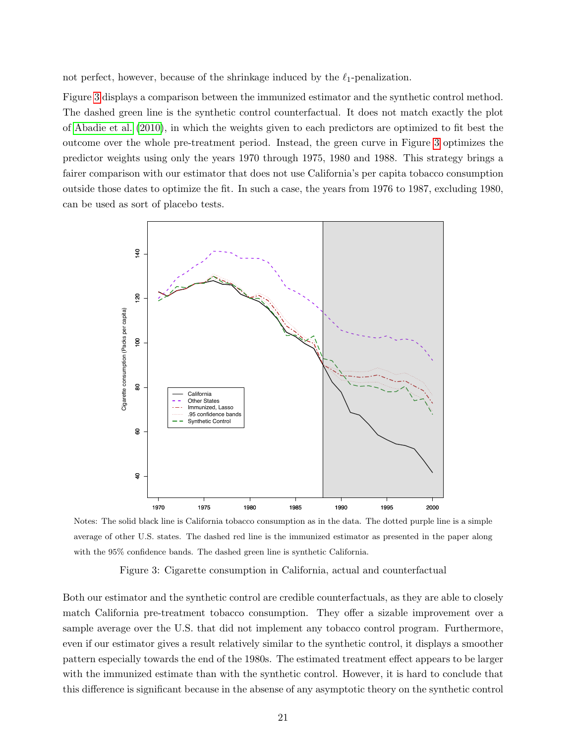not perfect, however, because of the shrinkage induced by the $\ell_1$-penalization.

Figure 3 displays a comparison between the immunized estimator and the synthetic control method. The dashed green line is the synthetic control counterfactual. It does not match exactly the plot of Abadie et al. (2010), in which the weights given to each predictors are optimized to fit best the outcome over the whole pre-treatment period. Instead, the green curve in Figure 3 optimizes the predictor weights using only the years 1970 through 1975, 1980 and 1988. This strategy brings a fairer comparison with our estimator that does not use California's per capita tobacco consumption outside those dates to optimize the fit. In such a case, the years from 1976 to 1987, excluding 1980, can be used as sort of placebo tests.

Notes: The solid black line is California tobacco consumption as in the data. The dotted purple line is a simple average of other U.S. states. The dashed red line is the immunized estimator as presented in the paper along with the 95% confidence bands. The dashed green line is synthetic California.

Figure 3: Cigarette consumption in California, actual and counterfactual

Both our estimator and the synthetic control are credible counterfactuals, as they are able to closely match California pre-treatment tobacco consumption. They offer a sizable improvement over a sample average over the U.S. that did not implement any tobacco control program. Furthermore, even if our estimator gives a result relatively similar to the synthetic control, it displays a smoother pattern especially towards the end of the 1980s. The estimated treatment effect appears to be larger with the immunized estimate than with the synthetic control. However, it is hard to conclude that this difference is significant because in the absense of any asymptotic theory on the synthetic control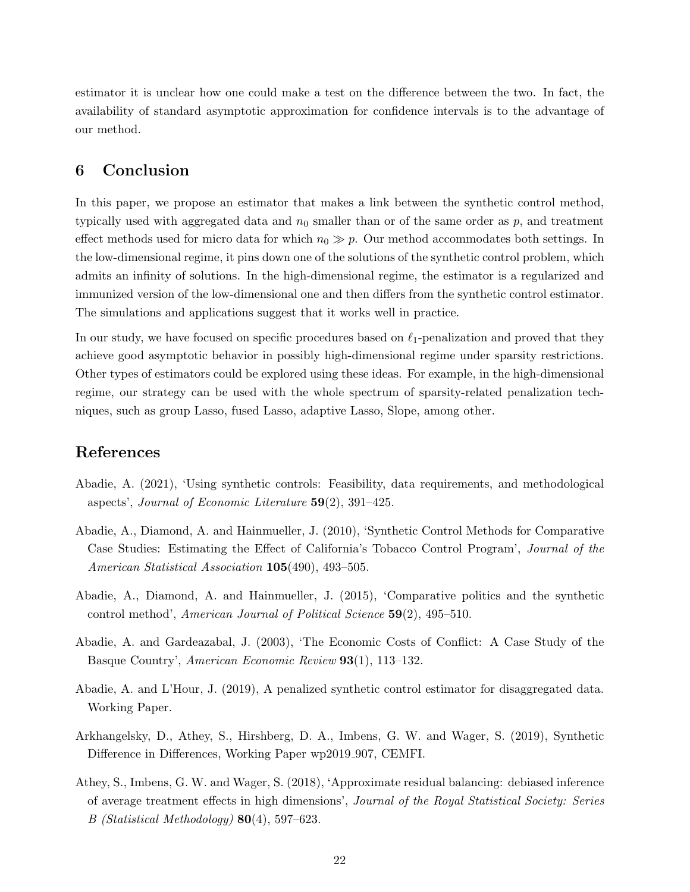estimator it is unclear how one could make a test on the difference between the two. In fact, the availability of standard asymptotic approximation for confidence intervals is to the advantage of our method.

## 6 Conclusion

In this paper, we propose an estimator that makes a link between the synthetic control method, typically used with aggregated data and $n_0$ smaller than or of the same order as $p$, and treatment effect methods used for micro data for which $n_0 \gg p$. Our method accommodates both settings. In the low-dimensional regime, it pins down one of the solutions of the synthetic control problem, which admits an infinity of solutions. In the high-dimensional regime, the estimator is a regularized and immunized version of the low-dimensional one and then differs from the synthetic control estimator. The simulations and applications suggest that it works well in practice.

In our study, we have focused on specific procedures based on $\ell_1$-penalization and proved that they achieve good asymptotic behavior in possibly high-dimensional regime under sparsity restrictions. Other types of estimators could be explored using these ideas. For example, in the high-dimensional regime, our strategy can be used with the whole spectrum of sparsity-related penalization techniques, such as group Lasso, fused Lasso, adaptive Lasso, Slope, among other.

## References

Abadie, A. (2021), 'Using synthetic controls: Feasibility, data requirements, and methodological aspects', *Journal of Economic Literature* **59**(2), 391–425.

Abadie, A., Diamond, A. and Hainmueller, J. (2010), 'Synthetic Control Methods for Comparative Case Studies: Estimating the Effect of California's Tobacco Control Program', *Journal of the American Statistical Association* **105**(490), 493–505.

Abadie, A., Diamond, A. and Hainmueller, J. (2015), 'Comparative politics and the synthetic control method', *American Journal of Political Science* **59**(2), 495–510.

Abadie, A. and Gardeazabal, J. (2003), 'The Economic Costs of Conflict: A Case Study of the Basque Country', *American Economic Review* **93**(1), 113–132.

Abadie, A. and L'Hour, J. (2019), A penalized synthetic control estimator for disaggregated data. Working Paper.

Arkhangelsky, D., Athey, S., Hirshberg, D. A., Imbens, G. W. and Wager, S. (2019), Synthetic Difference in Differences, Working Paper wp2019_907, CEMFI.

Athey, S., Imbens, G. W. and Wager, S. (2018), 'Approximate residual balancing: debiased inference of average treatment effects in high dimensions', *Journal of the Royal Statistical Society: Series B (Statistical Methodology)* **80**(4), 597–623.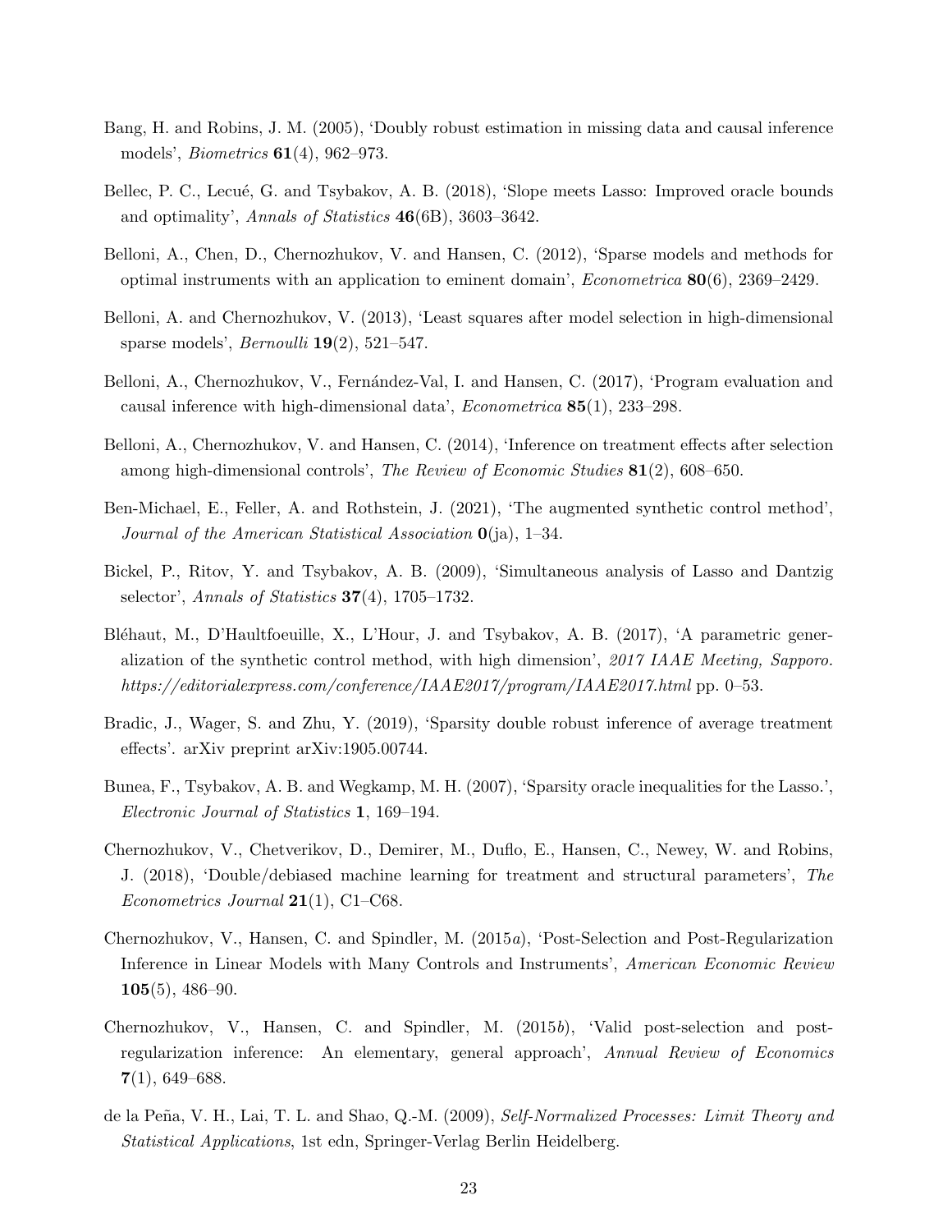Bang, H. and Robins, J. M. (2005), 'Doubly robust estimation in missing data and causal inference models', *Biometrics* **61**(4), 962–973.

Bellec, P. C., Lecué, G. and Tsybakov, A. B. (2018), 'Slope meets Lasso: Improved oracle bounds and optimality', *Annals of Statistics* **46**(6B), 3603–3642.

Belloni, A., Chen, D., Chernozhukov, V. and Hansen, C. (2012), 'Sparse models and methods for optimal instruments with an application to eminent domain', *Econometrica* **80**(6), 2369–2429.

Belloni, A. and Chernozhukov, V. (2013), 'Least squares after model selection in high-dimensional sparse models', *Bernoulli* **19**(2), 521–547.

Belloni, A., Chernozhukov, V., Fernández-Val, I. and Hansen, C. (2017), 'Program evaluation and causal inference with high-dimensional data', *Econometrica* **85**(1), 233–298.

Belloni, A., Chernozhukov, V. and Hansen, C. (2014), 'Inference on treatment effects after selection among high-dimensional controls', *The Review of Economic Studies* **81**(2), 608–650.

Ben-Michael, E., Feller, A. and Rothstein, J. (2021), 'The augmented synthetic control method', *Journal of the American Statistical Association* **0**(ja), 1–34.

Bickel, P., Ritov, Y. and Tsybakov, A. B. (2009), 'Simultaneous analysis of Lasso and Dantzig selector', *Annals of Statistics* **37**(4), 1705–1732.

Bléhaut, M., D'Haultfoeuille, X., L'Hour, J. and Tsybakov, A. B. (2017), 'A parametric generalization of the synthetic control method, with high dimension', *2017 IAAE Meeting, Sapporo. https://editorialexpress.com/conference/IAAE2017/program/IAAE2017.html* pp. 0–53.

Bradic, J., Wager, S. and Zhu, Y. (2019), 'Sparsity double robust inference of average treatment effects'. arXiv preprint arXiv:1905.00744.

Bunea, F., Tsybakov, A. B. and Wegkamp, M. H. (2007), 'Sparsity oracle inequalities for the Lasso.', *Electronic Journal of Statistics* **1**, 169–194.

Chernozhukov, V., Chetverikov, D., Demirer, M., Duflo, E., Hansen, C., Newey, W. and Robins, J. (2018), 'Double/debiased machine learning for treatment and structural parameters', *The Econometrics Journal* **21**(1), C1–C68.

Chernozhukov, V., Hansen, C. and Spindler, M. (2015*a*), 'Post-Selection and Post-Regularization Inference in Linear Models with Many Controls and Instruments', *American Economic Review* **105**(5), 486–90.

Chernozhukov, V., Hansen, C. and Spindler, M. (2015*b*), 'Valid post-selection and post-regularization inference: An elementary, general approach', *Annual Review of Economics* **7**(1), 649–688.

de la Peña, V. H., Lai, T. L. and Shao, Q.-M. (2009), *Self-Normalized Processes: Limit Theory and Statistical Applications*, 1st edn, Springer-Verlag Berlin Heidelberg.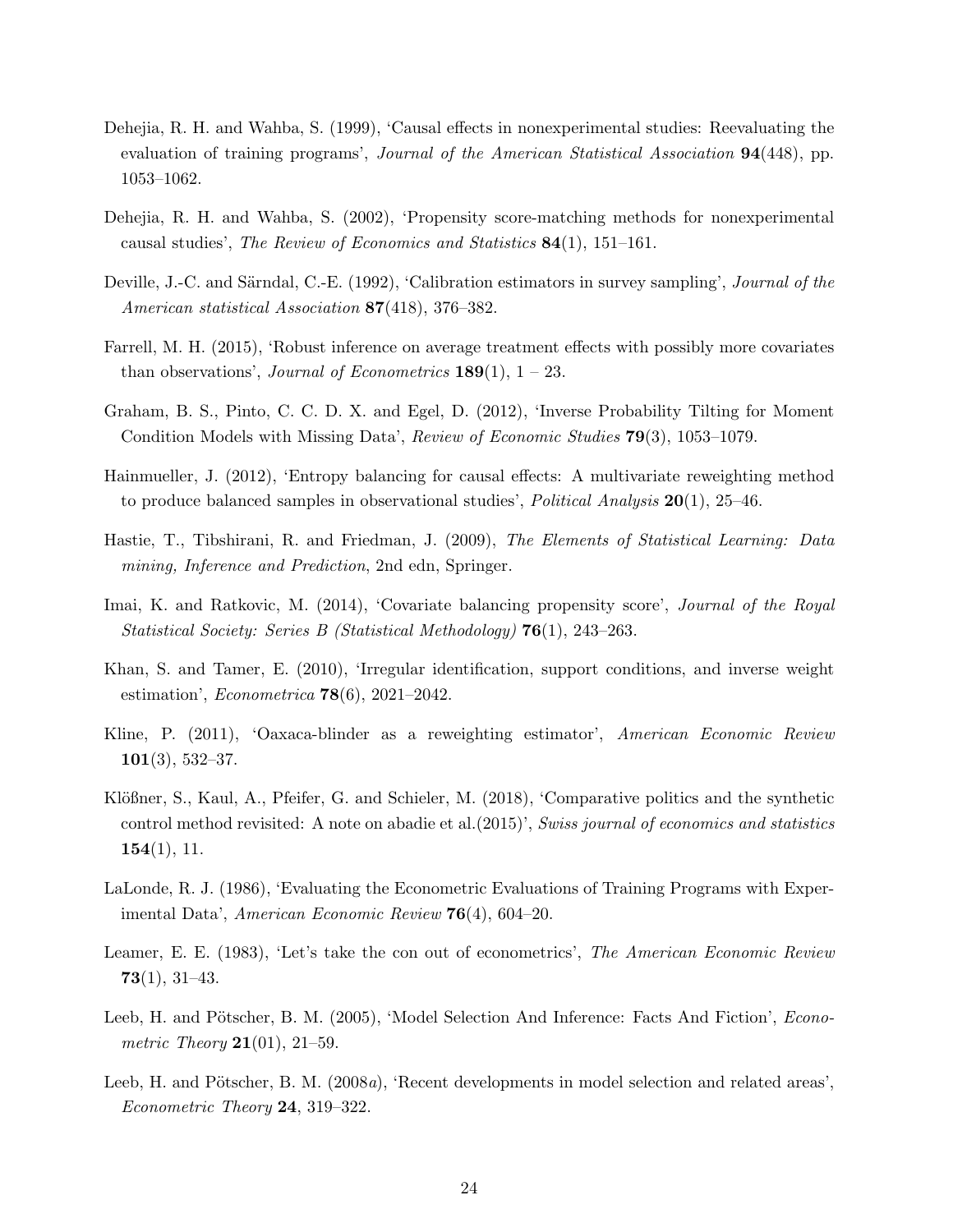Dehejia, R. H. and Wahba, S. (1999), 'Causal effects in nonexperimental studies: Reevaluating the evaluation of training programs', *Journal of the American Statistical Association* **94**(448), pp. 1053–1062.

Dehejia, R. H. and Wahba, S. (2002), 'Propensity score-matching methods for nonexperimental causal studies', *The Review of Economics and Statistics* **84**(1), 151–161.

Deville, J.-C. and Särndal, C.-E. (1992), 'Calibration estimators in survey sampling', *Journal of the American statistical Association* **87**(418), 376–382.

Farrell, M. H. (2015), 'Robust inference on average treatment effects with possibly more covariates than observations', *Journal of Econometrics* **189**(1), 1 – 23.

Graham, B. S., Pinto, C. C. D. X. and Egel, D. (2012), 'Inverse Probability Tilting for Moment Condition Models with Missing Data', *Review of Economic Studies* **79**(3), 1053–1079.

Hainmueller, J. (2012), 'Entropy balancing for causal effects: A multivariate reweighting method to produce balanced samples in observational studies', *Political Analysis* **20**(1), 25–46.

Hastie, T., Tibshirani, R. and Friedman, J. (2009), *The Elements of Statistical Learning: Data mining, Inference and Prediction*, 2nd edn, Springer.

Imai, K. and Ratkovic, M. (2014), 'Covariate balancing propensity score', *Journal of the Royal Statistical Society: Series B (Statistical Methodology)* **76**(1), 243–263.

Khan, S. and Tamer, E. (2010), 'Irregular identification, support conditions, and inverse weight estimation', *Econometrica* **78**(6), 2021–2042.

Kline, P. (2011), 'Oaxaca-blinder as a reweighting estimator', *American Economic Review* **101**(3), 532–37.

Klößner, S., Kaul, A., Pfeifer, G. and Schieler, M. (2018), 'Comparative politics and the synthetic control method revisited: A note on abadie et al.(2015)', *Swiss journal of economics and statistics* **154**(1), 11.

LaLonde, R. J. (1986), 'Evaluating the Econometric Evaluations of Training Programs with Experimental Data', *American Economic Review* **76**(4), 604–20.

Leamer, E. E. (1983), 'Let's take the con out of econometrics', *The American Economic Review* **73**(1), 31–43.

Leeb, H. and Pötscher, B. M. (2005), 'Model Selection And Inference: Facts And Fiction', *Econometric Theory* **21**(01), 21–59.

Leeb, H. and Pötscher, B. M. (2008*a*), 'Recent developments in model selection and related areas', *Econometric Theory* **24**, 319–322.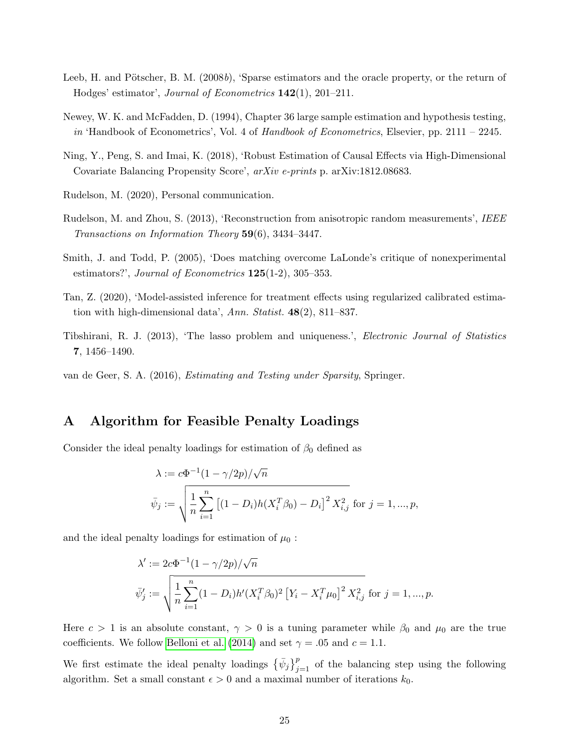Leeb, H. and Pötscher, B. M. (2008*b*), 'Sparse estimators and the oracle property, or the return of Hodges' estimator', *Journal of Econometrics* **142**(1), 201–211.

Newey, W. K. and McFadden, D. (1994), Chapter 36 large sample estimation and hypothesis testing, *in* 'Handbook of Econometrics', Vol. 4 of *Handbook of Econometrics*, Elsevier, pp. 2111 – 2245.

Ning, Y., Peng, S. and Imai, K. (2018), 'Robust Estimation of Causal Effects via High-Dimensional Covariate Balancing Propensity Score', *arXiv e-prints* p. arXiv:1812.08683.

Rudelson, M. (2020), Personal communication.

Rudelson, M. and Zhou, S. (2013), 'Reconstruction from anisotropic random measurements', *IEEE Transactions on Information Theory* **59**(6), 3434–3447.

Smith, J. and Todd, P. (2005), 'Does matching overcome LaLonde's critique of nonexperimental estimators?', *Journal of Econometrics* **125**(1-2), 305–353.

Tan, Z. (2020), 'Model-assisted inference for treatment effects using regularized calibrated estimation with high-dimensional data', *Ann. Statist.* **48**(2), 811–837.

Tibshirani, R. J. (2013), 'The lasso problem and uniqueness.', *Electronic Journal of Statistics* **7**, 1456–1490.

van de Geer, S. A. (2016), *Estimating and Testing under Sparsity*, Springer.

# A Algorithm for Feasible Penalty Loadings

Consider the ideal penalty loadings for estimation of $\beta_0$ defined as

$$\lambda := c\Phi^{-1}(1-\gamma/2p)/\sqrt{n}$$

$$\bar{\psi}_j := \sqrt{\frac{1}{n}\sum_{i=1}^{n}\left[(1-D_i)h(X_i^T\beta_0)-D_i\right]^2 X_{i,j}^2} \text{ for } j=1,...,p,$$

and the ideal penalty loadings for estimation of $\mu_0$ :

$$\lambda' := 2c\Phi^{-1}(1-\gamma/2p)/\sqrt{n}$$

$$\bar{\psi}_j' := \sqrt{\frac{1}{n}\sum_{i=1}^{n}(1-D_i)h'(X_i^T\beta_0)^2\left[Y_i - X_i^T\mu_0\right]^2 X_{i,j}^2} \text{ for } j=1,...,p.$$

Here $c>1$ is an absolute constant, $\gamma>0$ is a tuning parameter while $\beta_0$ and $\mu_0$ are the true coefficients. We follow Belloni et al. (2014) and set $\gamma = .05$ and $c = 1.1$.

We first estimate the ideal penalty loadings $\left\{\bar{\psi}_j\right\}_{j=1}^{p}$ of the balancing step using the following algorithm. Set a small constant $\epsilon > 0$ and a maximal number of iterations $k_0$.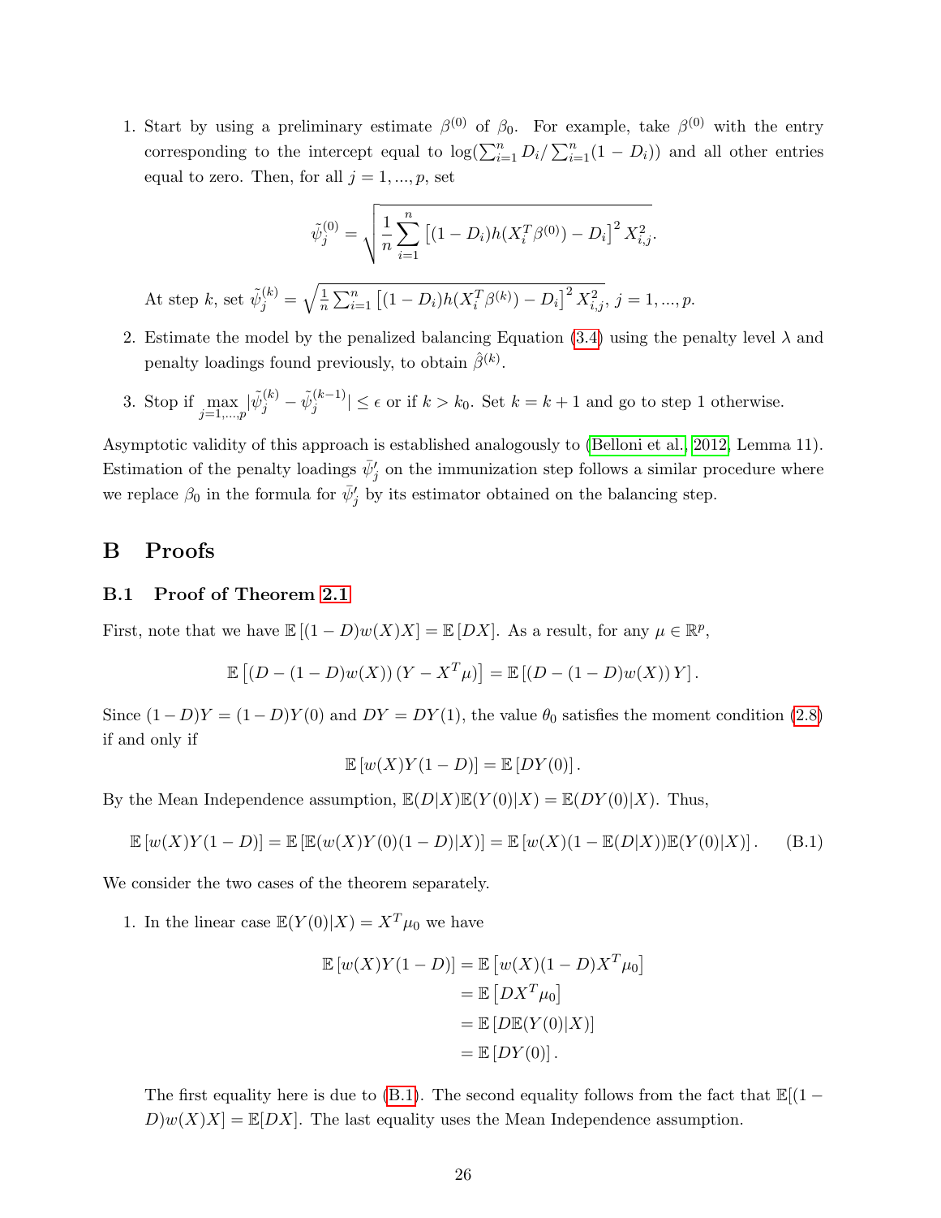1. Start by using a preliminary estimate $\beta^{(0)}$ of $\beta_0$. For example, take $\beta^{(0)}$ with the entry corresponding to the intercept equal to $\log(\sum_{i=1}^n D_i / \sum_{i=1}^n (1-D_i))$ and all other entries equal to zero. Then, for all $j = 1, ..., p$, set

$$\tilde{\psi}_j^{(0)} = \sqrt{\frac{1}{n}\sum_{i=1}^n \left[(1-D_i)h(X_i^T\beta^{(0)}) - D_i\right]^2 X_{i,j}^2}.$$

   At step $k$, set $\tilde{\psi}_j^{(k)} = \sqrt{\frac{1}{n}\sum_{i=1}^n \left[(1-D_i)h(X_i^T\beta^{(k)}) - D_i\right]^2 X_{i,j}^2}$, $j = 1, ..., p$.

2. Estimate the model by the penalized balancing Equation (3.4) using the penalty level $\lambda$ and penalty loadings found previously, to obtain $\hat{\beta}^{(k)}$.

3. Stop if $\max_{j=1,...,p} |\tilde{\psi}_j^{(k)} - \tilde{\psi}_j^{(k-1)}| \leq \epsilon$ or if $k > k_0$. Set $k = k+1$ and go to step 1 otherwise.

Asymptotic validity of this approach is established analogously to (Belloni et al., 2012, Lemma 11). Estimation of the penalty loadings $\bar{\psi}'_j$ on the immunization step follows a similar procedure where we replace $\beta_0$ in the formula for $\bar{\psi}'_j$ by its estimator obtained on the balancing step.

# B Proofs

## B.1 Proof of Theorem 2.1

First, note that we have $\mathbb{E}\left[(1-D)w(X)X\right] = \mathbb{E}\left[DX\right]$. As a result, for any $\mu \in \mathbb{R}^p$,

$$\mathbb{E}\left[(D - (1-D)w(X))\left(Y - X^T\mu\right)\right] = \mathbb{E}\left[(D - (1-D)w(X))\,Y\right].$$

Since $(1-D)Y = (1-D)Y(0)$ and $DY = DY(1)$, the value $\theta_0$ satisfies the moment condition (2.8) if and only if

$$\mathbb{E}\left[w(X)Y(1-D)\right] = \mathbb{E}\left[DY(0)\right].$$

By the Mean Independence assumption, $\mathbb{E}(D|X)\mathbb{E}(Y(0)|X) = \mathbb{E}(DY(0)|X)$. Thus,

$$\mathbb{E}\left[w(X)Y(1-D)\right] = \mathbb{E}\left[\mathbb{E}(w(X)Y(0)(1-D)|X)\right] = \mathbb{E}\left[w(X)(1-\mathbb{E}(D|X))\mathbb{E}(Y(0)|X)\right]. \tag{B.1}$$

We consider the two cases of the theorem separately.

1. In the linear case $\mathbb{E}(Y(0)|X) = X^T\mu_0$ we have

$$\begin{aligned}
\mathbb{E}\left[w(X)Y(1-D)\right] &= \mathbb{E}\left[w(X)(1-D)X^T\mu_0\right] \\
&= \mathbb{E}\left[DX^T\mu_0\right] \\
&= \mathbb{E}\left[D\mathbb{E}(Y(0)|X)\right] \\
&= \mathbb{E}\left[DY(0)\right].
\end{aligned}$$

   The first equality here is due to (B.1). The second equality follows from the fact that $\mathbb{E}[(1-D)w(X)X] = \mathbb{E}[DX]$. The last equality uses the Mean Independence assumption.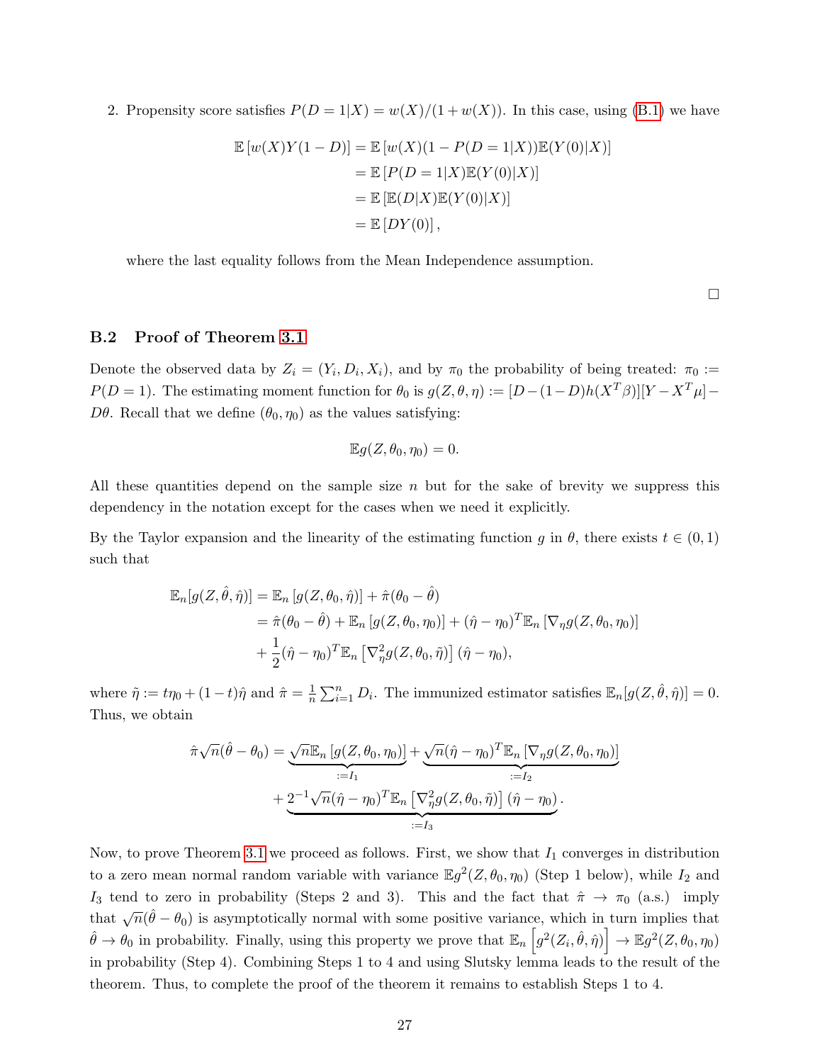2. Propensity score satisfies $P(D=1|X) = w(X)/(1+w(X))$. In this case, using (B.1) we have

$$
\begin{aligned}
\mathbb{E}\left[w(X)Y(1-D)\right] &= \mathbb{E}\left[w(X)(1-P(D=1|X))\mathbb{E}(Y(0)|X)\right] \\
&= \mathbb{E}\left[P(D=1|X)\mathbb{E}(Y(0)|X)\right] \\
&= \mathbb{E}\left[\mathbb{E}(D|X)\mathbb{E}(Y(0)|X)\right] \\
&= \mathbb{E}\left[DY(0)\right],
\end{aligned}
$$

where the last equality follows from the Mean Independence assumption.

□

### B.2 Proof of Theorem 3.1

Denote the observed data by $Z_i = (Y_i, D_i, X_i)$, and by $\pi_0$ the probability of being treated: $\pi_0 := P(D=1)$. The estimating moment function for $\theta_0$ is $g(Z,\theta,\eta) := [D-(1-D)h(X^T\beta)][Y - X^T\mu] - D\theta$. Recall that we define $(\theta_0, \eta_0)$ as the values satisfying:

$$
\mathbb{E}g(Z, \theta_0, \eta_0) = 0.
$$

All these quantities depend on the sample size $n$ but for the sake of brevity we suppress this dependency in the notation except for the cases when we need it explicitly.

By the Taylor expansion and the linearity of the estimating function $g$ in $\theta$, there exists $t \in (0,1)$ such that

$$
\begin{aligned}
\mathbb{E}_n[g(Z,\hat{\theta},\hat{\eta})] &= \mathbb{E}_n\left[g(Z,\theta_0,\hat{\eta})\right] + \hat{\pi}(\theta_0 - \hat{\theta}) \\
&= \hat{\pi}(\theta_0 - \hat{\theta}) + \mathbb{E}_n\left[g(Z,\theta_0,\eta_0)\right] + (\hat{\eta}-\eta_0)^T\mathbb{E}_n\left[\nabla_\eta g(Z,\theta_0,\eta_0)\right] \\
&\quad + \frac{1}{2}(\hat{\eta}-\eta_0)^T\mathbb{E}_n\left[\nabla_\eta^2 g(Z,\theta_0,\tilde{\eta})\right](\hat{\eta}-\eta_0),
\end{aligned}
$$

where $\tilde{\eta} := t\eta_0 + (1-t)\hat{\eta}$ and $\hat{\pi} = \frac{1}{n}\sum_{i=1}^n D_i$. The immunized estimator satisfies $\mathbb{E}_n[g(Z,\hat{\theta},\hat{\eta})] = 0$. Thus, we obtain

$$
\begin{aligned}
\hat{\pi}\sqrt{n}(\hat{\theta}-\theta_0) = &\underbrace{\sqrt{n}\mathbb{E}_n\left[g(Z,\theta_0,\eta_0)\right]}_{:=I_1} + \underbrace{\sqrt{n}(\hat{\eta}-\eta_0)^T\mathbb{E}_n\left[\nabla_\eta g(Z,\theta_0,\eta_0)\right]}_{:=I_2} \\
&+ \underbrace{2^{-1}\sqrt{n}(\hat{\eta}-\eta_0)^T\mathbb{E}_n\left[\nabla_\eta^2 g(Z,\theta_0,\tilde{\eta})\right](\hat{\eta}-\eta_0)}_{:=I_3}.
\end{aligned}
$$

Now, to prove Theorem 3.1 we proceed as follows. First, we show that $I_1$ converges in distribution to a zero mean normal random variable with variance $\mathbb{E}g^2(Z,\theta_0,\eta_0)$ (Step 1 below), while $I_2$ and $I_3$ tend to zero in probability (Steps 2 and 3). This and the fact that $\hat{\pi} \to \pi_0$ (a.s.) imply that $\sqrt{n}(\hat{\theta}-\theta_0)$ is asymptotically normal with some positive variance, which in turn implies that $\hat{\theta} \to \theta_0$ in probability. Finally, using this property we prove that $\mathbb{E}_n\left[g^2(Z_i,\hat{\theta},\hat{\eta})\right] \to \mathbb{E}g^2(Z,\theta_0,\eta_0)$ in probability (Step 4). Combining Steps 1 to 4 and using Slutsky lemma leads to the result of the theorem. Thus, to complete the proof of the theorem it remains to establish Steps 1 to 4.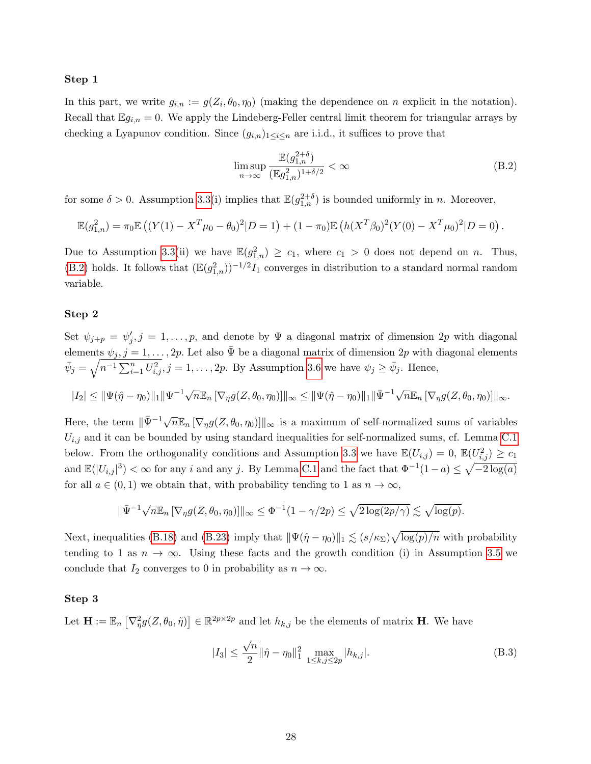**Step 1**

In this part, we write $g_{i,n} := g(Z_i, \theta_0, \eta_0)$ (making the dependence on $n$ explicit in the notation). Recall that $\mathbb{E}g_{i,n} = 0$. We apply the Lindeberg-Feller central limit theorem for triangular arrays by checking a Lyapunov condition. Since $(g_{i,n})_{1\le i\le n}$ are i.i.d., it suffices to prove that

$$\limsup_{n\to\infty} \frac{\mathbb{E}(g_{1,n}^{2+\delta})}{(\mathbb{E}g_{1,n}^2)^{1+\delta/2}} < \infty \tag{B.2}$$

for some $\delta > 0$. Assumption 3.3(i) implies that $\mathbb{E}(g_{1,n}^{2+\delta})$ is bounded uniformly in $n$. Moreover,

$$\mathbb{E}(g_{1,n}^2) = \pi_0 \mathbb{E}\left((Y(1) - X^T\mu_0 - \theta_0)^2 | D = 1\right) + (1-\pi_0)\mathbb{E}\left(h(X^T\beta_0)^2 (Y(0) - X^T\mu_0)^2 | D = 0\right).$$

Due to Assumption 3.3(ii) we have $\mathbb{E}(g_{1,n}^2) \ge c_1$, where $c_1 > 0$ does not depend on $n$. Thus, (B.2) holds. It follows that $(\mathbb{E}(g_{1,n}^2))^{-1/2} I_1$ converges in distribution to a standard normal random variable.

**Step 2**

Set $\psi_{j+p} = \psi'_j, j = 1,\dots,p$, and denote by $\Psi$ a diagonal matrix of dimension $2p$ with diagonal elements $\psi_j, j = 1,\dots,2p$. Let also $\bar{\Psi}$ be a diagonal matrix of dimension $2p$ with diagonal elements $\bar{\psi}_j = \sqrt{n^{-1}\sum_{i=1}^n U_{i,j}^2}, j = 1,\dots,2p$. By Assumption 3.6 we have $\psi_j \ge \bar{\psi}_j$. Hence,

$$|I_2| \le \|\Psi(\hat{\eta} - \eta_0)\|_1 \|\Psi^{-1}\sqrt{n}\mathbb{E}_n\left[\nabla_\eta g(Z, \theta_0, \eta_0)\right]\|_\infty \le \|\Psi(\hat{\eta} - \eta_0)\|_1 \|\bar{\Psi}^{-1}\sqrt{n}\mathbb{E}_n\left[\nabla_\eta g(Z, \theta_0, \eta_0)\right]\|_\infty.$$

Here, the term $\|\bar{\Psi}^{-1}\sqrt{n}\mathbb{E}_n\left[\nabla_\eta g(Z, \theta_0, \eta_0)\right]\|_\infty$ is a maximum of self-normalized sums of variables $U_{i,j}$ and it can be bounded by using standard inequalities for self-normalized sums, cf. Lemma C.1 below. From the orthogonality conditions and Assumption 3.3 we have $\mathbb{E}(U_{i,j}) = 0$, $\mathbb{E}(U_{i,j}^2) \ge c_1$ and $\mathbb{E}(|U_{i,j}|^3) < \infty$ for any $i$ and any $j$. By Lemma C.1 and the fact that $\Phi^{-1}(1-a) \le \sqrt{-2\log(a)}$ for all $a \in (0,1)$ we obtain that, with probability tending to 1 as $n \to \infty$,

$$\|\bar{\Psi}^{-1}\sqrt{n}\mathbb{E}_n\left[\nabla_\eta g(Z, \theta_0, \eta_0)\right]\|_\infty \le \Phi^{-1}(1 - \gamma/2p) \le \sqrt{2\log(2p/\gamma)} \lesssim \sqrt{\log(p)}.$$

Next, inequalities (B.18) and (B.23) imply that $\|\Psi(\hat{\eta} - \eta_0)\|_1 \lesssim (s/\kappa_\Sigma)\sqrt{\log(p)/n}$ with probability tending to 1 as $n \to \infty$. Using these facts and the growth condition (i) in Assumption 3.5 we conclude that $I_2$ converges to 0 in probability as $n \to \infty$.

**Step 3**

Let $\mathbf{H} := \mathbb{E}_n\left[\nabla_\eta^2 g(Z, \theta_0, \tilde{\eta})\right] \in \mathbb{R}^{2p\times 2p}$ and let $h_{k,j}$ be the elements of matrix $\mathbf{H}$. We have

$$|I_3| \le \frac{\sqrt{n}}{2}\|\hat{\eta} - \eta_0\|_1^2 \max_{1\le k,j\le 2p} |h_{k,j}|. \tag{B.3}$$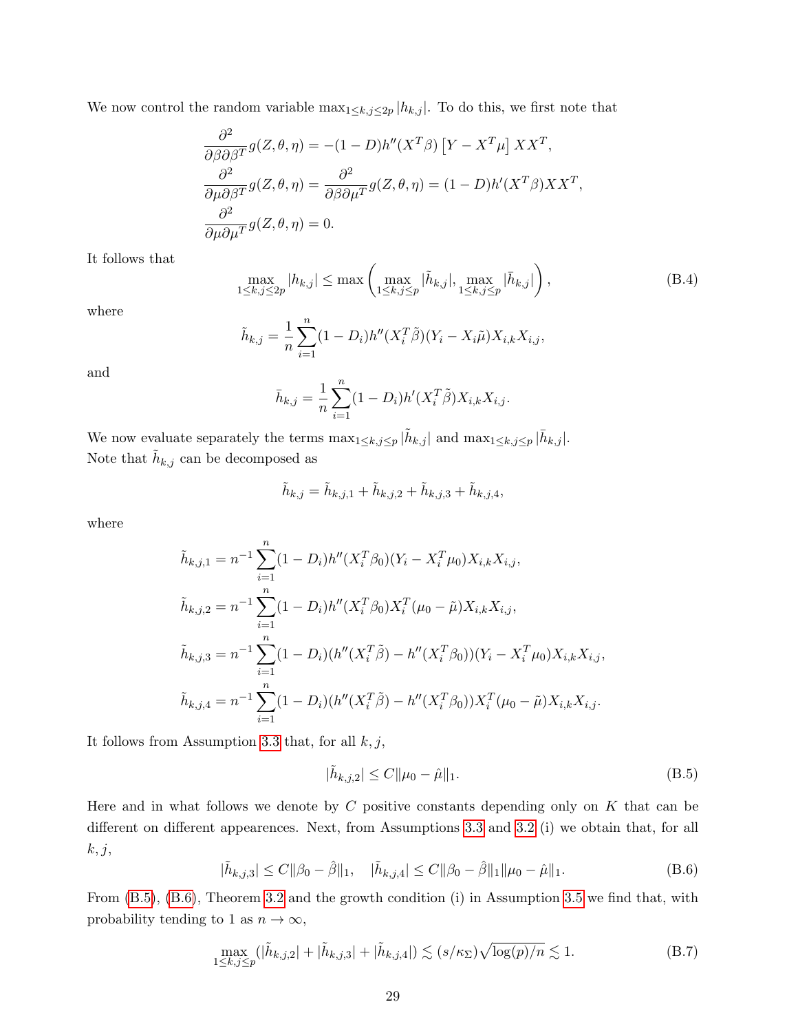We now control the random variable $\max_{1\le k,j\le 2p}|h_{k,j}|$. To do this, we first note that

$$
\begin{aligned}
\frac{\partial^2}{\partial\beta\partial\beta^T} g(Z,\theta,\eta) &= -(1-D)h''(X^T\beta)\left[Y - X^T\mu\right] XX^T,\\
\frac{\partial^2}{\partial\mu\partial\beta^T} g(Z,\theta,\eta) &= \frac{\partial^2}{\partial\beta\partial\mu^T} g(Z,\theta,\eta) = (1-D)h'(X^T\beta)XX^T,\\
\frac{\partial^2}{\partial\mu\partial\mu^T} g(Z,\theta,\eta) &= 0.
\end{aligned}
$$

It follows that

$$
\max_{1\le k,j\le 2p}|h_{k,j}| \le \max\left(\max_{1\le k,j\le p}|\tilde h_{k,j}|, \max_{1\le k,j\le p}|\bar h_{k,j}|\right), \tag{B.4}
$$

where

$$
\tilde h_{k,j} = \frac{1}{n}\sum_{i=1}^n (1-D_i)h''(X_i^T\tilde\beta)(Y_i - X_i\tilde\mu)X_{i,k}X_{i,j},
$$

and

$$
\bar h_{k,j} = \frac{1}{n}\sum_{i=1}^n (1-D_i)h'(X_i^T\tilde\beta)X_{i,k}X_{i,j}.
$$

We now evaluate separately the terms $\max_{1\le k,j\le p}|\tilde h_{k,j}|$ and $\max_{1\le k,j\le p}|\bar h_{k,j}|$.
Note that $\tilde h_{k,j}$ can be decomposed as

$$
\tilde h_{k,j} = \tilde h_{k,j,1} + \tilde h_{k,j,2} + \tilde h_{k,j,3} + \tilde h_{k,j,4},
$$

where

$$
\begin{aligned}
\tilde h_{k,j,1} &= n^{-1}\sum_{i=1}^n (1-D_i)h''(X_i^T\beta_0)(Y_i - X_i^T\mu_0)X_{i,k}X_{i,j},\\
\tilde h_{k,j,2} &= n^{-1}\sum_{i=1}^n (1-D_i)h''(X_i^T\beta_0)X_i^T(\mu_0 - \tilde\mu)X_{i,k}X_{i,j},\\
\tilde h_{k,j,3} &= n^{-1}\sum_{i=1}^n (1-D_i)(h''(X_i^T\tilde\beta) - h''(X_i^T\beta_0))(Y_i - X_i^T\mu_0)X_{i,k}X_{i,j},\\
\tilde h_{k,j,4} &= n^{-1}\sum_{i=1}^n (1-D_i)(h''(X_i^T\tilde\beta) - h''(X_i^T\beta_0))X_i^T(\mu_0 - \tilde\mu)X_{i,k}X_{i,j}.
\end{aligned}
$$

It follows from Assumption 3.3 that, for all $k,j$,

$$
|\tilde h_{k,j,2}| \le C\|\mu_0 - \hat\mu\|_1. \tag{B.5}
$$

Here and in what follows we denote by $C$ positive constants depending only on $K$ that can be different on different appearences. Next, from Assumptions 3.3 and 3.2 (i) we obtain that, for all $k,j$,

$$
|\tilde h_{k,j,3}| \le C\|\beta_0 - \hat\beta\|_1, \quad |\tilde h_{k,j,4}| \le C\|\beta_0 - \hat\beta\|_1\|\mu_0 - \hat\mu\|_1. \tag{B.6}
$$

From (B.5), (B.6), Theorem 3.2 and the growth condition (i) in Assumption 3.5 we find that, with probability tending to 1 as $n\to\infty$,

$$
\max_{1\le k,j\le p}(|\tilde h_{k,j,2}| + |\tilde h_{k,j,3}| + |\tilde h_{k,j,4}|) \lesssim (s/\kappa_\Sigma)\sqrt{\log(p)/n} \lesssim 1. \tag{B.7}
$$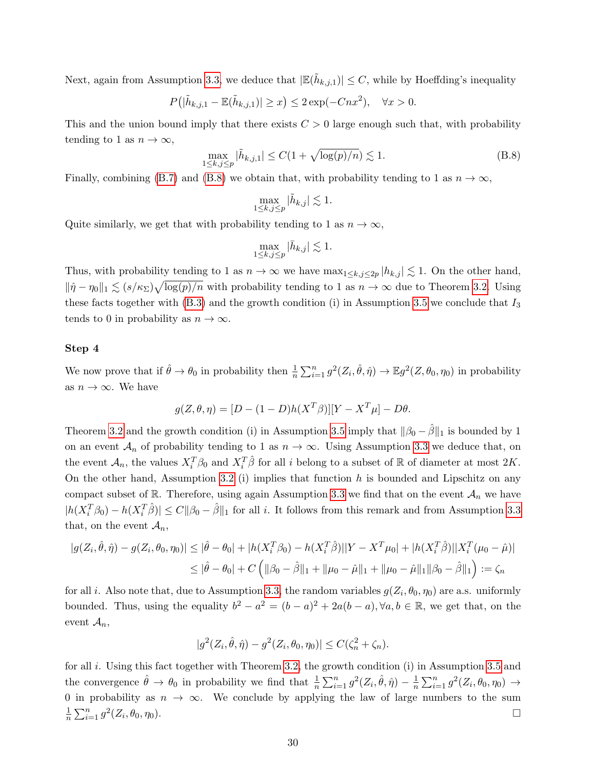Next, again from Assumption 3.3, we deduce that $|\mathbb{E}(\tilde{h}_{k,j,1})| \le C$, while by Hoeffding's inequality

$$P\big(|\tilde{h}_{k,j,1} - \mathbb{E}(\tilde{h}_{k,j,1})| \ge x\big) \le 2\exp(-Cnx^2), \quad \forall x > 0.$$

This and the union bound imply that there exists $C > 0$ large enough such that, with probability tending to 1 as $n \to \infty$,

$$\max_{1 \le k,j \le p} |\tilde{h}_{k,j,1}| \le C(1 + \sqrt{\log(p)/n}) \lesssim 1. \tag{B.8}$$

Finally, combining (B.7) and (B.8) we obtain that, with probability tending to 1 as $n \to \infty$,

$$\max_{1 \le k,j \le p} |\tilde{h}_{k,j}| \lesssim 1.$$

Quite similarly, we get that with probability tending to 1 as $n \to \infty$,

$$\max_{1 \le k,j \le p} |\bar{h}_{k,j}| \lesssim 1.$$

Thus, with probability tending to 1 as $n \to \infty$ we have $\max_{1 \le k,j \le 2p} |h_{k,j}| \lesssim 1$. On the other hand, $\|\hat{\eta} - \eta_0\|_1 \lesssim (s/\kappa_\Sigma)\sqrt{\log(p)/n}$ with probability tending to 1 as $n \to \infty$ due to Theorem 3.2. Using these facts together with (B.3) and the growth condition (i) in Assumption 3.5 we conclude that $I_3$ tends to 0 in probability as $n \to \infty$.

**Step 4**

We now prove that if $\hat{\theta} \to \theta_0$ in probability then $\frac{1}{n}\sum_{i=1}^n g^2(Z_i, \hat{\theta}, \hat{\eta}) \to \mathbb{E}g^2(Z, \theta_0, \eta_0)$ in probability as $n \to \infty$. We have

$$g(Z, \theta, \eta) = [D - (1-D)h(X^T\beta)][Y - X^T\mu] - D\theta.$$

Theorem 3.2 and the growth condition (i) in Assumption 3.5 imply that $\|\beta_0 - \hat{\beta}\|_1$ is bounded by 1 on an event $\mathcal{A}_n$ of probability tending to 1 as $n \to \infty$. Using Assumption 3.3 we deduce that, on the event $\mathcal{A}_n$, the values $X_i^T\beta_0$ and $X_i^T\hat{\beta}$ for all $i$ belong to a subset of $\mathbb{R}$ of diameter at most $2K$. On the other hand, Assumption 3.2 (i) implies that function $h$ is bounded and Lipschitz on any compact subset of $\mathbb{R}$. Therefore, using again Assumption 3.3 we find that on the event $\mathcal{A}_n$ we have $|h(X_i^T\beta_0) - h(X_i^T\hat{\beta})| \le C\|\beta_0 - \hat{\beta}\|_1$ for all $i$. It follows from this remark and from Assumption 3.3 that, on the event $\mathcal{A}_n$,

$$\begin{aligned}
|g(Z_i, \hat{\theta}, \hat{\eta}) - g(Z_i, \theta_0, \eta_0)| &\le |\hat{\theta} - \theta_0| + |h(X_i^T\beta_0) - h(X_i^T\hat{\beta})||Y - X^T\mu_0| + |h(X_i^T\hat{\beta})||X_i^T(\mu_0 - \hat{\mu})| \\
&\le |\hat{\theta} - \theta_0| + C\left(\|\beta_0 - \hat{\beta}\|_1 + \|\mu_0 - \hat{\mu}\|_1 + \|\mu_0 - \hat{\mu}\|_1\|\beta_0 - \hat{\beta}\|_1\right) := \zeta_n
\end{aligned}$$

for all $i$. Also note that, due to Assumption 3.3, the random variables $g(Z_i, \theta_0, \eta_0)$ are a.s. uniformly bounded. Thus, using the equality $b^2 - a^2 = (b-a)^2 + 2a(b-a), \forall a, b \in \mathbb{R}$, we get that, on the event $\mathcal{A}_n$,

$$|g^2(Z_i, \hat{\theta}, \hat{\eta}) - g^2(Z_i, \theta_0, \eta_0)| \le C(\zeta_n^2 + \zeta_n).$$

for all $i$. Using this fact together with Theorem 3.2, the growth condition (i) in Assumption 3.5 and the convergence $\hat{\theta} \to \theta_0$ in probability we find that $\frac{1}{n}\sum_{i=1}^n g^2(Z_i, \hat{\theta}, \hat{\eta}) - \frac{1}{n}\sum_{i=1}^n g^2(Z_i, \theta_0, \eta_0) \to 0$ in probability as $n \to \infty$. We conclude by applying the law of large numbers to the sum $\frac{1}{n}\sum_{i=1}^n g^2(Z_i, \theta_0, \eta_0)$. $\square$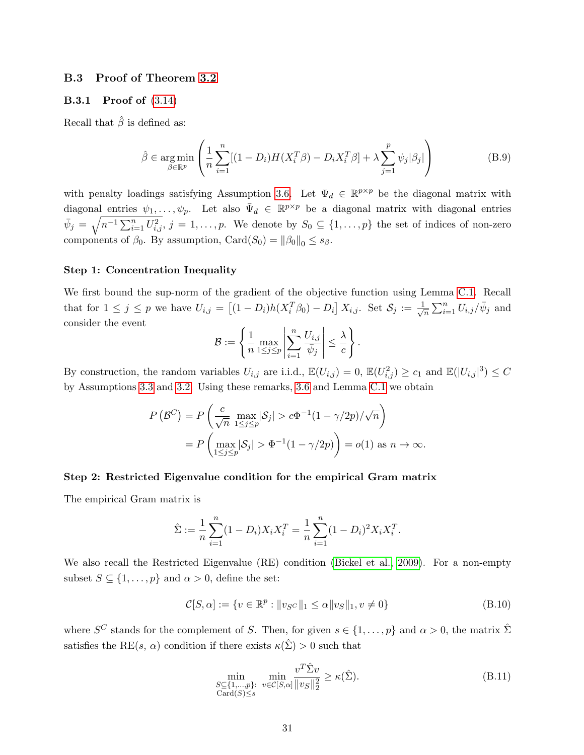## B.3 Proof of Theorem 3.2

### B.3.1 Proof of (3.14)

Recall that $\hat\beta$ is defined as:

$$\hat\beta \in \underset{\beta\in\mathbb{R}^p}{\arg\min}\left(\frac{1}{n}\sum_{i=1}^n[(1-D_i)H(X_i^T\beta) - D_iX_i^T\beta] + \lambda\sum_{j=1}^p \psi_j|\beta_j|\right) \tag{B.9}$$

with penalty loadings satisfying Assumption 3.6. Let $\Psi_d \in \mathbb{R}^{p\times p}$ be the diagonal matrix with diagonal entries $\psi_1,\dots,\psi_p$. Let also $\bar\Psi_d \in \mathbb{R}^{p\times p}$ be a diagonal matrix with diagonal entries $\bar\psi_j = \sqrt{n^{-1}\sum_{i=1}^n U_{i,j}^2}$, $j=1,\dots,p$. We denote by $S_0 \subseteq \{1,\dots,p\}$ the set of indices of non-zero components of $\beta_0$. By assumption, $\text{Card}(S_0) = \|\beta_0\|_0 \le s_\beta$.

#### Step 1: Concentration Inequality

We first bound the sup-norm of the gradient of the objective function using Lemma C.1. Recall that for $1 \le j \le p$ we have $U_{i,j} = \left[(1-D_i)h(X_i^T\beta_0) - D_i\right]X_{i,j}$. Set $\mathcal{S}_j := \frac{1}{\sqrt{n}}\sum_{i=1}^n U_{i,j}/\bar\psi_j$ and consider the event

$$\mathcal{B} := \left\{\frac{1}{n}\max_{1\le j\le p}\left|\sum_{i=1}^n \frac{U_{i,j}}{\bar\psi_j}\right| \le \frac{\lambda}{c}\right\}.$$

By construction, the random variables $U_{i,j}$ are i.i.d., $\mathbb{E}(U_{i,j}) = 0$, $\mathbb{E}(U_{i,j}^2) \ge c_1$ and $\mathbb{E}(|U_{i,j}|^3) \le C$ by Assumptions 3.3 and 3.2. Using these remarks, 3.6 and Lemma C.1 we obtain

$$\begin{aligned}
P\left(\mathcal{B}^C\right) &= P\left(\frac{c}{\sqrt{n}}\max_{1\le j\le p}|\mathcal{S}_j| > c\Phi^{-1}(1-\gamma/2p)/\sqrt{n}\right)\\
&= P\left(\max_{1\le j\le p}|\mathcal{S}_j| > \Phi^{-1}(1-\gamma/2p)\right) = o(1) \text{ as } n\to\infty.
\end{aligned}$$

#### Step 2: Restricted Eigenvalue condition for the empirical Gram matrix

The empirical Gram matrix is

$$\hat\Sigma := \frac{1}{n}\sum_{i=1}^n (1-D_i)X_iX_i^T = \frac{1}{n}\sum_{i=1}^n (1-D_i)^2X_iX_i^T.$$

We also recall the Restricted Eigenvalue (RE) condition (Bickel et al., 2009). For a non-empty subset $S \subseteq \{1,\dots,p\}$ and $\alpha > 0$, define the set:

$$\mathcal{C}[S,\alpha] := \{v \in \mathbb{R}^p : \|v_{S^C}\|_1 \le \alpha\|v_S\|_1, v \ne 0\} \tag{B.10}$$

where $S^C$ stands for the complement of $S$. Then, for given $s \in \{1,\dots,p\}$ and $\alpha > 0$, the matrix $\hat\Sigma$ satisfies the RE($s$, $\alpha$) condition if there exists $\kappa(\hat\Sigma) > 0$ such that

$$\min_{\substack{S\subseteq\{1,\dots,p\}:\\ \text{Card}(S)\le s}}\ \min_{v\in\mathcal{C}[S,\alpha]} \frac{v^T\hat\Sigma v}{\|v_S\|_2^2} \ge \kappa(\hat\Sigma). \tag{B.11}$$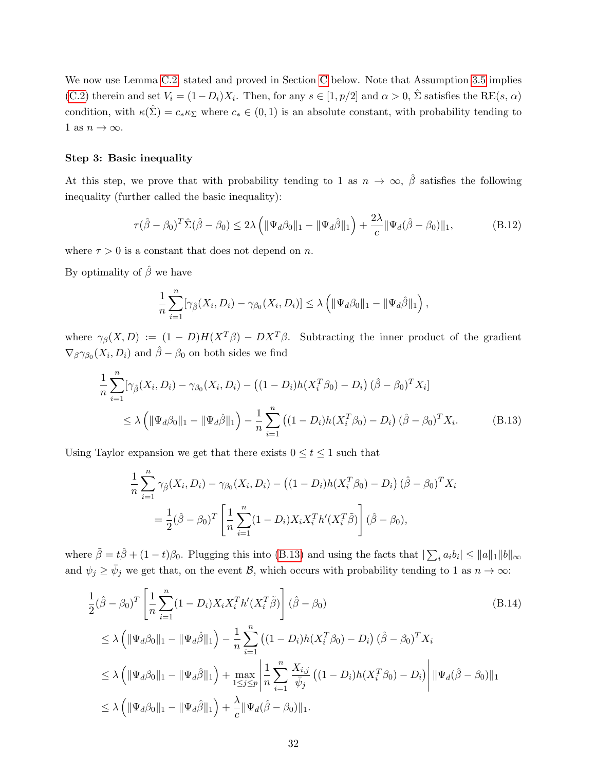We now use Lemma C.2, stated and proved in Section C below. Note that Assumption 3.5 implies (C.2) therein and set $V_i = (1-D_i)X_i$. Then, for any $s \in [1, p/2]$ and $\alpha > 0$, $\hat{\Sigma}$ satisfies the RE($s$, $\alpha$) condition, with $\kappa(\hat{\Sigma}) = c_* \kappa_\Sigma$ where $c_* \in (0,1)$ is an absolute constant, with probability tending to 1 as $n \to \infty$.

**Step 3: Basic inequality**

At this step, we prove that with probability tending to 1 as $n \to \infty$, $\hat{\beta}$ satisfies the following inequality (further called the basic inequality):

$$\tau(\hat{\beta} - \beta_0)^T \hat{\Sigma}(\hat{\beta} - \beta_0) \leq 2\lambda \left( \|\Psi_d \beta_0\|_1 - \|\Psi_d \hat{\beta}\|_1 \right) + \frac{2\lambda}{c} \|\Psi_d(\hat{\beta} - \beta_0)\|_1, \tag{B.12}$$

where $\tau > 0$ is a constant that does not depend on $n$.

By optimality of $\hat{\beta}$ we have

$$\frac{1}{n} \sum_{i=1}^n [\gamma_{\hat{\beta}}(X_i, D_i) - \gamma_{\beta_0}(X_i, D_i)] \leq \lambda \left( \|\Psi_d \beta_0\|_1 - \|\Psi_d \hat{\beta}\|_1 \right),$$

where $\gamma_\beta(X, D) := (1-D)H(X^T\beta) - DX^T\beta$. Subtracting the inner product of the gradient $\nabla_\beta \gamma_{\beta_0}(X_i, D_i)$ and $\hat{\beta} - \beta_0$ on both sides we find

$$\begin{aligned}
&\frac{1}{n} \sum_{i=1}^n [\gamma_{\hat{\beta}}(X_i, D_i) - \gamma_{\beta_0}(X_i, D_i) - \left((1-D_i)h(X_i^T\beta_0) - D_i\right)(\hat{\beta} - \beta_0)^T X_i] \\
&\qquad \leq \lambda \left( \|\Psi_d \beta_0\|_1 - \|\Psi_d \hat{\beta}\|_1 \right) - \frac{1}{n} \sum_{i=1}^n \left((1-D_i)h(X_i^T\beta_0) - D_i\right)(\hat{\beta} - \beta_0)^T X_i.
\end{aligned} \tag{B.13}$$

Using Taylor expansion we get that there exists $0 \leq t \leq 1$ such that

$$\begin{aligned}
&\frac{1}{n} \sum_{i=1}^n \gamma_{\hat{\beta}}(X_i, D_i) - \gamma_{\beta_0}(X_i, D_i) - \left((1-D_i)h(X_i^T\beta_0) - D_i\right)(\hat{\beta} - \beta_0)^T X_i \\
&\qquad = \frac{1}{2}(\hat{\beta} - \beta_0)^T \left[ \frac{1}{n} \sum_{i=1}^n (1-D_i) X_i X_i^T h'(X_i^T \tilde{\beta}) \right] (\hat{\beta} - \beta_0),
\end{aligned}$$

where $\tilde{\beta} = t\hat{\beta} + (1-t)\beta_0$. Plugging this into (B.13) and using the facts that $|\sum_i a_i b_i| \leq \|a\|_1 \|b\|_\infty$ and $\psi_j \geq \bar{\psi}_j$ we get that, on the event $\mathcal{B}$, which occurs with probability tending to 1 as $n \to \infty$:

$$\begin{aligned}
&\frac{1}{2}(\hat{\beta} - \beta_0)^T \left[ \frac{1}{n} \sum_{i=1}^n (1-D_i) X_i X_i^T h'(X_i^T \tilde{\beta}) \right] (\hat{\beta} - \beta_0) \\
&\leq \lambda \left( \|\Psi_d \beta_0\|_1 - \|\Psi_d \hat{\beta}\|_1 \right) - \frac{1}{n} \sum_{i=1}^n \left((1-D_i)h(X_i^T\beta_0) - D_i\right)(\hat{\beta} - \beta_0)^T X_i \\
&\leq \lambda \left( \|\Psi_d \beta_0\|_1 - \|\Psi_d \hat{\beta}\|_1 \right) + \max_{1 \leq j \leq p} \left| \frac{1}{n} \sum_{i=1}^n \frac{X_{i,j}}{\bar{\psi}_j} \left((1-D_i)h(X_i^T\beta_0) - D_i\right) \right| \|\Psi_d(\hat{\beta} - \beta_0)\|_1 \\
&\leq \lambda \left( \|\Psi_d \beta_0\|_1 - \|\Psi_d \hat{\beta}\|_1 \right) + \frac{\lambda}{c} \|\Psi_d(\hat{\beta} - \beta_0)\|_1.
\end{aligned} \tag{B.14}$$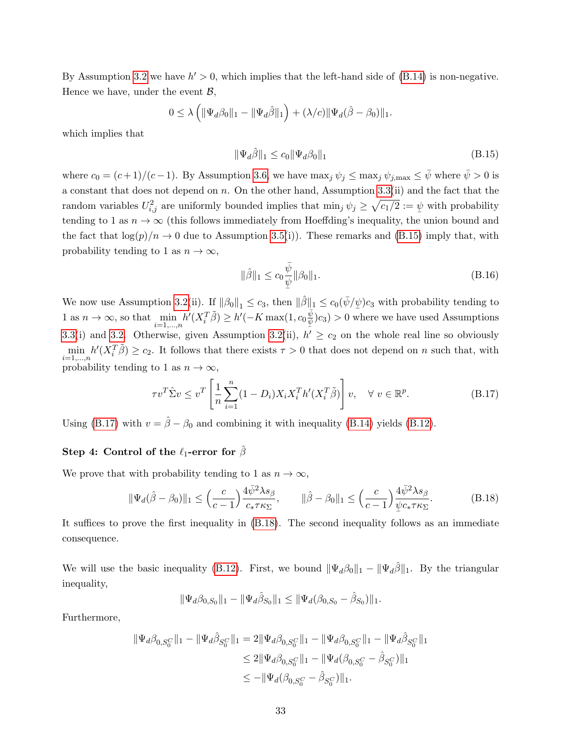By Assumption 3.2 we have $h' > 0$, which implies that the left-hand side of (B.14) is non-negative. Hence we have, under the event $\mathcal{B}$,

$$0 \le \lambda \left( \|\Psi_d \beta_0\|_1 - \|\Psi_d \hat{\beta}\|_1 \right) + (\lambda/c)\|\Psi_d(\hat{\beta} - \beta_0)\|_1.$$

which implies that

$$\|\Psi_d \hat{\beta}\|_1 \le c_0 \|\Psi_d \beta_0\|_1 \tag{B.15}$$

where $c_0 = (c+1)/(c-1)$. By Assumption 3.6, we have $\max_j \psi_j \le \max_j \psi_{j,\max} \le \bar{\psi}$ where $\bar{\psi} > 0$ is a constant that does not depend on $n$. On the other hand, Assumption 3.3(ii) and the fact that the random variables $U_{i,j}^2$ are uniformly bounded implies that $\min_j \psi_j \ge \sqrt{c_1/2} := \underline{\psi}$ with probability tending to 1 as $n \to \infty$ (this follows immediately from Hoeffding's inequality, the union bound and the fact that $\log(p)/n \to 0$ due to Assumption 3.5(i)). These remarks and (B.15) imply that, with probability tending to 1 as $n \to \infty$,

$$\|\hat{\beta}\|_1 \le c_0 \frac{\bar{\psi}}{\underline{\psi}} \|\beta_0\|_1. \tag{B.16}$$

We now use Assumption 3.2(ii). If $\|\beta_0\|_1 \le c_3$, then $\|\hat{\beta}\|_1 \le c_0(\bar{\psi}/\underline{\psi})c_3$ with probability tending to 1 as $n \to \infty$, so that $\min_{i=1,\dots,n} h'(X_i^T \tilde{\beta}) \ge h'(-K \max(1, c_0 \frac{\bar{\psi}}{\underline{\psi}})c_3) > 0$ where we have used Assumptions 3.3(i) and 3.2. Otherwise, given Assumption 3.2(ii), $h' \ge c_2$ on the whole real line so obviously $\min_{i=1,\dots,n} h'(X_i^T \tilde{\beta}) \ge c_2$. It follows that there exists $\tau > 0$ that does not depend on $n$ such that, with probability tending to 1 as $n \to \infty$,

$$\tau v^T \hat{\Sigma} v \le v^T \left[ \frac{1}{n} \sum_{i=1}^n (1 - D_i) X_i X_i^T h'(X_i^T \tilde{\beta}) \right] v, \quad \forall\, v \in \mathbb{R}^p. \tag{B.17}$$

Using (B.17) with $v = \hat{\beta} - \beta_0$ and combining it with inequality (B.14) yields (B.12).

**Step 4: Control of the $\ell_1$-error for $\hat{\beta}$**

We prove that with probability tending to 1 as $n \to \infty$,

$$\|\Psi_d(\hat{\beta} - \beta_0)\|_1 \le \left( \frac{c}{c-1} \right) \frac{4\bar{\psi}^2 \lambda s_\beta}{c_* \tau \kappa_\Sigma}, \qquad \|\hat{\beta} - \beta_0\|_1 \le \left( \frac{c}{c-1} \right) \frac{4\bar{\psi}^2 \lambda s_\beta}{\underline{\psi} c_* \tau \kappa_\Sigma}. \tag{B.18}$$

It suffices to prove the first inequality in (B.18). The second inequality follows as an immediate consequence.

We will use the basic inequality (B.12). First, we bound $\|\Psi_d \beta_0\|_1 - \|\Psi_d \hat{\beta}\|_1$. By the triangular inequality,

$$\|\Psi_d \beta_{0,S_0}\|_1 - \|\Psi_d \hat{\beta}_{S_0}\|_1 \le \|\Psi_d(\beta_{0,S_0} - \hat{\beta}_{S_0})\|_1.$$

Furthermore,

$$\begin{aligned}
\|\Psi_d \beta_{0,S_0^C}\|_1 - \|\Psi_d \hat{\beta}_{S_0^C}\|_1 &= 2\|\Psi_d \beta_{0,S_0^C}\|_1 - \|\Psi_d \beta_{0,S_0^C}\|_1 - \|\Psi_d \hat{\beta}_{S_0^C}\|_1 \\
&\le 2\|\Psi_d \beta_{0,S_0^C}\|_1 - \|\Psi_d(\beta_{0,S_0^C} - \hat{\beta}_{S_0^C})\|_1 \\
&\le -\|\Psi_d(\beta_{0,S_0^C} - \hat{\beta}_{S_0^C})\|_1.
\end{aligned}$$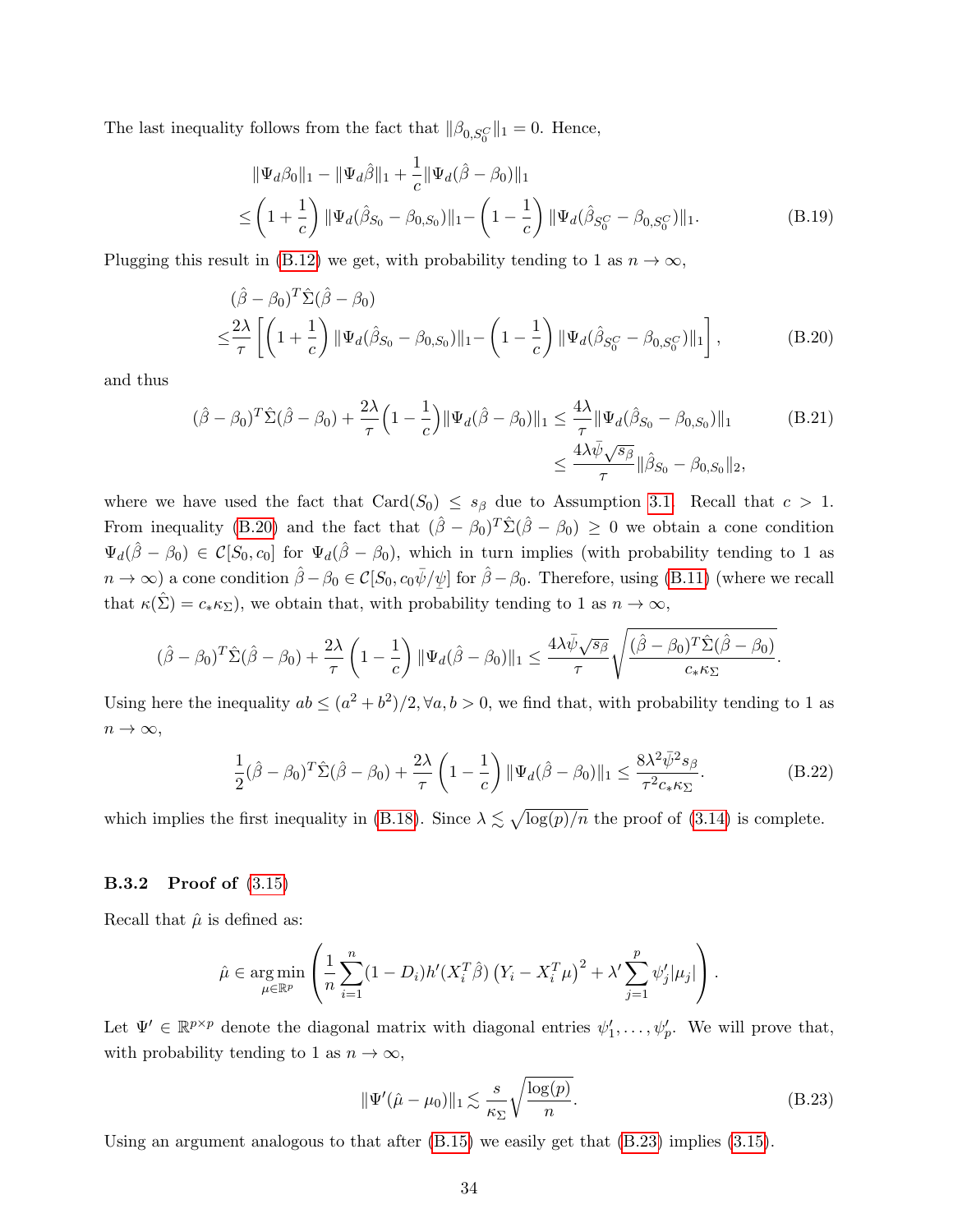The last inequality follows from the fact that $\|\beta_{0,S_0^C}\|_1 = 0$. Hence,

$$
\begin{aligned}
&\|\Psi_d \beta_0\|_1 - \|\Psi_d \hat{\beta}\|_1 + \frac{1}{c}\|\Psi_d(\hat{\beta} - \beta_0)\|_1 \\
\leq& \left(1 + \frac{1}{c}\right) \|\Psi_d(\hat{\beta}_{S_0} - \beta_{0,S_0})\|_1 - \left(1 - \frac{1}{c}\right) \|\Psi_d(\hat{\beta}_{S_0^C} - \beta_{0,S_0^C})\|_1. \qquad \text{(B.19)}
\end{aligned}
$$

Plugging this result in (B.12) we get, with probability tending to 1 as $n \to \infty$,

$$
\begin{aligned}
&(\hat{\beta} - \beta_0)^T \hat{\Sigma} (\hat{\beta} - \beta_0) \\
\leq& \frac{2\lambda}{\tau} \left[ \left(1 + \frac{1}{c}\right) \|\Psi_d(\hat{\beta}_{S_0} - \beta_{0,S_0})\|_1 - \left(1 - \frac{1}{c}\right) \|\Psi_d(\hat{\beta}_{S_0^C} - \beta_{0,S_0^C})\|_1 \right], \qquad \text{(B.20)}
\end{aligned}
$$

and thus

$$
\begin{aligned}
(\hat{\beta} - \beta_0)^T \hat{\Sigma} (\hat{\beta} - \beta_0) + \frac{2\lambda}{\tau}\Big(1 - \frac{1}{c}\Big) \|\Psi_d(\hat{\beta} - \beta_0)\|_1 &\leq \frac{4\lambda}{\tau} \|\Psi_d(\hat{\beta}_{S_0} - \beta_{0,S_0})\|_1 \qquad \text{(B.21)} \\
&\leq \frac{4\lambda \bar{\psi}\sqrt{s_\beta}}{\tau} \|\hat{\beta}_{S_0} - \beta_{0,S_0}\|_2,
\end{aligned}
$$

where we have used the fact that $\text{Card}(S_0) \leq s_\beta$ due to Assumption 3.1. Recall that $c > 1$. From inequality (B.20) and the fact that $(\hat{\beta} - \beta_0)^T \hat{\Sigma} (\hat{\beta} - \beta_0) \geq 0$ we obtain a cone condition $\Psi_d(\hat{\beta} - \beta_0) \in \mathcal{C}[S_0, c_0]$ for $\Psi_d(\hat{\beta} - \beta_0)$, which in turn implies (with probability tending to 1 as $n \to \infty$) a cone condition $\hat{\beta} - \beta_0 \in \mathcal{C}[S_0, c_0 \bar{\psi}/\underline{\psi}]$ for $\hat{\beta} - \beta_0$. Therefore, using (B.11) (where we recall that $\kappa(\hat{\Sigma}) = c_* \kappa_\Sigma$), we obtain that, with probability tending to 1 as $n \to \infty$,

$$
(\hat{\beta} - \beta_0)^T \hat{\Sigma} (\hat{\beta} - \beta_0) + \frac{2\lambda}{\tau} \left(1 - \frac{1}{c}\right) \|\Psi_d(\hat{\beta} - \beta_0)\|_1 \leq \frac{4\lambda \bar{\psi}\sqrt{s_\beta}}{\tau} \sqrt{\frac{(\hat{\beta} - \beta_0)^T \hat{\Sigma} (\hat{\beta} - \beta_0)}{c_* \kappa_\Sigma}}.
$$

Using here the inequality $ab \leq (a^2 + b^2)/2, \forall a, b > 0$, we find that, with probability tending to 1 as $n \to \infty$,

$$
\frac{1}{2}(\hat{\beta} - \beta_0)^T \hat{\Sigma} (\hat{\beta} - \beta_0) + \frac{2\lambda}{\tau} \left(1 - \frac{1}{c}\right) \|\Psi_d(\hat{\beta} - \beta_0)\|_1 \leq \frac{8\lambda^2 \bar{\psi}^2 s_\beta}{\tau^2 c_* \kappa_\Sigma}. \qquad \text{(B.22)}
$$

which implies the first inequality in (B.18). Since $\lambda \lesssim \sqrt{\log(p)/n}$ the proof of (3.14) is complete.

### B.3.2 Proof of (3.15)

Recall that $\hat{\mu}$ is defined as:

$$
\hat{\mu} \in \underset{\mu \in \mathbb{R}^p}{\arg\min} \left( \frac{1}{n} \sum_{i=1}^n (1 - D_i) h'(X_i^T \hat{\beta}) \left(Y_i - X_i^T \mu\right)^2 + \lambda' \sum_{j=1}^p \psi_j' |\mu_j| \right).
$$

Let $\Psi' \in \mathbb{R}^{p \times p}$ denote the diagonal matrix with diagonal entries $\psi_1', \ldots, \psi_p'$. We will prove that, with probability tending to 1 as $n \to \infty$,

$$
\|\Psi'(\hat{\mu} - \mu_0)\|_1 \lesssim \frac{s}{\kappa_\Sigma} \sqrt{\frac{\log(p)}{n}}. \qquad \text{(B.23)}
$$

Using an argument analogous to that after (B.15) we easily get that (B.23) implies (3.15).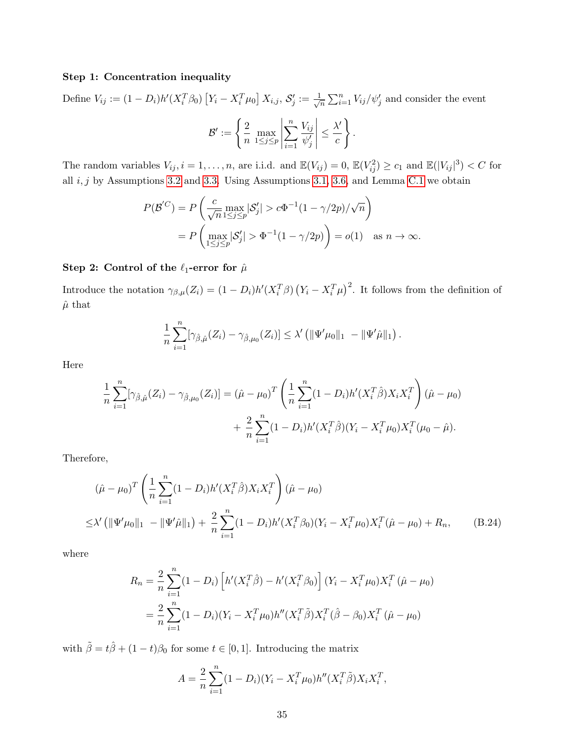**Step 1: Concentration inequality**

Define $V_{ij} := (1-D_i)h'(X_i^T\beta_0)\left[Y_i - X_i^T\mu_0\right]X_{i,j}$, $\mathcal{S}'_j := \frac{1}{\sqrt{n}}\sum_{i=1}^n V_{ij}/\psi'_j$ and consider the event

$$\mathcal{B}' := \left\{ \frac{2}{n}\max_{1\le j\le p}\left|\sum_{i=1}^n \frac{V_{ij}}{\psi'_j}\right| \le \frac{\lambda'}{c} \right\}.$$

The random variables $V_{ij}, i = 1,\dots,n$, are i.i.d. and $\mathbb{E}(V_{ij}) = 0$, $\mathbb{E}(V_{ij}^2) \ge c_1$ and $\mathbb{E}(|V_{ij}|^3) < C$ for all $i,j$ by Assumptions 3.2 and 3.3. Using Assumptions 3.1, 3.6, and Lemma C.1 we obtain

$$\begin{aligned}
P(\mathcal{B}'^C) &= P\left(\frac{c}{\sqrt{n}}\max_{1\le j\le p}|\mathcal{S}'_j| > c\Phi^{-1}(1-\gamma/2p)/\sqrt{n}\right)\\
&= P\left(\max_{1\le j\le p}|\mathcal{S}'_j| > \Phi^{-1}(1-\gamma/2p)\right) = o(1) \quad \text{as } n\to\infty.
\end{aligned}$$

**Step 2: Control of the $\ell_1$-error for $\hat\mu$**

Introduce the notation $\gamma_{\beta,\mu}(Z_i) = (1-D_i)h'(X_i^T\beta)\left(Y_i - X_i^T\mu\right)^2$. It follows from the definition of $\hat\mu$ that

$$\frac{1}{n}\sum_{i=1}^n[\gamma_{\hat\beta,\hat\mu}(Z_i) - \gamma_{\hat\beta,\mu_0}(Z_i)] \le \lambda'\left(\|\Psi'\mu_0\|_1 - \|\Psi'\hat\mu\|_1\right).$$

Here

$$\begin{aligned}
\frac{1}{n}\sum_{i=1}^n[\gamma_{\hat\beta,\hat\mu}(Z_i) - \gamma_{\hat\beta,\mu_0}(Z_i)] &= (\hat\mu-\mu_0)^T\left(\frac{1}{n}\sum_{i=1}^n(1-D_i)h'(X_i^T\hat\beta)X_iX_i^T\right)(\hat\mu-\mu_0)\\
&\quad + \frac{2}{n}\sum_{i=1}^n(1-D_i)h'(X_i^T\hat\beta)(Y_i - X_i^T\mu_0)X_i^T(\mu_0-\hat\mu).
\end{aligned}$$

Therefore,

$$\begin{aligned}
&(\hat\mu-\mu_0)^T\left(\frac{1}{n}\sum_{i=1}^n(1-D_i)h'(X_i^T\hat\beta)X_iX_i^T\right)(\hat\mu-\mu_0)\\
\le&\lambda'\left(\|\Psi'\mu_0\|_1 - \|\Psi'\hat\mu\|_1\right) + \frac{2}{n}\sum_{i=1}^n(1-D_i)h'(X_i^T\beta_0)(Y_i - X_i^T\mu_0)X_i^T(\hat\mu-\mu_0) + R_n, \qquad \text{(B.24)}
\end{aligned}$$

where

$$\begin{aligned}
R_n &= \frac{2}{n}\sum_{i=1}^n(1-D_i)\left[h'(X_i^T\hat\beta) - h'(X_i^T\beta_0)\right](Y_i - X_i^T\mu_0)X_i^T(\hat\mu-\mu_0)\\
&= \frac{2}{n}\sum_{i=1}^n(1-D_i)(Y_i - X_i^T\mu_0)h''(X_i^T\tilde\beta)X_i^T(\hat\beta-\beta_0)X_i^T(\hat\mu-\mu_0)
\end{aligned}$$

with $\tilde\beta = t\hat\beta + (1-t)\beta_0$ for some $t\in[0,1]$. Introducing the matrix

$$A = \frac{2}{n}\sum_{i=1}^n(1-D_i)(Y_i - X_i^T\mu_0)h''(X_i^T\tilde\beta)X_iX_i^T,$$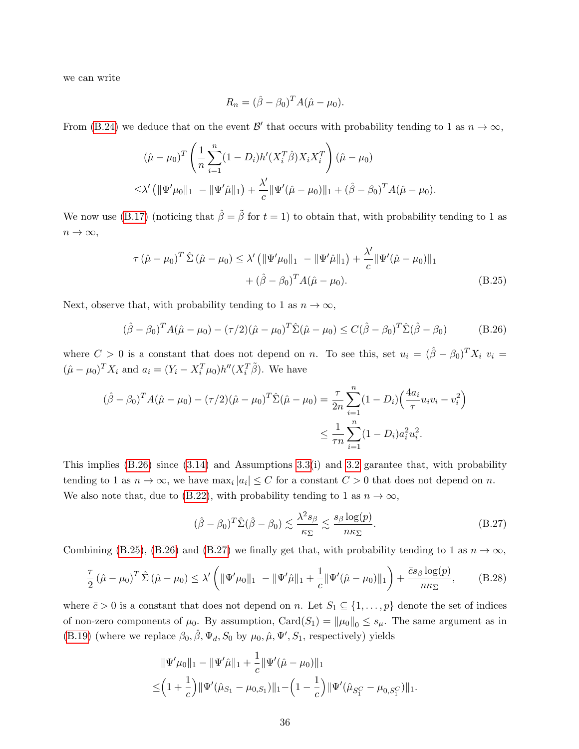we can write

$$
R_n = (\hat{\beta} - \beta_0)^T A(\hat{\mu} - \mu_0).
$$

From (B.24) we deduce that on the event $\mathcal{B}'$ that occurs with probability tending to 1 as $n \to \infty$,

$$
\begin{aligned}
&(\hat{\mu} - \mu_0)^T \left( \frac{1}{n} \sum_{i=1}^{n} (1 - D_i) h'(X_i^T \hat{\beta}) X_i X_i^T \right) (\hat{\mu} - \mu_0) \\
\leq& \lambda' \left( \|\Psi' \mu_0\|_1 - \|\Psi' \hat{\mu}\|_1 \right) + \frac{\lambda'}{c} \|\Psi'(\hat{\mu} - \mu_0)\|_1 + (\hat{\beta} - \beta_0)^T A(\hat{\mu} - \mu_0).
\end{aligned}
$$

We now use (B.17) (noticing that $\hat{\beta} = \tilde{\beta}$ for $t = 1$) to obtain that, with probability tending to 1 as $n \to \infty$,

$$
\begin{aligned}
\tau \left(\hat{\mu} - \mu_0\right)^T \hat{\Sigma} \left(\hat{\mu} - \mu_0\right) \leq \lambda' \left( \|\Psi' \mu_0\|_1 - \|\Psi' \hat{\mu}\|_1 \right) + \frac{\lambda'}{c} \|\Psi'(\hat{\mu} - \mu_0)\|_1 \\
+ (\hat{\beta} - \beta_0)^T A(\hat{\mu} - \mu_0).
\end{aligned} \tag{B.25}
$$

Next, observe that, with probability tending to 1 as $n \to \infty$,

$$
(\hat{\beta} - \beta_0)^T A(\hat{\mu} - \mu_0) - (\tau/2)(\hat{\mu} - \mu_0)^T \hat{\Sigma}(\hat{\mu} - \mu_0) \leq C(\hat{\beta} - \beta_0)^T \hat{\Sigma}(\hat{\beta} - \beta_0) \tag{B.26}
$$

where $C > 0$ is a constant that does not depend on $n$. To see this, set $u_i = (\hat{\beta} - \beta_0)^T X_i$ $v_i = (\hat{\mu} - \mu_0)^T X_i$ and $a_i = (Y_i - X_i^T \mu_0) h''(X_i^T \tilde{\beta})$. We have

$$
\begin{aligned}
(\hat{\beta} - \beta_0)^T A(\hat{\mu} - \mu_0) - (\tau/2)(\hat{\mu} - \mu_0)^T \hat{\Sigma}(\hat{\mu} - \mu_0) &= \frac{\tau}{2n} \sum_{i=1}^{n} (1 - D_i) \Big( \frac{4a_i}{\tau} u_i v_i - v_i^2 \Big) \\
&\leq \frac{1}{\tau n} \sum_{i=1}^{n} (1 - D_i) a_i^2 u_i^2.
\end{aligned}
$$

This implies (B.26) since (3.14) and Assumptions 3.3(i) and 3.2 garantee that, with probability tending to 1 as $n \to \infty$, we have $\max_i |a_i| \leq C$ for a constant $C > 0$ that does not depend on $n$. We also note that, due to (B.22), with probability tending to 1 as $n \to \infty$,

$$
(\hat{\beta} - \beta_0)^T \hat{\Sigma}(\hat{\beta} - \beta_0) \lesssim \frac{\lambda^2 s_\beta}{\kappa_\Sigma} \lesssim \frac{s_\beta \log(p)}{n \kappa_\Sigma}. \tag{B.27}
$$

Combining (B.25), (B.26) and (B.27) we finally get that, with probability tending to 1 as $n \to \infty$,

$$
\frac{\tau}{2} \left(\hat{\mu} - \mu_0\right)^T \hat{\Sigma} \left(\hat{\mu} - \mu_0\right) \leq \lambda' \left( \|\Psi' \mu_0\|_1 - \|\Psi' \hat{\mu}\|_1 + \frac{1}{c} \|\Psi'(\hat{\mu} - \mu_0)\|_1 \right) + \frac{\bar{c} s_\beta \log(p)}{n \kappa_\Sigma}, \tag{B.28}
$$

where $\bar{c} > 0$ is a constant that does not depend on $n$. Let $S_1 \subseteq \{1, \ldots, p\}$ denote the set of indices of non-zero components of $\mu_0$. By assumption, $\text{Card}(S_1) = \|\mu_0\|_0 \leq s_\mu$. The same argument as in (B.19) (where we replace $\beta_0, \hat{\beta}, \Psi_d, S_0$ by $\mu_0, \hat{\mu}, \Psi', S_1$, respectively) yields

$$
\begin{aligned}
&\|\Psi' \mu_0\|_1 - \|\Psi' \hat{\mu}\|_1 + \frac{1}{c} \|\Psi'(\hat{\mu} - \mu_0)\|_1 \\
\leq& \Big(1 + \frac{1}{c}\Big) \|\Psi'(\hat{\mu}_{S_1} - \mu_{0,S_1})\|_1 - \Big(1 - \frac{1}{c}\Big) \|\Psi'(\hat{\mu}_{S_1^C} - \mu_{0,S_1^C})\|_1.
\end{aligned}
$$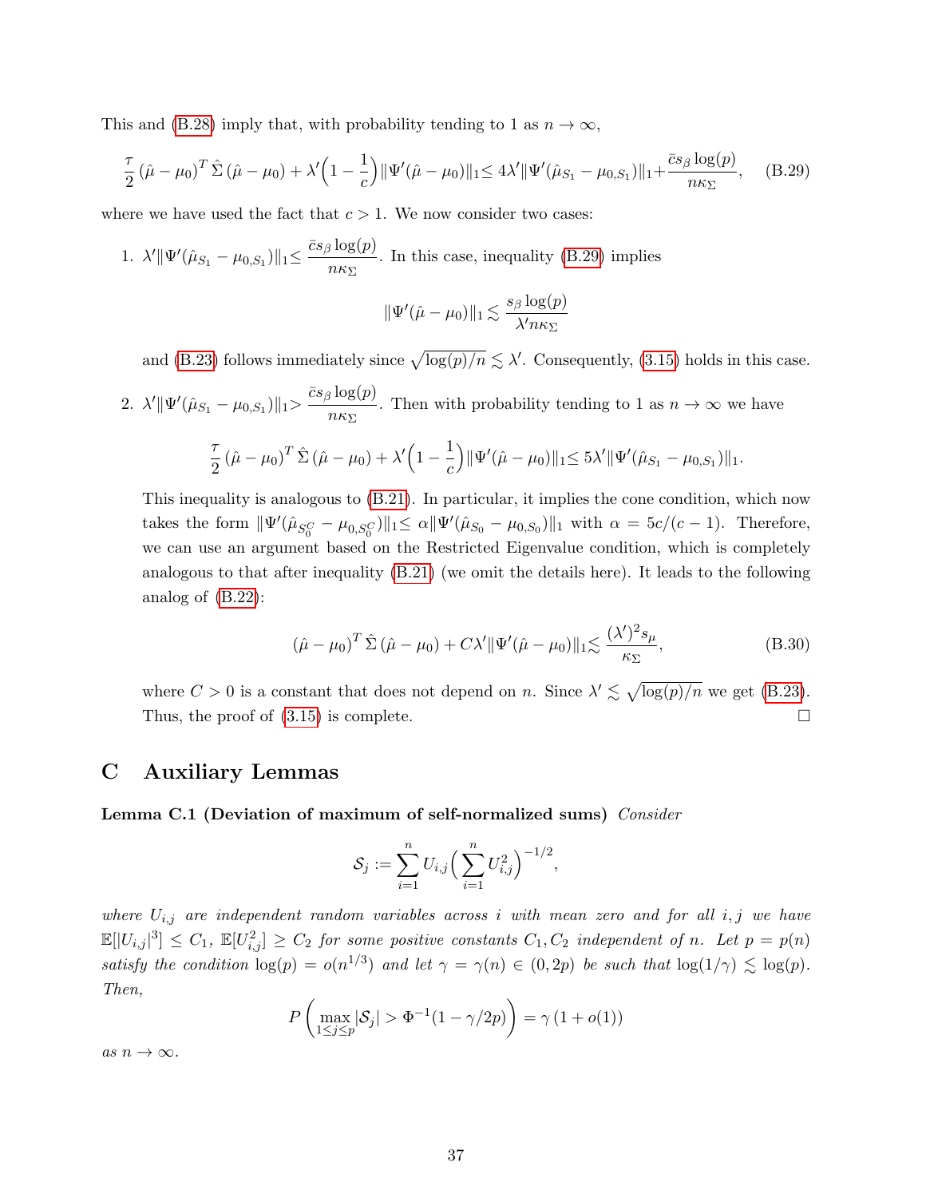This and (B.28) imply that, with probability tending to 1 as $n \to \infty$,

$$\frac{\tau}{2} (\hat{\mu} - \mu_0)^T \hat{\Sigma} (\hat{\mu} - \mu_0) + \lambda' \Big(1 - \frac{1}{c}\Big) \|\Psi'(\hat{\mu} - \mu_0)\|_1 \leq 4\lambda' \|\Psi'(\hat{\mu}_{S_1} - \mu_{0,S_1})\|_1 + \frac{\bar{c} s_\beta \log(p)}{n \kappa_\Sigma}, \quad \text{(B.29)}$$

where we have used the fact that $c > 1$. We now consider two cases:

1. $\lambda' \|\Psi'(\hat{\mu}_{S_1} - \mu_{0,S_1})\|_1 \leq \dfrac{\bar{c} s_\beta \log(p)}{n \kappa_\Sigma}$. In this case, inequality (B.29) implies

   $$\|\Psi'(\hat{\mu} - \mu_0)\|_1 \lesssim \frac{s_\beta \log(p)}{\lambda' n \kappa_\Sigma}$$

   and (B.23) follows immediately since $\sqrt{\log(p)/n} \lesssim \lambda'$. Consequently, (3.15) holds in this case.

2. $\lambda' \|\Psi'(\hat{\mu}_{S_1} - \mu_{0,S_1})\|_1 > \dfrac{\bar{c} s_\beta \log(p)}{n \kappa_\Sigma}$. Then with probability tending to 1 as $n \to \infty$ we have

   $$\frac{\tau}{2} (\hat{\mu} - \mu_0)^T \hat{\Sigma} (\hat{\mu} - \mu_0) + \lambda' \Big(1 - \frac{1}{c}\Big) \|\Psi'(\hat{\mu} - \mu_0)\|_1 \leq 5\lambda' \|\Psi'(\hat{\mu}_{S_1} - \mu_{0,S_1})\|_1.$$

   This inequality is analogous to (B.21). In particular, it implies the cone condition, which now takes the form $\|\Psi'(\hat{\mu}_{S_0^C} - \mu_{0,S_0^C})\|_1 \leq \alpha \|\Psi'(\hat{\mu}_{S_0} - \mu_{0,S_0})\|_1$ with $\alpha = 5c/(c-1)$. Therefore, we can use an argument based on the Restricted Eigenvalue condition, which is completely analogous to that after inequality (B.21) (we omit the details here). It leads to the following analog of (B.22):

   $$(\hat{\mu} - \mu_0)^T \hat{\Sigma} (\hat{\mu} - \mu_0) + C\lambda' \|\Psi'(\hat{\mu} - \mu_0)\|_1 \lesssim \frac{(\lambda')^2 s_\mu}{\kappa_\Sigma}, \quad \text{(B.30)}$$

   where $C > 0$ is a constant that does not depend on $n$. Since $\lambda' \lesssim \sqrt{\log(p)/n}$ we get (B.23). Thus, the proof of (3.15) is complete. □

# C Auxiliary Lemmas

**Lemma C.1 (Deviation of maximum of self-normalized sums)** *Consider*

$$\mathcal{S}_j := \sum_{i=1}^n U_{i,j} \Big( \sum_{i=1}^n U_{i,j}^2 \Big)^{-1/2},$$

*where $U_{i,j}$ are independent random variables across $i$ with mean zero and for all $i, j$ we have $\mathbb{E}[|U_{i,j}|^3] \leq C_1$, $\mathbb{E}[U_{i,j}^2] \geq C_2$ for some positive constants $C_1, C_2$ independent of $n$. Let $p = p(n)$ satisfy the condition $\log(p) = o(n^{1/3})$ and let $\gamma = \gamma(n) \in (0, 2p)$ be such that $\log(1/\gamma) \lesssim \log(p)$. Then,*

$$P\left( \max_{1 \leq j \leq p} |\mathcal{S}_j| > \Phi^{-1}(1 - \gamma/2p) \right) = \gamma \,(1 + o(1))$$

*as $n \to \infty$.*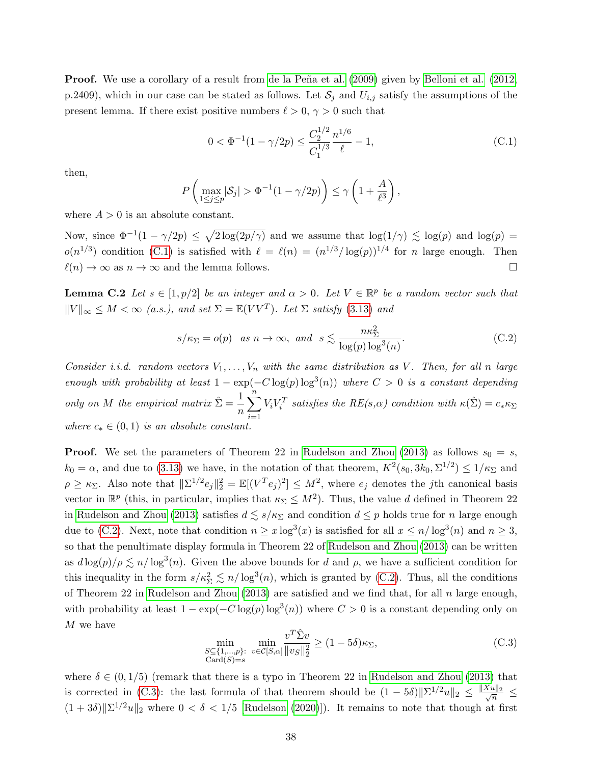**Proof.** We use a corollary of a result from de la Peña et al. (2009) given by Belloni et al. (2012, p.2409), which in our case can be stated as follows. Let $\mathcal{S}_j$ and $U_{i,j}$ satisfy the assumptions of the present lemma. If there exist positive numbers $\ell > 0$, $\gamma > 0$ such that

$$0 < \Phi^{-1}(1-\gamma/2p) \leq \frac{C_2^{1/2}}{C_1^{1/3}} \frac{n^{1/6}}{\ell} - 1, \tag{C.1}$$

then,

$$P\left(\max_{1\leq j\leq p} |\mathcal{S}_j| > \Phi^{-1}(1-\gamma/2p)\right) \leq \gamma\left(1 + \frac{A}{\ell^3}\right),$$

where $A > 0$ is an absolute constant.

Now, since $\Phi^{-1}(1-\gamma/2p) \leq \sqrt{2\log(2p/\gamma)}$ and we assume that $\log(1/\gamma) \lesssim \log(p)$ and $\log(p) = o(n^{1/3})$ condition (C.1) is satisfied with $\ell = \ell(n) = (n^{1/3}/\log(p))^{1/4}$ for $n$ large enough. Then $\ell(n) \to \infty$ as $n \to \infty$ and the lemma follows. $\square$

**Lemma C.2** *Let $s \in [1, p/2]$ be an integer and $\alpha > 0$. Let $V \in \mathbb{R}^p$ be a random vector such that $\|V\|_\infty \leq M < \infty$ (a.s.), and set $\Sigma = \mathbb{E}(VV^T)$. Let $\Sigma$ satisfy (3.13) and*

$$s/\kappa_\Sigma = o(p) \quad \text{as } n \to \infty, \text{ and } \; s \lesssim \frac{n\kappa_\Sigma^2}{\log(p)\log^3(n)}. \tag{C.2}$$

*Consider i.i.d. random vectors $V_1, \ldots, V_n$ with the same distribution as $V$. Then, for all $n$ large enough with probability at least $1 - \exp(-C\log(p)\log^3(n))$ where $C > 0$ is a constant depending only on $M$ the empirical matrix $\hat{\Sigma} = \frac{1}{n}\sum_{i=1}^n V_i V_i^T$ satisfies the RE(s,$\alpha$) condition with $\kappa(\hat{\Sigma}) = c_*\kappa_\Sigma$ where $c_* \in (0,1)$ is an absolute constant.*

**Proof.** We set the parameters of Theorem 22 in Rudelson and Zhou (2013) as follows $s_0 = s$, $k_0 = \alpha$, and due to (3.13) we have, in the notation of that theorem, $K^2(s_0, 3k_0, \Sigma^{1/2}) \leq 1/\kappa_\Sigma$ and $\rho \geq \kappa_\Sigma$. Also note that $\|\Sigma^{1/2}e_j\|_2^2 = \mathbb{E}[(V^Te_j)^2] \leq M^2$, where $e_j$ denotes the $j$th canonical basis vector in $\mathbb{R}^p$ (this, in particular, implies that $\kappa_\Sigma \leq M^2$). Thus, the value $d$ defined in Theorem 22 in Rudelson and Zhou (2013) satisfies $d \lesssim s/\kappa_\Sigma$ and condition $d \leq p$ holds true for $n$ large enough due to (C.2). Next, note that condition $n \geq x\log^3(x)$ is satisfied for all $x \leq n/\log^3(n)$ and $n \geq 3$, so that the penultimate display formula in Theorem 22 of Rudelson and Zhou (2013) can be written as $d\log(p)/\rho \lesssim n/\log^3(n)$. Given the above bounds for $d$ and $\rho$, we have a sufficient condition for this inequality in the form $s/\kappa_\Sigma^2 \lesssim n/\log^3(n)$, which is granted by (C.2). Thus, all the conditions of Theorem 22 in Rudelson and Zhou (2013) are satisfied and we find that, for all $n$ large enough, with probability at least $1 - \exp(-C\log(p)\log^3(n))$ where $C > 0$ is a constant depending only on $M$ we have

$$\min_{\substack{S\subseteq\{1,\ldots,p\}:\\ \text{Card}(S)=s}} \min_{v\in\mathcal{C}[S,\alpha]} \frac{v^T\hat{\Sigma}v}{\|v_S\|_2^2} \geq (1-5\delta)\kappa_\Sigma, \tag{C.3}$$

where $\delta \in (0, 1/5)$ (remark that there is a typo in Theorem 22 in Rudelson and Zhou (2013) that is corrected in (C.3): the last formula of that theorem should be $(1-5\delta)\|\Sigma^{1/2}u\|_2 \leq \frac{\|Xu\|_2}{\sqrt{n}} \leq (1+3\delta)\|\Sigma^{1/2}u\|_2$ where $0 < \delta < 1/5$ [Rudelson (2020)]). It remains to note that though at first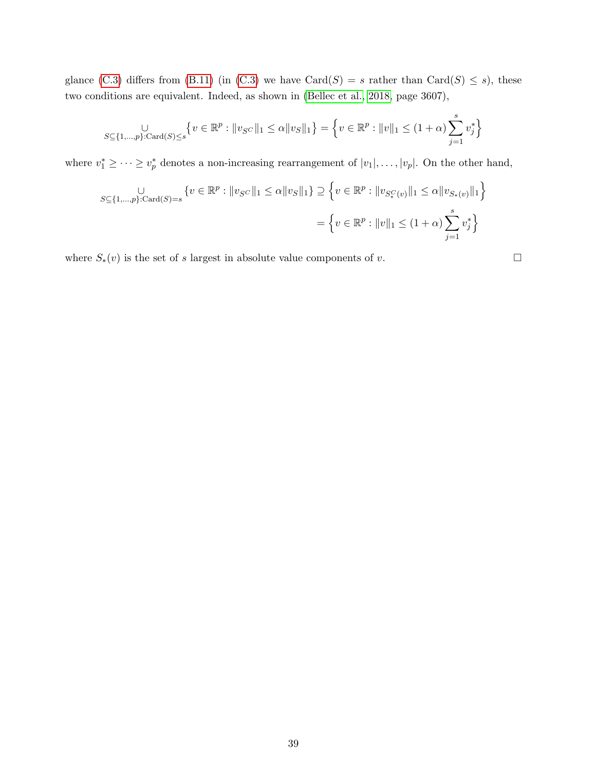glance (C.3) differs from (B.11) (in (C.3) we have $\text{Card}(S) = s$ rather than $\text{Card}(S) \leq s$), these two conditions are equivalent. Indeed, as shown in (Bellec et al., 2018, page 3607),

$$\bigcup_{S \subseteq \{1,\dots,p\}:\text{Card}(S)\leq s} \left\{ v \in \mathbb{R}^p : \|v_{S^C}\|_1 \leq \alpha \|v_S\|_1 \right\} = \left\{ v \in \mathbb{R}^p : \|v\|_1 \leq (1+\alpha) \sum_{j=1}^{s} v_j^* \right\}$$

where $v_1^* \geq \cdots \geq v_p^*$ denotes a non-increasing rearrangement of $|v_1|, \dots, |v_p|$. On the other hand,

$$\begin{aligned}
\bigcup_{S \subseteq \{1,\dots,p\}:\text{Card}(S)= s} \left\{ v \in \mathbb{R}^p : \|v_{S^C}\|_1 \leq \alpha \|v_S\|_1 \right\} &\supseteq \left\{ v \in \mathbb{R}^p : \|v_{S_*^C(v)}\|_1 \leq \alpha \|v_{S_*(v)}\|_1 \right\} \\
&= \left\{ v \in \mathbb{R}^p : \|v\|_1 \leq (1+\alpha) \sum_{j=1}^{s} v_j^* \right\}
\end{aligned}$$

where $S_*(v)$ is the set of $s$ largest in absolute value components of $v$. □